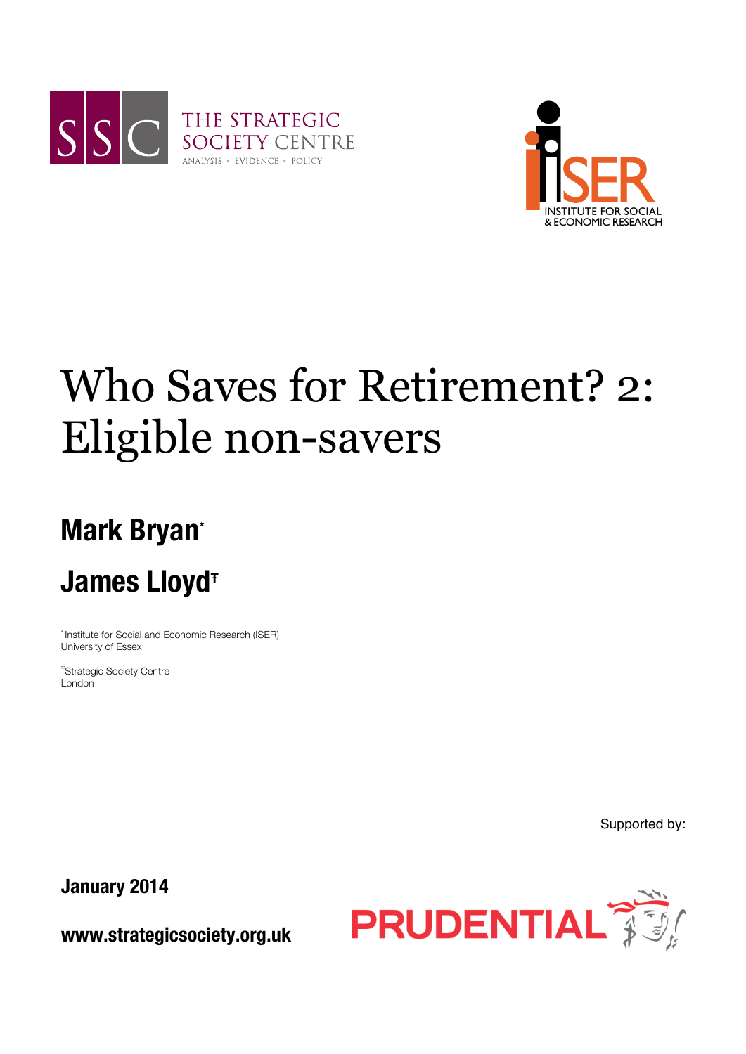THE STRATEGIC SOCIETY CENTRE

ANALYSIS • EVIDENCE • POLICY

INSTITUTE FOR SOCIAL & ECONOMIC RESEARCH

# Who Saves for Retirement? 2: Eligible non-savers

## Mark Bryan[*]

## James Lloyd[ŧ]

[*] Institute for Social and Economic Research (ISER)
University of Essex

[ŧ] Strategic Society Centre
London

Supported by:

**January 2014**

**www.strategicsociety.org.uk**

PRUDENTIAL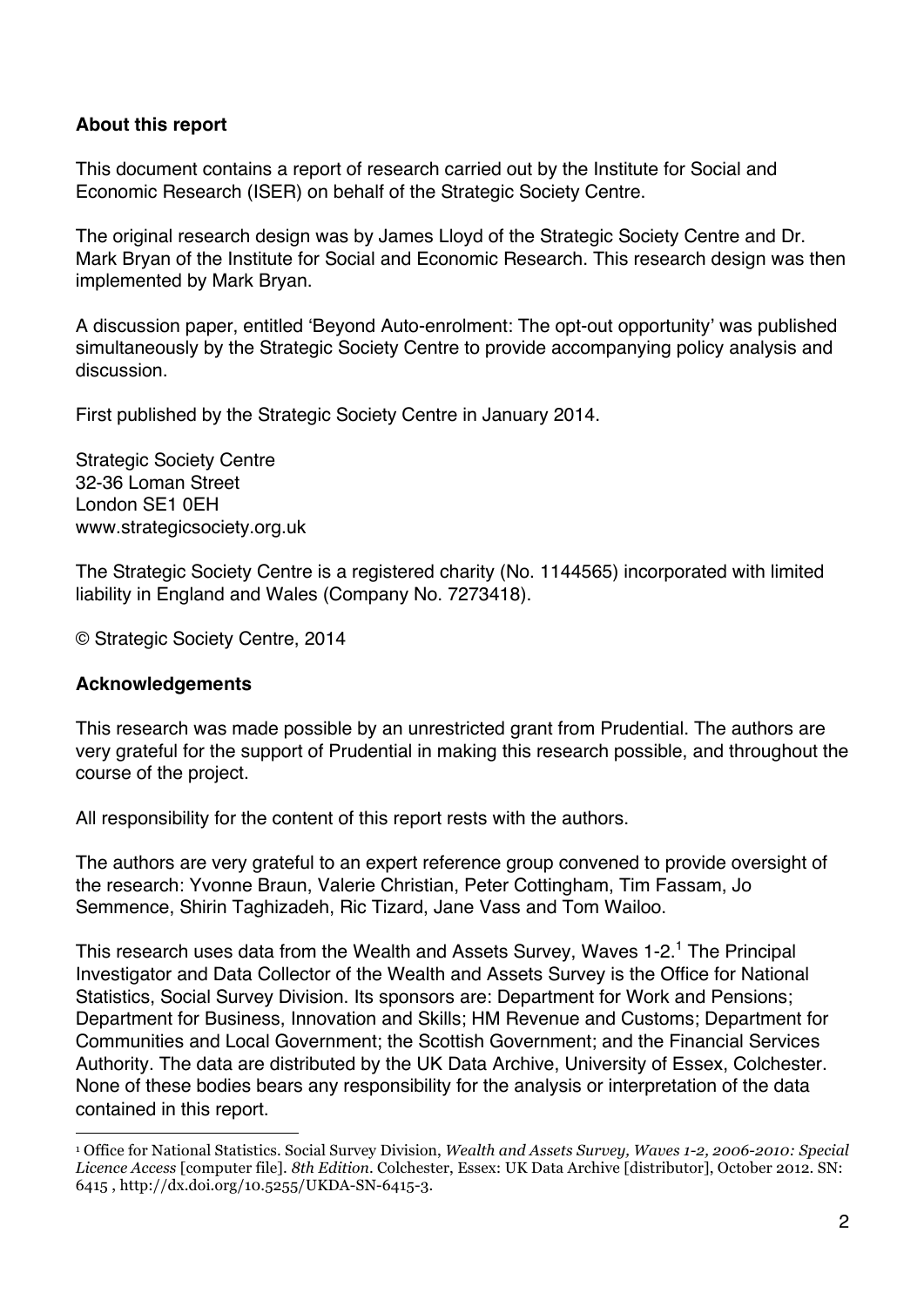**About this report**

This document contains a report of research carried out by the Institute for Social and Economic Research (ISER) on behalf of the Strategic Society Centre.

The original research design was by James Lloyd of the Strategic Society Centre and Dr. Mark Bryan of the Institute for Social and Economic Research. This research design was then implemented by Mark Bryan.

A discussion paper, entitled 'Beyond Auto-enrolment: The opt-out opportunity' was published simultaneously by the Strategic Society Centre to provide accompanying policy analysis and discussion.

First published by the Strategic Society Centre in January 2014.

Strategic Society Centre
32-36 Loman Street
London SE1 0EH
www.strategicsociety.org.uk

The Strategic Society Centre is a registered charity (No. 1144565) incorporated with limited liability in England and Wales (Company No. 7273418).

© Strategic Society Centre, 2014

**Acknowledgements**

This research was made possible by an unrestricted grant from Prudential. The authors are very grateful for the support of Prudential in making this research possible, and throughout the course of the project.

All responsibility for the content of this report rests with the authors.

The authors are very grateful to an expert reference group convened to provide oversight of the research: Yvonne Braun, Valerie Christian, Peter Cottingham, Tim Fassam, Jo Semmence, Shirin Taghizadeh, Ric Tizard, Jane Vass and Tom Wailoo.

This research uses data from the Wealth and Assets Survey, Waves 1-2.[1] The Principal Investigator and Data Collector of the Wealth and Assets Survey is the Office for National Statistics, Social Survey Division. Its sponsors are: Department for Work and Pensions; Department for Business, Innovation and Skills; HM Revenue and Customs; Department for Communities and Local Government; the Scottish Government; and the Financial Services Authority. The data are distributed by the UK Data Archive, University of Essex, Colchester. None of these bodies bears any responsibility for the analysis or interpretation of the data contained in this report.

[1] Office for National Statistics. Social Survey Division, *Wealth and Assets Survey, Waves 1-2, 2006-2010: Special Licence Access* [computer file]. *8th Edition*. Colchester, Essex: UK Data Archive [distributor], October 2012. SN: 6415 , http://dx.doi.org/10.5255/UKDA-SN-6415-3.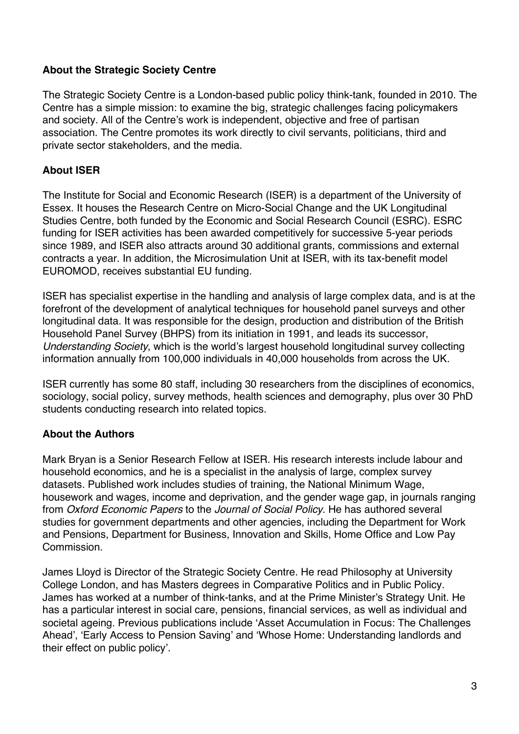## About the Strategic Society Centre

The Strategic Society Centre is a London-based public policy think-tank, founded in 2010. The Centre has a simple mission: to examine the big, strategic challenges facing policymakers and society. All of the Centre's work is independent, objective and free of partisan association. The Centre promotes its work directly to civil servants, politicians, third and private sector stakeholders, and the media.

## About ISER

The Institute for Social and Economic Research (ISER) is a department of the University of Essex. It houses the Research Centre on Micro-Social Change and the UK Longitudinal Studies Centre, both funded by the Economic and Social Research Council (ESRC). ESRC funding for ISER activities has been awarded competitively for successive 5-year periods since 1989, and ISER also attracts around 30 additional grants, commissions and external contracts a year. In addition, the Microsimulation Unit at ISER, with its tax-benefit model EUROMOD, receives substantial EU funding.

ISER has specialist expertise in the handling and analysis of large complex data, and is at the forefront of the development of analytical techniques for household panel surveys and other longitudinal data. It was responsible for the design, production and distribution of the British Household Panel Survey (BHPS) from its initiation in 1991, and leads its successor, *Understanding Society*, which is the world's largest household longitudinal survey collecting information annually from 100,000 individuals in 40,000 households from across the UK.

ISER currently has some 80 staff, including 30 researchers from the disciplines of economics, sociology, social policy, survey methods, health sciences and demography, plus over 30 PhD students conducting research into related topics.

## About the Authors

Mark Bryan is a Senior Research Fellow at ISER. His research interests include labour and household economics, and he is a specialist in the analysis of large, complex survey datasets. Published work includes studies of training, the National Minimum Wage, housework and wages, income and deprivation, and the gender wage gap, in journals ranging from *Oxford Economic Papers* to the *Journal of Social Policy*. He has authored several studies for government departments and other agencies, including the Department for Work and Pensions, Department for Business, Innovation and Skills, Home Office and Low Pay Commission.

James Lloyd is Director of the Strategic Society Centre. He read Philosophy at University College London, and has Masters degrees in Comparative Politics and in Public Policy. James has worked at a number of think-tanks, and at the Prime Minister's Strategy Unit. He has a particular interest in social care, pensions, financial services, as well as individual and societal ageing. Previous publications include 'Asset Accumulation in Focus: The Challenges Ahead', 'Early Access to Pension Saving' and 'Whose Home: Understanding landlords and their effect on public policy'.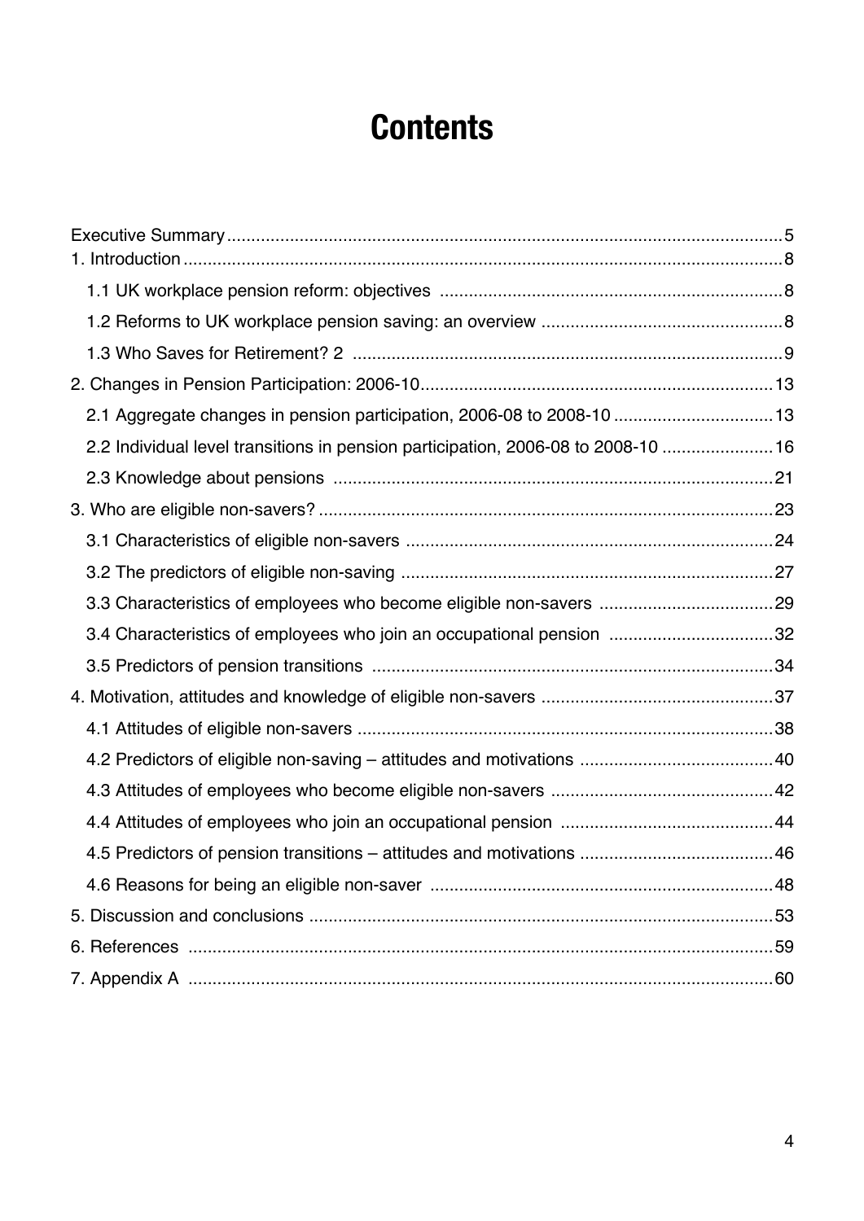# Contents

Executive Summary .....5

1. Introduction .....8
   - 1.1 UK workplace pension reform: objectives .....8
   - 1.2 Reforms to UK workplace pension saving: an overview .....8
   - 1.3 Who Saves for Retirement? 2 .....9
2. Changes in Pension Participation: 2006-10 .....13
   - 2.1 Aggregate changes in pension participation, 2006-08 to 2008-10 .....13
   - 2.2 Individual level transitions in pension participation, 2006-08 to 2008-10 .....16
   - 2.3 Knowledge about pensions .....21
3. Who are eligible non-savers? .....23
   - 3.1 Characteristics of eligible non-savers .....24
   - 3.2 The predictors of eligible non-saving .....27
   - 3.3 Characteristics of employees who become eligible non-savers .....29
   - 3.4 Characteristics of employees who join an occupational pension .....32
   - 3.5 Predictors of pension transitions .....34
4. Motivation, attitudes and knowledge of eligible non-savers .....37
   - 4.1 Attitudes of eligible non-savers .....38
   - 4.2 Predictors of eligible non-saving – attitudes and motivations .....40
   - 4.3 Attitudes of employees who become eligible non-savers .....42
   - 4.4 Attitudes of employees who join an occupational pension .....44
   - 4.5 Predictors of pension transitions – attitudes and motivations .....46
   - 4.6 Reasons for being an eligible non-saver .....48
5. Discussion and conclusions .....53
6. References .....59
7. Appendix A .....60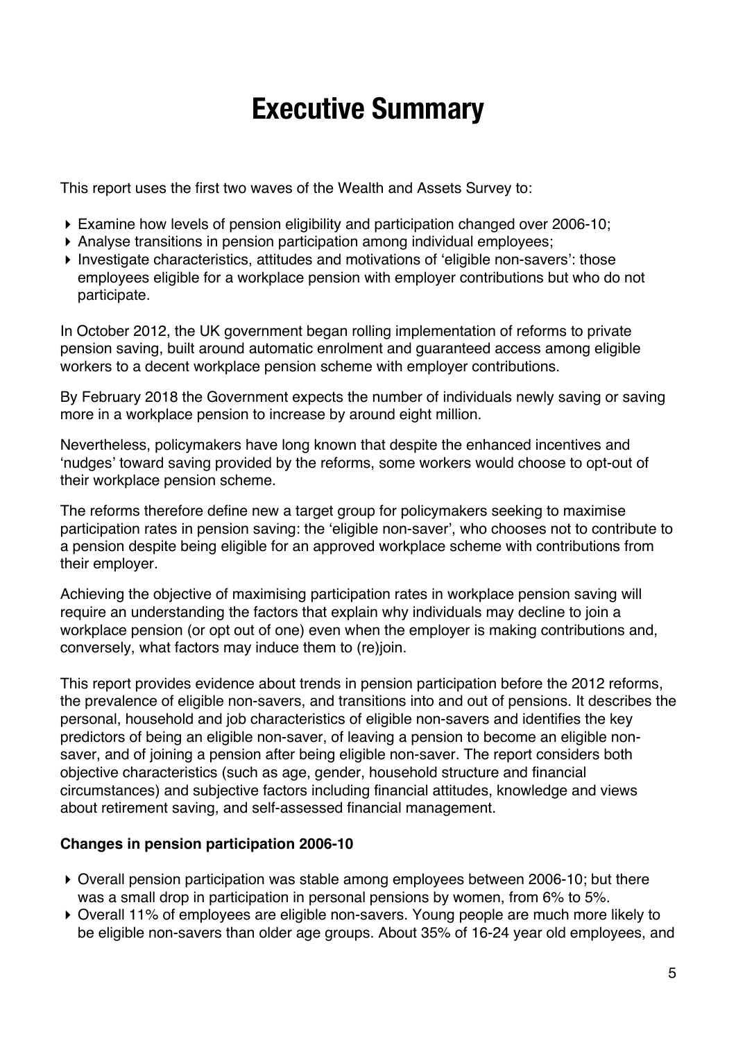# Executive Summary

This report uses the first two waves of the Wealth and Assets Survey to:

- Examine how levels of pension eligibility and participation changed over 2006-10;
- Analyse transitions in pension participation among individual employees;
- Investigate characteristics, attitudes and motivations of 'eligible non-savers': those employees eligible for a workplace pension with employer contributions but who do not participate.

In October 2012, the UK government began rolling implementation of reforms to private pension saving, built around automatic enrolment and guaranteed access among eligible workers to a decent workplace pension scheme with employer contributions.

By February 2018 the Government expects the number of individuals newly saving or saving more in a workplace pension to increase by around eight million.

Nevertheless, policymakers have long known that despite the enhanced incentives and 'nudges' toward saving provided by the reforms, some workers would choose to opt-out of their workplace pension scheme.

The reforms therefore define new a target group for policymakers seeking to maximise participation rates in pension saving: the 'eligible non-saver', who chooses not to contribute to a pension despite being eligible for an approved workplace scheme with contributions from their employer.

Achieving the objective of maximising participation rates in workplace pension saving will require an understanding the factors that explain why individuals may decline to join a workplace pension (or opt out of one) even when the employer is making contributions and, conversely, what factors may induce them to (re)join.

This report provides evidence about trends in pension participation before the 2012 reforms, the prevalence of eligible non-savers, and transitions into and out of pensions. It describes the personal, household and job characteristics of eligible non-savers and identifies the key predictors of being an eligible non-saver, of leaving a pension to become an eligible non-saver, and of joining a pension after being eligible non-saver. The report considers both objective characteristics (such as age, gender, household structure and financial circumstances) and subjective factors including financial attitudes, knowledge and views about retirement saving, and self-assessed financial management.

**Changes in pension participation 2006-10**

- Overall pension participation was stable among employees between 2006-10; but there was a small drop in participation in personal pensions by women, from 6% to 5%.
- Overall 11% of employees are eligible non-savers. Young people are much more likely to be eligible non-savers than older age groups. About 35% of 16-24 year old employees, and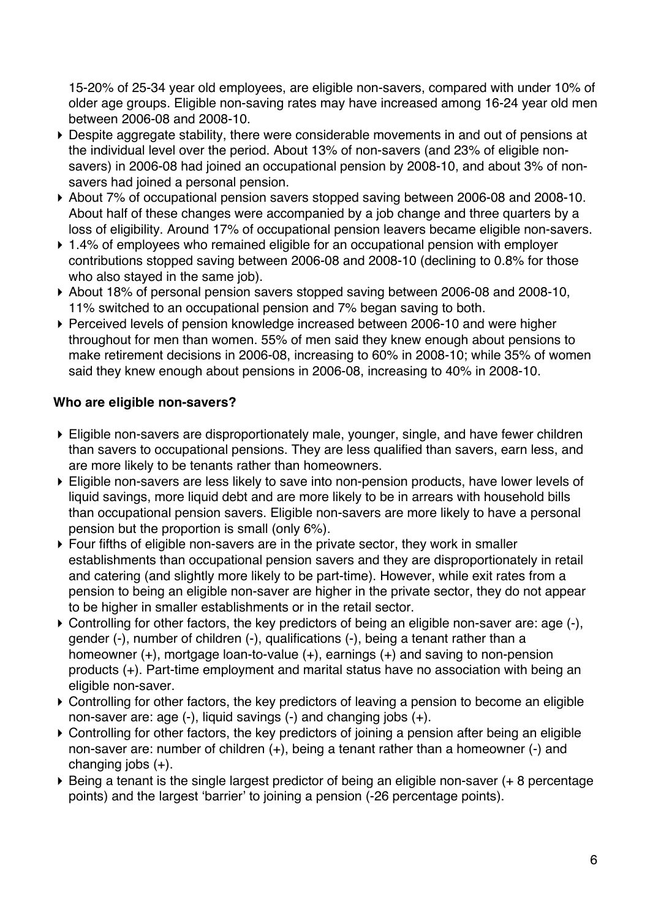15-20% of 25-34 year old employees, are eligible non-savers, compared with under 10% of older age groups. Eligible non-saving rates may have increased among 16-24 year old men between 2006-08 and 2008-10.

- Despite aggregate stability, there were considerable movements in and out of pensions at the individual level over the period. About 13% of non-savers (and 23% of eligible non-savers) in 2006-08 had joined an occupational pension by 2008-10, and about 3% of non-savers had joined a personal pension.
- About 7% of occupational pension savers stopped saving between 2006-08 and 2008-10. About half of these changes were accompanied by a job change and three quarters by a loss of eligibility. Around 17% of occupational pension leavers became eligible non-savers.
- 1.4% of employees who remained eligible for an occupational pension with employer contributions stopped saving between 2006-08 and 2008-10 (declining to 0.8% for those who also stayed in the same job).
- About 18% of personal pension savers stopped saving between 2006-08 and 2008-10, 11% switched to an occupational pension and 7% began saving to both.
- Perceived levels of pension knowledge increased between 2006-10 and were higher throughout for men than women. 55% of men said they knew enough about pensions to make retirement decisions in 2006-08, increasing to 60% in 2008-10; while 35% of women said they knew enough about pensions in 2006-08, increasing to 40% in 2008-10.

**Who are eligible non-savers?**

- Eligible non-savers are disproportionately male, younger, single, and have fewer children than savers to occupational pensions. They are less qualified than savers, earn less, and are more likely to be tenants rather than homeowners.
- Eligible non-savers are less likely to save into non-pension products, have lower levels of liquid savings, more liquid debt and are more likely to be in arrears with household bills than occupational pension savers. Eligible non-savers are more likely to have a personal pension but the proportion is small (only 6%).
- Four fifths of eligible non-savers are in the private sector, they work in smaller establishments than occupational pension savers and they are disproportionately in retail and catering (and slightly more likely to be part-time). However, while exit rates from a pension to being an eligible non-saver are higher in the private sector, they do not appear to be higher in smaller establishments or in the retail sector.
- Controlling for other factors, the key predictors of being an eligible non-saver are: age (-), gender (-), number of children (-), qualifications (-), being a tenant rather than a homeowner (+), mortgage loan-to-value (+), earnings (+) and saving to non-pension products (+). Part-time employment and marital status have no association with being an eligible non-saver.
- Controlling for other factors, the key predictors of leaving a pension to become an eligible non-saver are: age (-), liquid savings (-) and changing jobs (+).
- Controlling for other factors, the key predictors of joining a pension after being an eligible non-saver are: number of children (+), being a tenant rather than a homeowner (-) and changing jobs (+).
- Being a tenant is the single largest predictor of being an eligible non-saver (+ 8 percentage points) and the largest 'barrier' to joining a pension (-26 percentage points).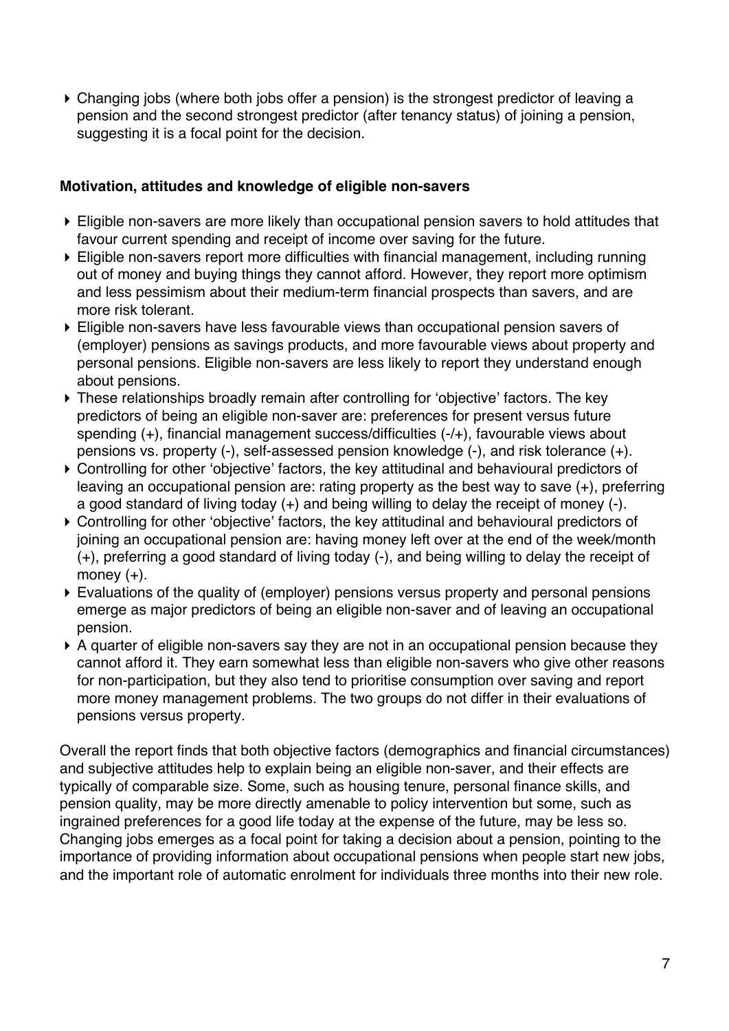- Changing jobs (where both jobs offer a pension) is the strongest predictor of leaving a pension and the second strongest predictor (after tenancy status) of joining a pension, suggesting it is a focal point for the decision.

**Motivation, attitudes and knowledge of eligible non-savers**

- Eligible non-savers are more likely than occupational pension savers to hold attitudes that favour current spending and receipt of income over saving for the future.
- Eligible non-savers report more difficulties with financial management, including running out of money and buying things they cannot afford. However, they report more optimism and less pessimism about their medium-term financial prospects than savers, and are more risk tolerant.
- Eligible non-savers have less favourable views than occupational pension savers of (employer) pensions as savings products, and more favourable views about property and personal pensions. Eligible non-savers are less likely to report they understand enough about pensions.
- These relationships broadly remain after controlling for 'objective' factors. The key predictors of being an eligible non-saver are: preferences for present versus future spending (+), financial management success/difficulties (-/+), favourable views about pensions vs. property (-), self-assessed pension knowledge (-), and risk tolerance (+).
- Controlling for other 'objective' factors, the key attitudinal and behavioural predictors of leaving an occupational pension are: rating property as the best way to save (+), preferring a good standard of living today (+) and being willing to delay the receipt of money (-).
- Controlling for other 'objective' factors, the key attitudinal and behavioural predictors of joining an occupational pension are: having money left over at the end of the week/month (+), preferring a good standard of living today (-), and being willing to delay the receipt of money (+).
- Evaluations of the quality of (employer) pensions versus property and personal pensions emerge as major predictors of being an eligible non-saver and of leaving an occupational pension.
- A quarter of eligible non-savers say they are not in an occupational pension because they cannot afford it. They earn somewhat less than eligible non-savers who give other reasons for non-participation, but they also tend to prioritise consumption over saving and report more money management problems. The two groups do not differ in their evaluations of pensions versus property.

Overall the report finds that both objective factors (demographics and financial circumstances) and subjective attitudes help to explain being an eligible non-saver, and their effects are typically of comparable size. Some, such as housing tenure, personal finance skills, and pension quality, may be more directly amenable to policy intervention but some, such as ingrained preferences for a good life today at the expense of the future, may be less so. Changing jobs emerges as a focal point for taking a decision about a pension, pointing to the importance of providing information about occupational pensions when people start new jobs, and the important role of automatic enrolment for individuals three months into their new role.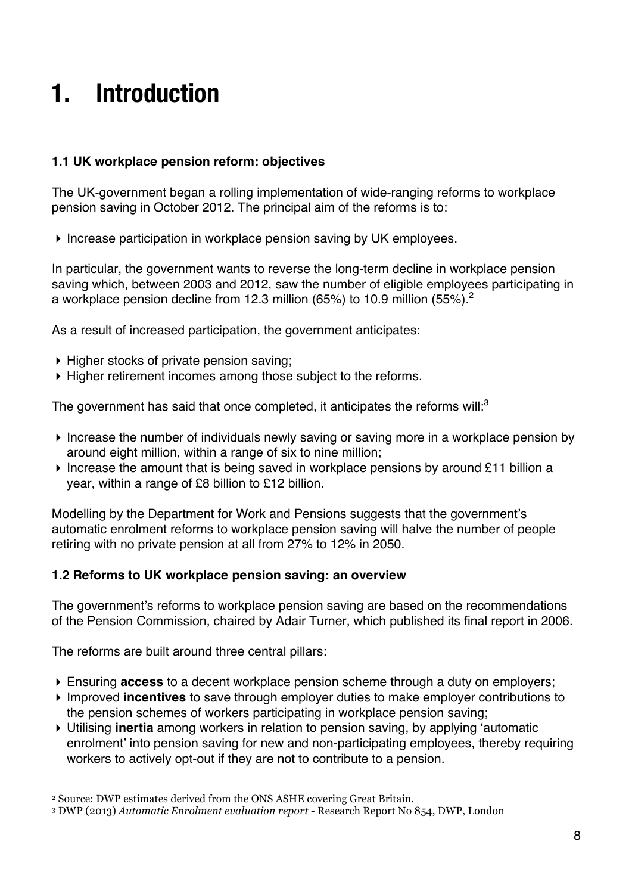# 1. Introduction

### 1.1 UK workplace pension reform: objectives

The UK-government began a rolling implementation of wide-ranging reforms to workplace pension saving in October 2012. The principal aim of the reforms is to:

- Increase participation in workplace pension saving by UK employees.

In particular, the government wants to reverse the long-term decline in workplace pension saving which, between 2003 and 2012, saw the number of eligible employees participating in a workplace pension decline from 12.3 million (65%) to 10.9 million (55%).[2]

As a result of increased participation, the government anticipates:

- Higher stocks of private pension saving;
- Higher retirement incomes among those subject to the reforms.

The government has said that once completed, it anticipates the reforms will:[3]

- Increase the number of individuals newly saving or saving more in a workplace pension by around eight million, within a range of six to nine million;
- Increase the amount that is being saved in workplace pensions by around £11 billion a year, within a range of £8 billion to £12 billion.

Modelling by the Department for Work and Pensions suggests that the government's automatic enrolment reforms to workplace pension saving will halve the number of people retiring with no private pension at all from 27% to 12% in 2050.

### 1.2 Reforms to UK workplace pension saving: an overview

The government's reforms to workplace pension saving are based on the recommendations of the Pension Commission, chaired by Adair Turner, which published its final report in 2006.

The reforms are built around three central pillars:

- Ensuring **access** to a decent workplace pension scheme through a duty on employers;
- Improved **incentives** to save through employer duties to make employer contributions to the pension schemes of workers participating in workplace pension saving;
- Utilising **inertia** among workers in relation to pension saving, by applying 'automatic enrolment' into pension saving for new and non-participating employees, thereby requiring workers to actively opt-out if they are not to contribute to a pension.

---

[2] Source: DWP estimates derived from the ONS ASHE covering Great Britain.

[3] DWP (2013) *Automatic Enrolment evaluation report* - Research Report No 854, DWP, London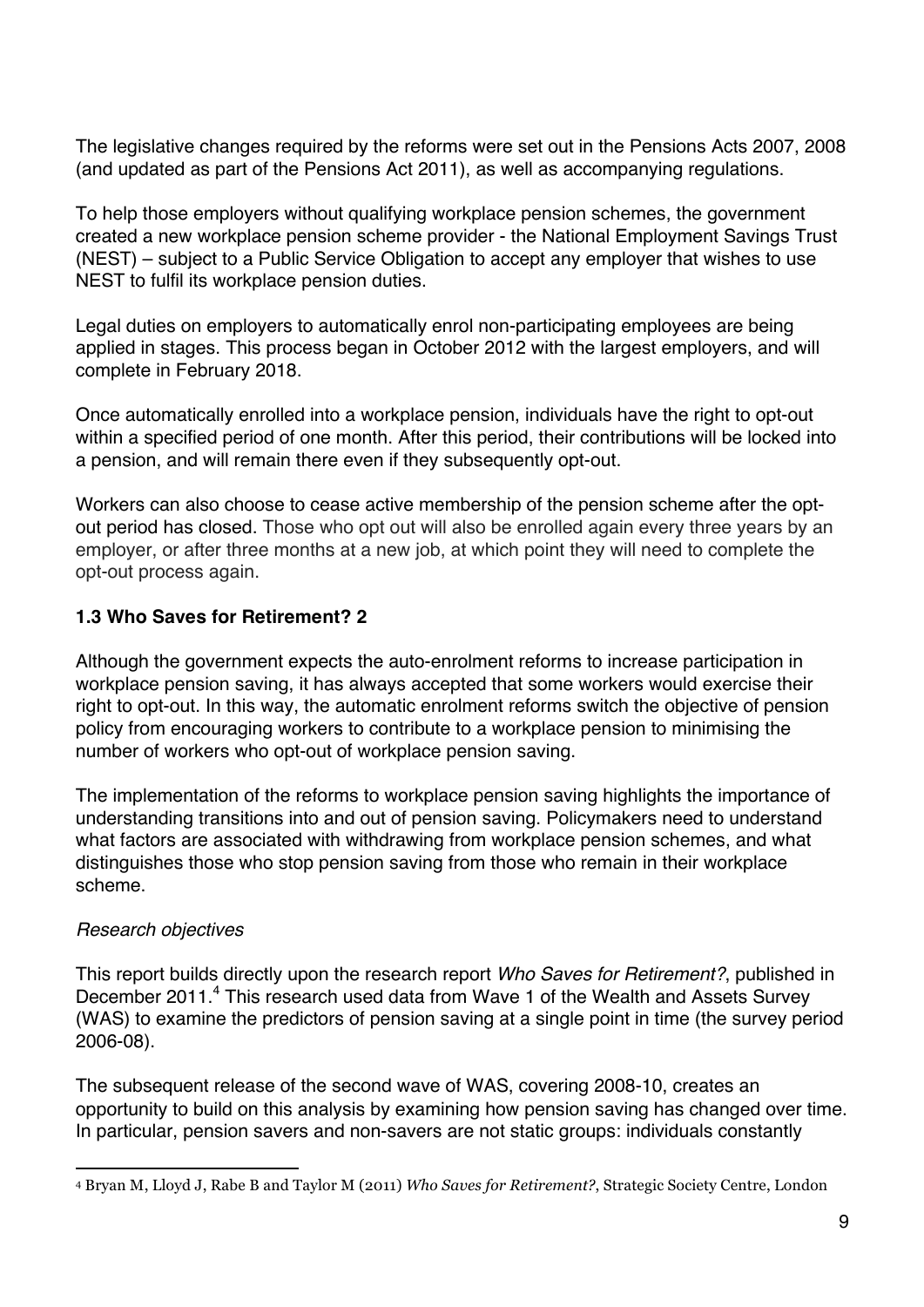The legislative changes required by the reforms were set out in the Pensions Acts 2007, 2008 (and updated as part of the Pensions Act 2011), as well as accompanying regulations.

To help those employers without qualifying workplace pension schemes, the government created a new workplace pension scheme provider - the National Employment Savings Trust (NEST) – subject to a Public Service Obligation to accept any employer that wishes to use NEST to fulfil its workplace pension duties.

Legal duties on employers to automatically enrol non-participating employees are being applied in stages. This process began in October 2012 with the largest employers, and will complete in February 2018.

Once automatically enrolled into a workplace pension, individuals have the right to opt-out within a specified period of one month. After this period, their contributions will be locked into a pension, and will remain there even if they subsequently opt-out.

Workers can also choose to cease active membership of the pension scheme after the opt-out period has closed. Those who opt out will also be enrolled again every three years by an employer, or after three months at a new job, at which point they will need to complete the opt-out process again.

### 1.3 Who Saves for Retirement? 2

Although the government expects the auto-enrolment reforms to increase participation in workplace pension saving, it has always accepted that some workers would exercise their right to opt-out. In this way, the automatic enrolment reforms switch the objective of pension policy from encouraging workers to contribute to a workplace pension to minimising the number of workers who opt-out of workplace pension saving.

The implementation of the reforms to workplace pension saving highlights the importance of understanding transitions into and out of pension saving. Policymakers need to understand what factors are associated with withdrawing from workplace pension schemes, and what distinguishes those who stop pension saving from those who remain in their workplace scheme.

*Research objectives*

This report builds directly upon the research report *Who Saves for Retirement?*, published in December 2011.[4] This research used data from Wave 1 of the Wealth and Assets Survey (WAS) to examine the predictors of pension saving at a single point in time (the survey period 2006-08).

The subsequent release of the second wave of WAS, covering 2008-10, creates an opportunity to build on this analysis by examining how pension saving has changed over time. In particular, pension savers and non-savers are not static groups: individuals constantly

---

[4] Bryan M, Lloyd J, Rabe B and Taylor M (2011) *Who Saves for Retirement?*, Strategic Society Centre, London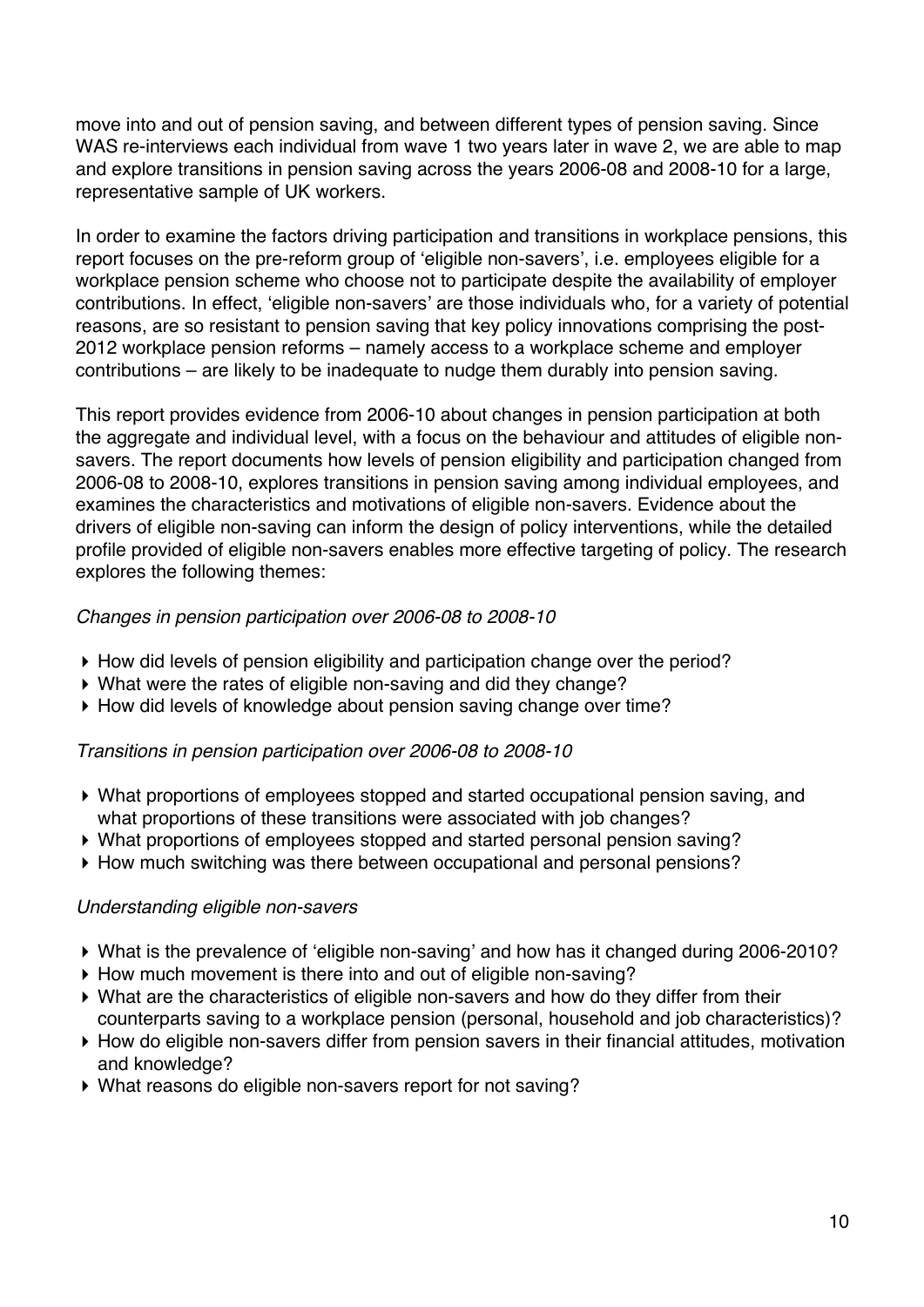move into and out of pension saving, and between different types of pension saving. Since WAS re-interviews each individual from wave 1 two years later in wave 2, we are able to map and explore transitions in pension saving across the years 2006-08 and 2008-10 for a large, representative sample of UK workers.

In order to examine the factors driving participation and transitions in workplace pensions, this report focuses on the pre-reform group of 'eligible non-savers', i.e. employees eligible for a workplace pension scheme who choose not to participate despite the availability of employer contributions. In effect, 'eligible non-savers' are those individuals who, for a variety of potential reasons, are so resistant to pension saving that key policy innovations comprising the post-2012 workplace pension reforms – namely access to a workplace scheme and employer contributions – are likely to be inadequate to nudge them durably into pension saving.

This report provides evidence from 2006-10 about changes in pension participation at both the aggregate and individual level, with a focus on the behaviour and attitudes of eligible non-savers. The report documents how levels of pension eligibility and participation changed from 2006-08 to 2008-10, explores transitions in pension saving among individual employees, and examines the characteristics and motivations of eligible non-savers. Evidence about the drivers of eligible non-saving can inform the design of policy interventions, while the detailed profile provided of eligible non-savers enables more effective targeting of policy. The research explores the following themes:

*Changes in pension participation over 2006-08 to 2008-10*

- How did levels of pension eligibility and participation change over the period?
- What were the rates of eligible non-saving and did they change?
- How did levels of knowledge about pension saving change over time?

*Transitions in pension participation over 2006-08 to 2008-10*

- What proportions of employees stopped and started occupational pension saving, and what proportions of these transitions were associated with job changes?
- What proportions of employees stopped and started personal pension saving?
- How much switching was there between occupational and personal pensions?

*Understanding eligible non-savers*

- What is the prevalence of 'eligible non-saving' and how has it changed during 2006-2010?
- How much movement is there into and out of eligible non-saving?
- What are the characteristics of eligible non-savers and how do they differ from their counterparts saving to a workplace pension (personal, household and job characteristics)?
- How do eligible non-savers differ from pension savers in their financial attitudes, motivation and knowledge?
- What reasons do eligible non-savers report for not saving?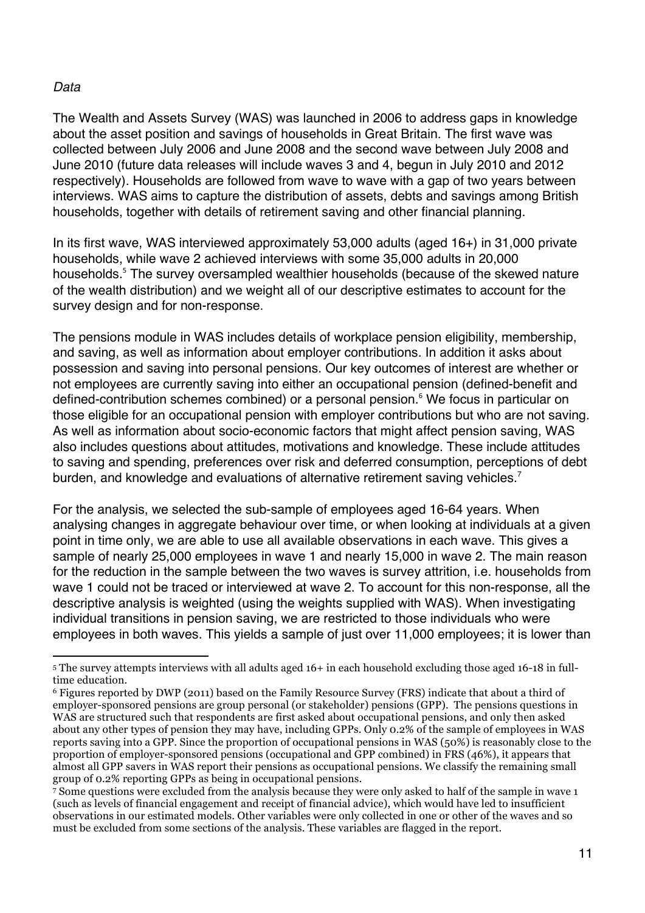*Data*

The Wealth and Assets Survey (WAS) was launched in 2006 to address gaps in knowledge about the asset position and savings of households in Great Britain. The first wave was collected between July 2006 and June 2008 and the second wave between July 2008 and June 2010 (future data releases will include waves 3 and 4, begun in July 2010 and 2012 respectively). Households are followed from wave to wave with a gap of two years between interviews. WAS aims to capture the distribution of assets, debts and savings among British households, together with details of retirement saving and other financial planning.

In its first wave, WAS interviewed approximately 53,000 adults (aged 16+) in 31,000 private households, while wave 2 achieved interviews with some 35,000 adults in 20,000 households.[5] The survey oversampled wealthier households (because of the skewed nature of the wealth distribution) and we weight all of our descriptive estimates to account for the survey design and for non-response.

The pensions module in WAS includes details of workplace pension eligibility, membership, and saving, as well as information about employer contributions. In addition it asks about possession and saving into personal pensions. Our key outcomes of interest are whether or not employees are currently saving into either an occupational pension (defined-benefit and defined-contribution schemes combined) or a personal pension.[6] We focus in particular on those eligible for an occupational pension with employer contributions but who are not saving. As well as information about socio-economic factors that might affect pension saving, WAS also includes questions about attitudes, motivations and knowledge. These include attitudes to saving and spending, preferences over risk and deferred consumption, perceptions of debt burden, and knowledge and evaluations of alternative retirement saving vehicles.[7]

For the analysis, we selected the sub-sample of employees aged 16-64 years. When analysing changes in aggregate behaviour over time, or when looking at individuals at a given point in time only, we are able to use all available observations in each wave. This gives a sample of nearly 25,000 employees in wave 1 and nearly 15,000 in wave 2. The main reason for the reduction in the sample between the two waves is survey attrition, i.e. households from wave 1 could not be traced or interviewed at wave 2. To account for this non-response, all the descriptive analysis is weighted (using the weights supplied with WAS). When investigating individual transitions in pension saving, we are restricted to those individuals who were employees in both waves. This yields a sample of just over 11,000 employees; it is lower than

---

[5] The survey attempts interviews with all adults aged 16+ in each household excluding those aged 16-18 in full-time education.

[6] Figures reported by DWP (2011) based on the Family Resource Survey (FRS) indicate that about a third of employer-sponsored pensions are group personal (or stakeholder) pensions (GPP). The pensions questions in WAS are structured such that respondents are first asked about occupational pensions, and only then asked about any other types of pension they may have, including GPPs. Only 0.2% of the sample of employees in WAS reports saving into a GPP. Since the proportion of occupational pensions in WAS (50%) is reasonably close to the proportion of employer-sponsored pensions (occupational and GPP combined) in FRS (46%), it appears that almost all GPP savers in WAS report their pensions as occupational pensions. We classify the remaining small group of 0.2% reporting GPPs as being in occupational pensions.

[7] Some questions were excluded from the analysis because they were only asked to half of the sample in wave 1 (such as levels of financial engagement and receipt of financial advice), which would have led to insufficient observations in our estimated models. Other variables were only collected in one or other of the waves and so must be excluded from some sections of the analysis. These variables are flagged in the report.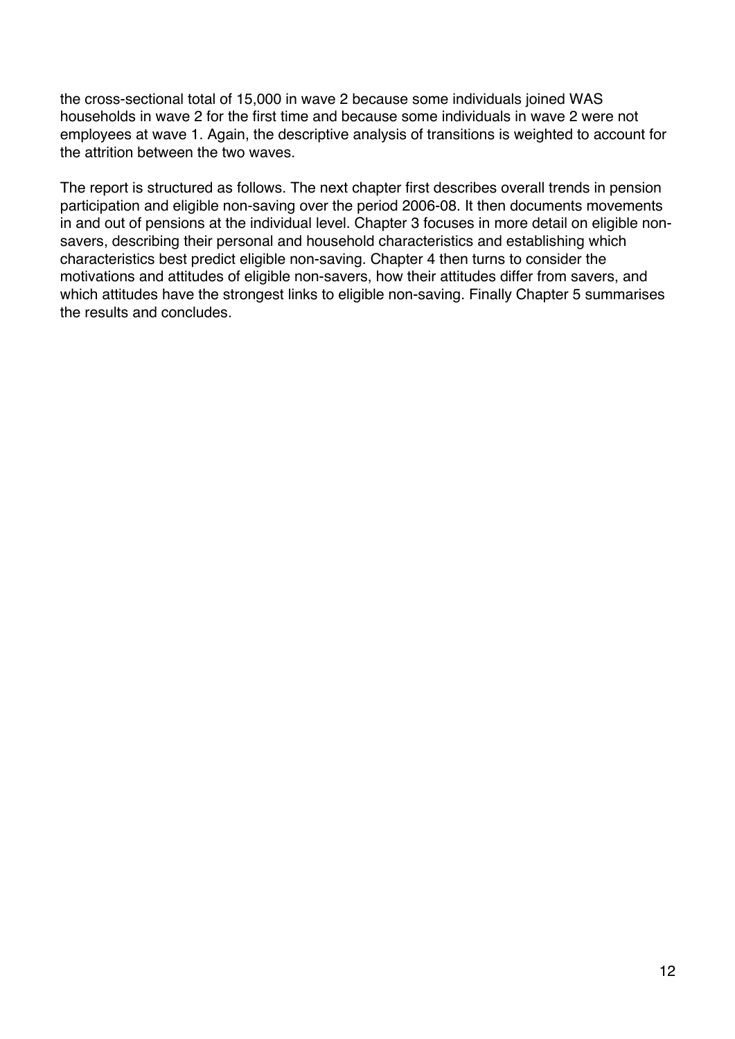the cross-sectional total of 15,000 in wave 2 because some individuals joined WAS households in wave 2 for the first time and because some individuals in wave 2 were not employees at wave 1. Again, the descriptive analysis of transitions is weighted to account for the attrition between the two waves.

The report is structured as follows. The next chapter first describes overall trends in pension participation and eligible non-saving over the period 2006-08. It then documents movements in and out of pensions at the individual level. Chapter 3 focuses in more detail on eligible non-savers, describing their personal and household characteristics and establishing which characteristics best predict eligible non-saving. Chapter 4 then turns to consider the motivations and attitudes of eligible non-savers, how their attitudes differ from savers, and which attitudes have the strongest links to eligible non-saving. Finally Chapter 5 summarises the results and concludes.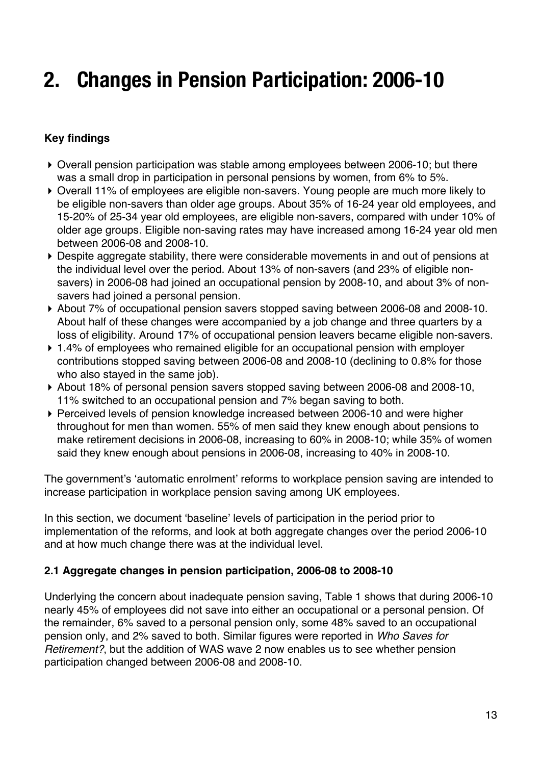# 2. Changes in Pension Participation: 2006-10

**Key findings**

- Overall pension participation was stable among employees between 2006-10; but there was a small drop in participation in personal pensions by women, from 6% to 5%.
- Overall 11% of employees are eligible non-savers. Young people are much more likely to be eligible non-savers than older age groups. About 35% of 16-24 year old employees, and 15-20% of 25-34 year old employees, are eligible non-savers, compared with under 10% of older age groups. Eligible non-saving rates may have increased among 16-24 year old men between 2006-08 and 2008-10.
- Despite aggregate stability, there were considerable movements in and out of pensions at the individual level over the period. About 13% of non-savers (and 23% of eligible non-savers) in 2006-08 had joined an occupational pension by 2008-10, and about 3% of non-savers had joined a personal pension.
- About 7% of occupational pension savers stopped saving between 2006-08 and 2008-10. About half of these changes were accompanied by a job change and three quarters by a loss of eligibility. Around 17% of occupational pension leavers became eligible non-savers.
- 1.4% of employees who remained eligible for an occupational pension with employer contributions stopped saving between 2006-08 and 2008-10 (declining to 0.8% for those who also stayed in the same job).
- About 18% of personal pension savers stopped saving between 2006-08 and 2008-10, 11% switched to an occupational pension and 7% began saving to both.
- Perceived levels of pension knowledge increased between 2006-10 and were higher throughout for men than women. 55% of men said they knew enough about pensions to make retirement decisions in 2006-08, increasing to 60% in 2008-10; while 35% of women said they knew enough about pensions in 2006-08, increasing to 40% in 2008-10.

The government's 'automatic enrolment' reforms to workplace pension saving are intended to increase participation in workplace pension saving among UK employees.

In this section, we document 'baseline' levels of participation in the period prior to implementation of the reforms, and look at both aggregate changes over the period 2006-10 and at how much change there was at the individual level.

### 2.1 Aggregate changes in pension participation, 2006-08 to 2008-10

Underlying the concern about inadequate pension saving, Table 1 shows that during 2006-10 nearly 45% of employees did not save into either an occupational or a personal pension. Of the remainder, 6% saved to a personal pension only, some 48% saved to an occupational pension only, and 2% saved to both. Similar figures were reported in *Who Saves for Retirement?*, but the addition of WAS wave 2 now enables us to see whether pension participation changed between 2006-08 and 2008-10.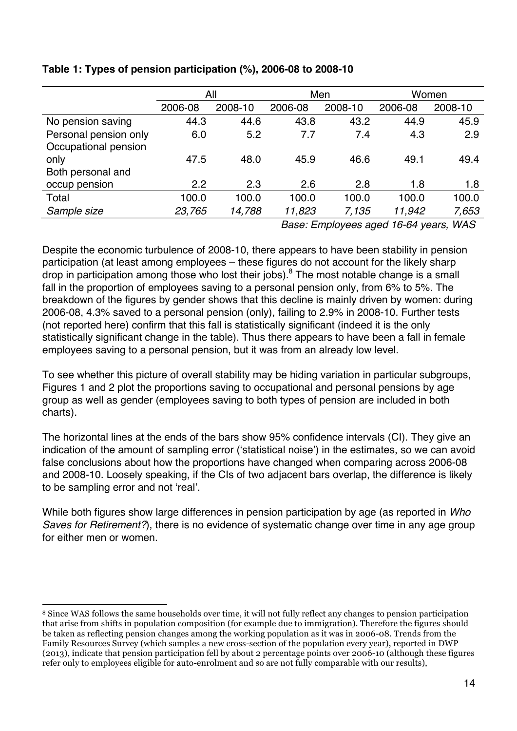**Table 1: Types of pension participation (%), 2006-08 to 2008-10**

| | All | | Men | | Women | |
|---|---|---|---|---|---|---|
| | 2006-08 | 2008-10 | 2006-08 | 2008-10 | 2006-08 | 2008-10 |
| No pension saving | 44.3 | 44.6 | 43.8 | 43.2 | 44.9 | 45.9 |
| Personal pension only | 6.0 | 5.2 | 7.7 | 7.4 | 4.3 | 2.9 |
| Occupational pension only | 47.5 | 48.0 | 45.9 | 46.6 | 49.1 | 49.4 |
| Both personal and occup pension | 2.2 | 2.3 | 2.6 | 2.8 | 1.8 | 1.8 |
| Total | 100.0 | 100.0 | 100.0 | 100.0 | 100.0 | 100.0 |
| *Sample size* | *23,765* | *14,788* | *11,823* | *7,135* | *11,942* | *7,653* |

*Base: Employees aged 16-64 years, WAS*

Despite the economic turbulence of 2008-10, there appears to have been stability in pension participation (at least among employees – these figures do not account for the likely sharp drop in participation among those who lost their jobs).[8] The most notable change is a small fall in the proportion of employees saving to a personal pension only, from 6% to 5%. The breakdown of the figures by gender shows that this decline is mainly driven by women: during 2006-08, 4.3% saved to a personal pension (only), failing to 2.9% in 2008-10. Further tests (not reported here) confirm that this fall is statistically significant (indeed it is the only statistically significant change in the table). Thus there appears to have been a fall in female employees saving to a personal pension, but it was from an already low level.

To see whether this picture of overall stability may be hiding variation in particular subgroups, Figures 1 and 2 plot the proportions saving to occupational and personal pensions by age group as well as gender (employees saving to both types of pension are included in both charts).

The horizontal lines at the ends of the bars show 95% confidence intervals (CI). They give an indication of the amount of sampling error ('statistical noise') in the estimates, so we can avoid false conclusions about how the proportions have changed when comparing across 2006-08 and 2008-10. Loosely speaking, if the CIs of two adjacent bars overlap, the difference is likely to be sampling error and not 'real'.

While both figures show large differences in pension participation by age (as reported in *Who Saves for Retirement?*), there is no evidence of systematic change over time in any age group for either men or women.

[8] Since WAS follows the same households over time, it will not fully reflect any changes to pension participation that arise from shifts in population composition (for example due to immigration). Therefore the figures should be taken as reflecting pension changes among the working population as it was in 2006-08. Trends from the Family Resources Survey (which samples a new cross-section of the population every year), reported in DWP (2013), indicate that pension participation fell by about 2 percentage points over 2006-10 (although these figures refer only to employees eligible for auto-enrolment and so are not fully comparable with our results),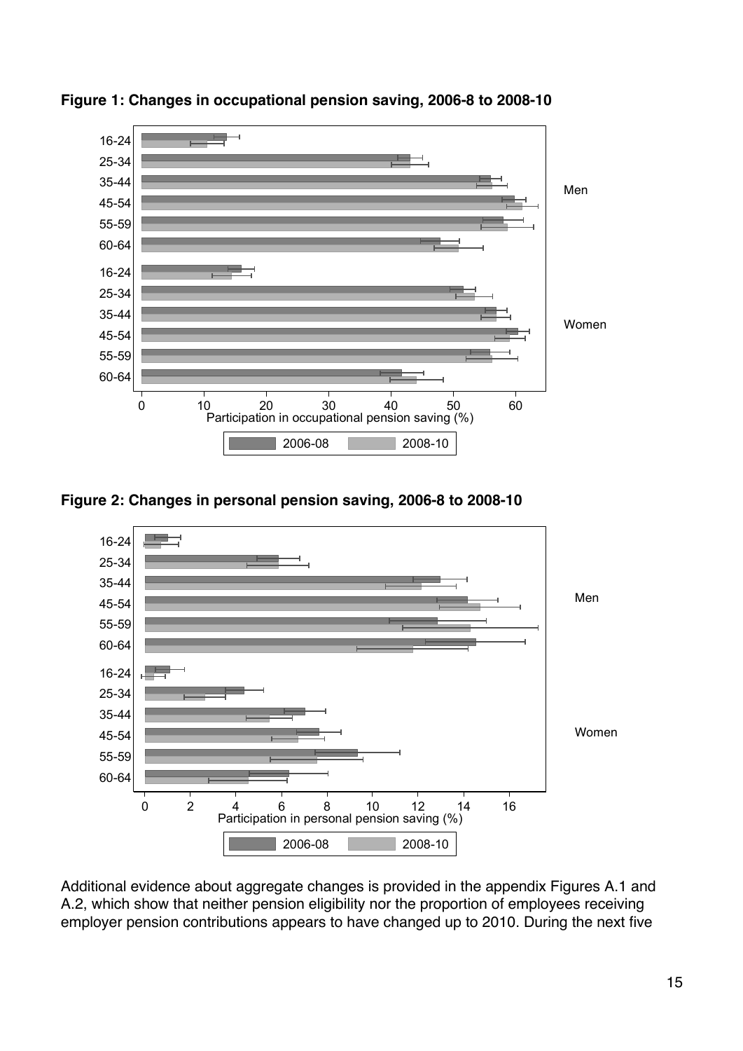**Figure 1: Changes in occupational pension saving, 2006-8 to 2008-10**

**Figure 2: Changes in personal pension saving, 2006-8 to 2008-10**

Additional evidence about aggregate changes is provided in the appendix Figures A.1 and A.2, which show that neither pension eligibility nor the proportion of employees receiving employer pension contributions appears to have changed up to 2010. During the next five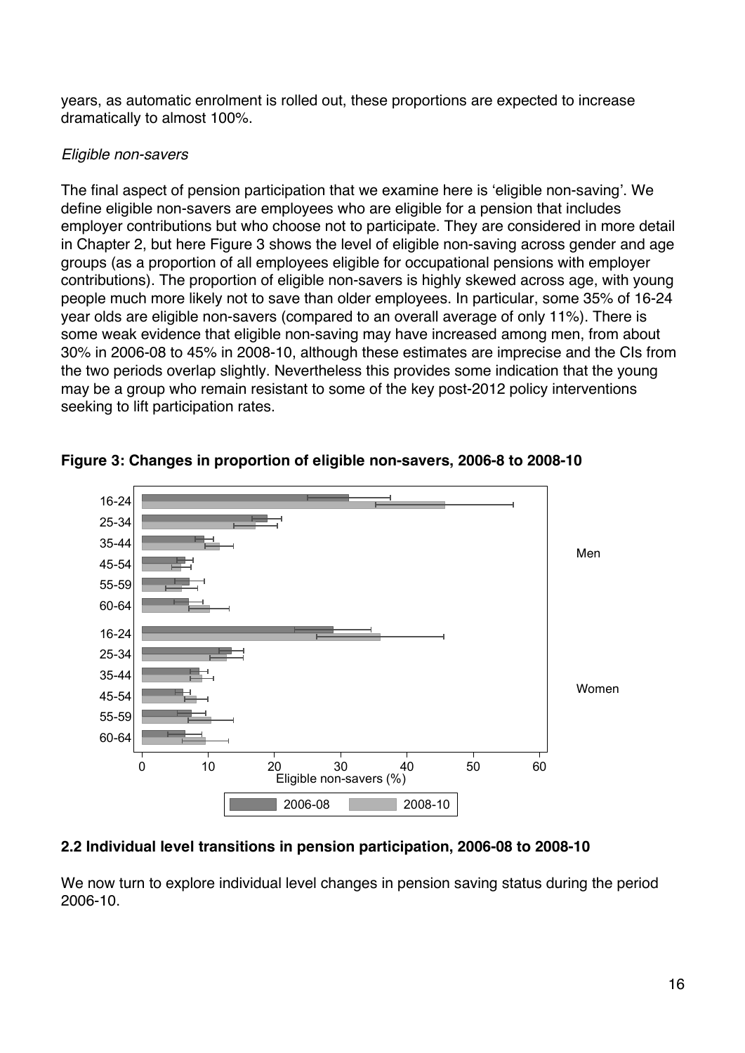years, as automatic enrolment is rolled out, these proportions are expected to increase dramatically to almost 100%.

*Eligible non-savers*

The final aspect of pension participation that we examine here is 'eligible non-saving'. We define eligible non-savers are employees who are eligible for a pension that includes employer contributions but who choose not to participate. They are considered in more detail in Chapter 2, but here Figure 3 shows the level of eligible non-saving across gender and age groups (as a proportion of all employees eligible for occupational pensions with employer contributions). The proportion of eligible non-savers is highly skewed across age, with young people much more likely not to save than older employees. In particular, some 35% of 16-24 year olds are eligible non-savers (compared to an overall average of only 11%). There is some weak evidence that eligible non-saving may have increased among men, from about 30% in 2006-08 to 45% in 2008-10, although these estimates are imprecise and the CIs from the two periods overlap slightly. Nevertheless this provides some indication that the young may be a group who remain resistant to some of the key post-2012 policy interventions seeking to lift participation rates.

**Figure 3: Changes in proportion of eligible non-savers, 2006-8 to 2008-10**

## 2.2 Individual level transitions in pension participation, 2006-08 to 2008-10

We now turn to explore individual level changes in pension saving status during the period 2006-10.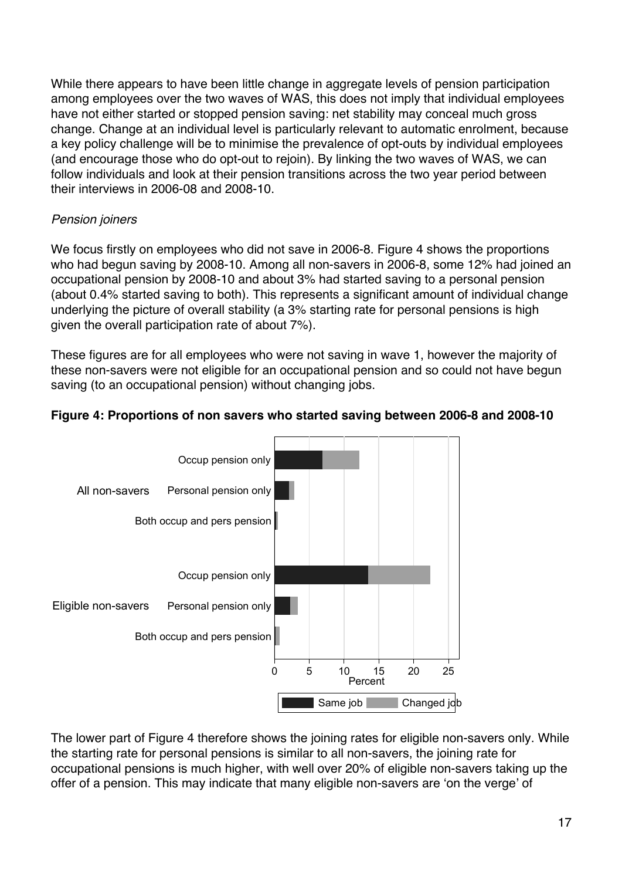While there appears to have been little change in aggregate levels of pension participation among employees over the two waves of WAS, this does not imply that individual employees have not either started or stopped pension saving: net stability may conceal much gross change. Change at an individual level is particularly relevant to automatic enrolment, because a key policy challenge will be to minimise the prevalence of opt-outs by individual employees (and encourage those who do opt-out to rejoin). By linking the two waves of WAS, we can follow individuals and look at their pension transitions across the two year period between their interviews in 2006-08 and 2008-10.

*Pension joiners*

We focus firstly on employees who did not save in 2006-8. Figure 4 shows the proportions who had begun saving by 2008-10. Among all non-savers in 2006-8, some 12% had joined an occupational pension by 2008-10 and about 3% had started saving to a personal pension (about 0.4% started saving to both). This represents a significant amount of individual change underlying the picture of overall stability (a 3% starting rate for personal pensions is high given the overall participation rate of about 7%).

These figures are for all employees who were not saving in wave 1, however the majority of these non-savers were not eligible for an occupational pension and so could not have begun saving (to an occupational pension) without changing jobs.

**Figure 4: Proportions of non savers who started saving between 2006-8 and 2008-10**

The lower part of Figure 4 therefore shows the joining rates for eligible non-savers only. While the starting rate for personal pensions is similar to all non-savers, the joining rate for occupational pensions is much higher, with well over 20% of eligible non-savers taking up the offer of a pension. This may indicate that many eligible non-savers are 'on the verge' of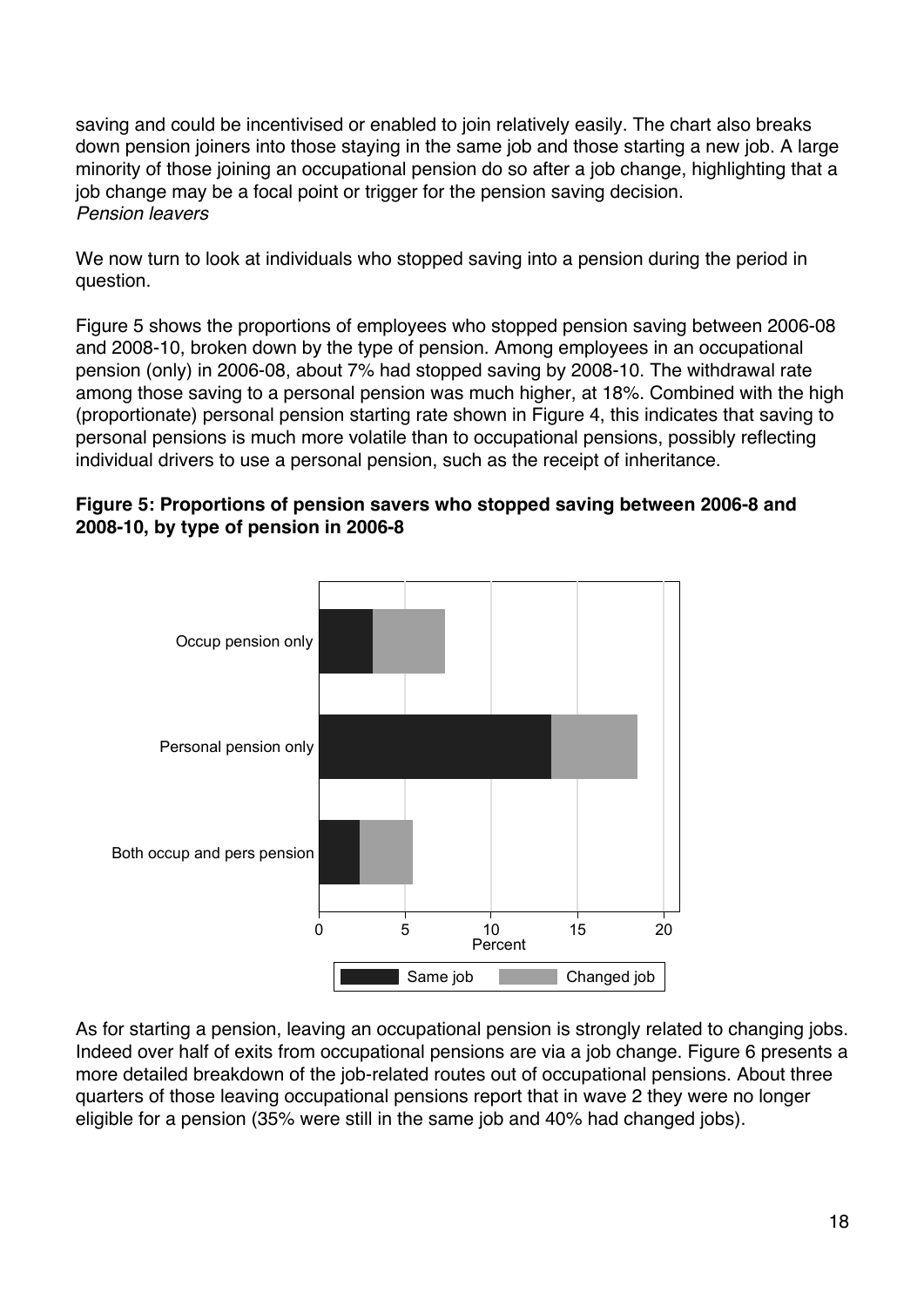saving and could be incentivised or enabled to join relatively easily. The chart also breaks down pension joiners into those staying in the same job and those starting a new job. A large minority of those joining an occupational pension do so after a job change, highlighting that a job change may be a focal point or trigger for the pension saving decision.

*Pension leavers*

We now turn to look at individuals who stopped saving into a pension during the period in question.

Figure 5 shows the proportions of employees who stopped pension saving between 2006-08 and 2008-10, broken down by the type of pension. Among employees in an occupational pension (only) in 2006-08, about 7% had stopped saving by 2008-10. The withdrawal rate among those saving to a personal pension was much higher, at 18%. Combined with the high (proportionate) personal pension starting rate shown in Figure 4, this indicates that saving to personal pensions is much more volatile than to occupational pensions, possibly reflecting individual drivers to use a personal pension, such as the receipt of inheritance.

**Figure 5: Proportions of pension savers who stopped saving between 2006-8 and 2008-10, by type of pension in 2006-8**

As for starting a pension, leaving an occupational pension is strongly related to changing jobs. Indeed over half of exits from occupational pensions are via a job change. Figure 6 presents a more detailed breakdown of the job-related routes out of occupational pensions. About three quarters of those leaving occupational pensions report that in wave 2 they were no longer eligible for a pension (35% were still in the same job and 40% had changed jobs).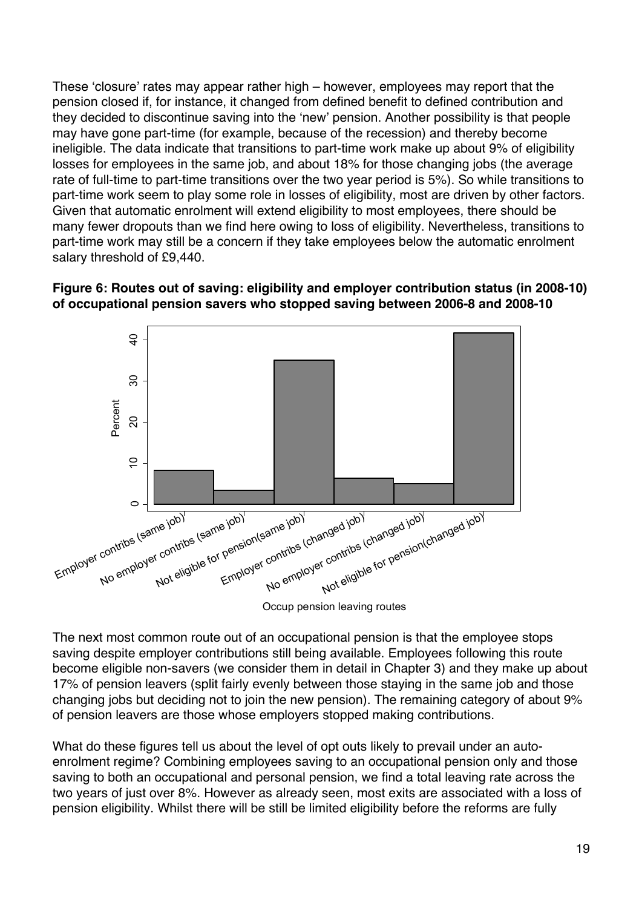These 'closure' rates may appear rather high – however, employees may report that the pension closed if, for instance, it changed from defined benefit to defined contribution and they decided to discontinue saving into the 'new' pension. Another possibility is that people may have gone part-time (for example, because of the recession) and thereby become ineligible. The data indicate that transitions to part-time work make up about 9% of eligibility losses for employees in the same job, and about 18% for those changing jobs (the average rate of full-time to part-time transitions over the two year period is 5%). So while transitions to part-time work seem to play some role in losses of eligibility, most are driven by other factors. Given that automatic enrolment will extend eligibility to most employees, there should be many fewer dropouts than we find here owing to loss of eligibility. Nevertheless, transitions to part-time work may still be a concern if they take employees below the automatic enrolment salary threshold of £9,440.

**Figure 6: Routes out of saving: eligibility and employer contribution status (in 2008-10) of occupational pension savers who stopped saving between 2006-8 and 2008-10**

The next most common route out of an occupational pension is that the employee stops saving despite employer contributions still being available. Employees following this route become eligible non-savers (we consider them in detail in Chapter 3) and they make up about 17% of pension leavers (split fairly evenly between those staying in the same job and those changing jobs but deciding not to join the new pension). The remaining category of about 9% of pension leavers are those whose employers stopped making contributions.

What do these figures tell us about the level of opt outs likely to prevail under an auto-enrolment regime? Combining employees saving to an occupational pension only and those saving to both an occupational and personal pension, we find a total leaving rate across the two years of just over 8%. However as already seen, most exits are associated with a loss of pension eligibility. Whilst there will be still be limited eligibility before the reforms are fully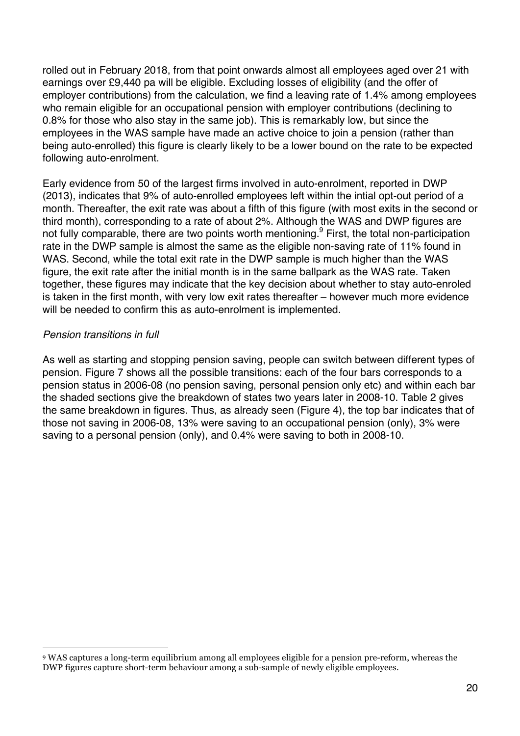rolled out in February 2018, from that point onwards almost all employees aged over 21 with earnings over £9,440 pa will be eligible. Excluding losses of eligibility (and the offer of employer contributions) from the calculation, we find a leaving rate of 1.4% among employees who remain eligible for an occupational pension with employer contributions (declining to 0.8% for those who also stay in the same job). This is remarkably low, but since the employees in the WAS sample have made an active choice to join a pension (rather than being auto-enrolled) this figure is clearly likely to be a lower bound on the rate to be expected following auto-enrolment.

Early evidence from 50 of the largest firms involved in auto-enrolment, reported in DWP (2013), indicates that 9% of auto-enrolled employees left within the intial opt-out period of a month. Thereafter, the exit rate was about a fifth of this figure (with most exits in the second or third month), corresponding to a rate of about 2%. Although the WAS and DWP figures are not fully comparable, there are two points worth mentioning.[9] First, the total non-participation rate in the DWP sample is almost the same as the eligible non-saving rate of 11% found in WAS. Second, while the total exit rate in the DWP sample is much higher than the WAS figure, the exit rate after the initial month is in the same ballpark as the WAS rate. Taken together, these figures may indicate that the key decision about whether to stay auto-enroled is taken in the first month, with very low exit rates thereafter – however much more evidence will be needed to confirm this as auto-enrolment is implemented.

*Pension transitions in full*

As well as starting and stopping pension saving, people can switch between different types of pension. Figure 7 shows all the possible transitions: each of the four bars corresponds to a pension status in 2006-08 (no pension saving, personal pension only etc) and within each bar the shaded sections give the breakdown of states two years later in 2008-10. Table 2 gives the same breakdown in figures. Thus, as already seen (Figure 4), the top bar indicates that of those not saving in 2006-08, 13% were saving to an occupational pension (only), 3% were saving to a personal pension (only), and 0.4% were saving to both in 2008-10.

[9] WAS captures a long-term equilibrium among all employees eligible for a pension pre-reform, whereas the DWP figures capture short-term behaviour among a sub-sample of newly eligible employees.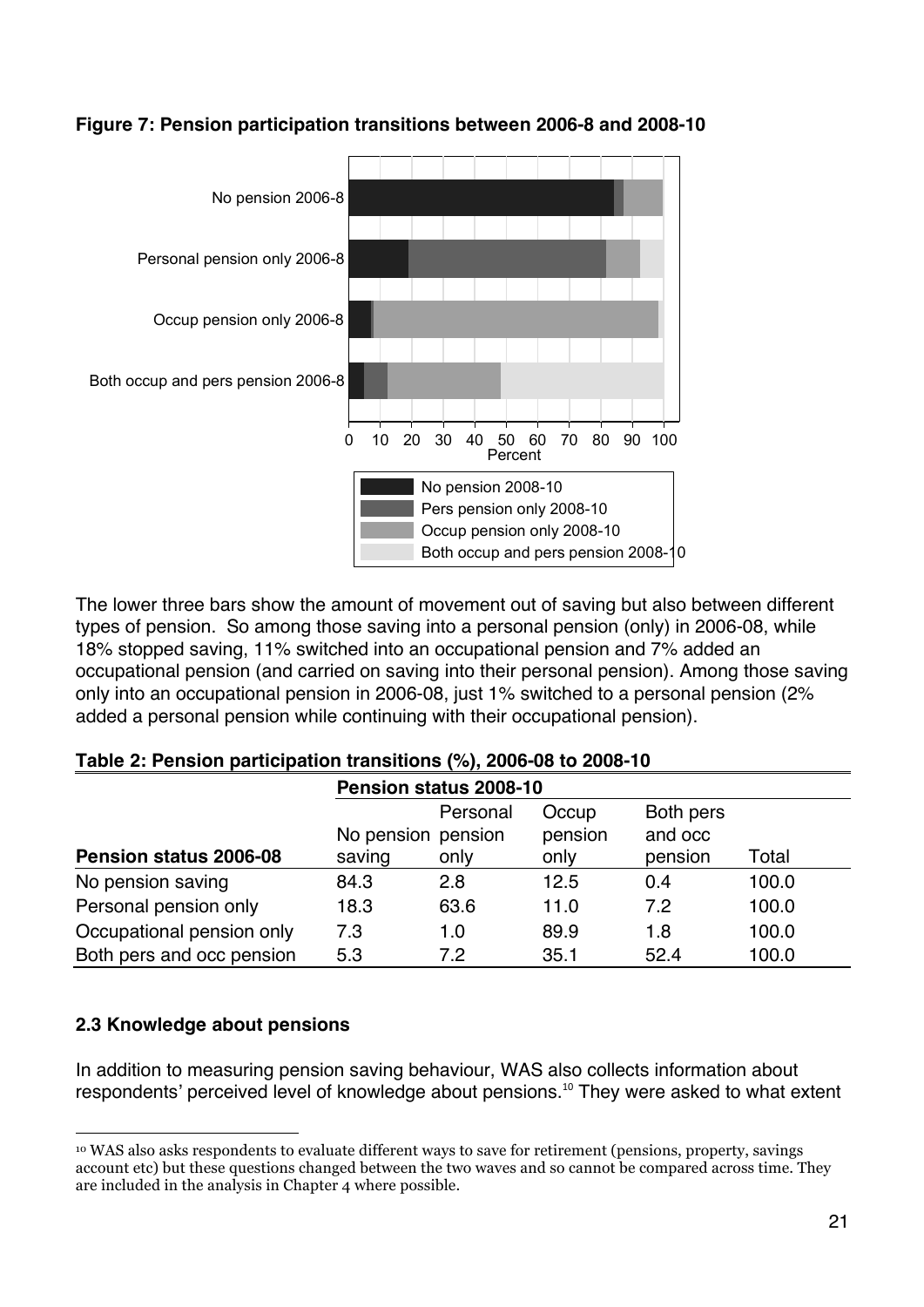**Figure 7: Pension participation transitions between 2006-8 and 2008-10**

The lower three bars show the amount of movement out of saving but also between different types of pension. So among those saving into a personal pension (only) in 2006-08, while 18% stopped saving, 11% switched into an occupational pension and 7% added an occupational pension (and carried on saving into their personal pension). Among those saving only into an occupational pension in 2006-08, just 1% switched to a personal pension (2% added a personal pension while continuing with their occupational pension).

**Table 2: Pension participation transitions (%), 2006-08 to 2008-10**

| | Pension status 2008-10 | | | | |
|---|---|---|---|---|---|
| **Pension status 2006-08** | No pension saving | Personal pension only | Occup pension only | Both pers and occ pension | Total |
| No pension saving | 84.3 | 2.8 | 12.5 | 0.4 | 100.0 |
| Personal pension only | 18.3 | 63.6 | 11.0 | 7.2 | 100.0 |
| Occupational pension only | 7.3 | 1.0 | 89.9 | 1.8 | 100.0 |
| Both pers and occ pension | 5.3 | 7.2 | 35.1 | 52.4 | 100.0 |

### 2.3 Knowledge about pensions

In addition to measuring pension saving behaviour, WAS also collects information about respondents' perceived level of knowledge about pensions.[10] They were asked to what extent

[10] WAS also asks respondents to evaluate different ways to save for retirement (pensions, property, savings account etc) but these questions changed between the two waves and so cannot be compared across time. They are included in the analysis in Chapter 4 where possible.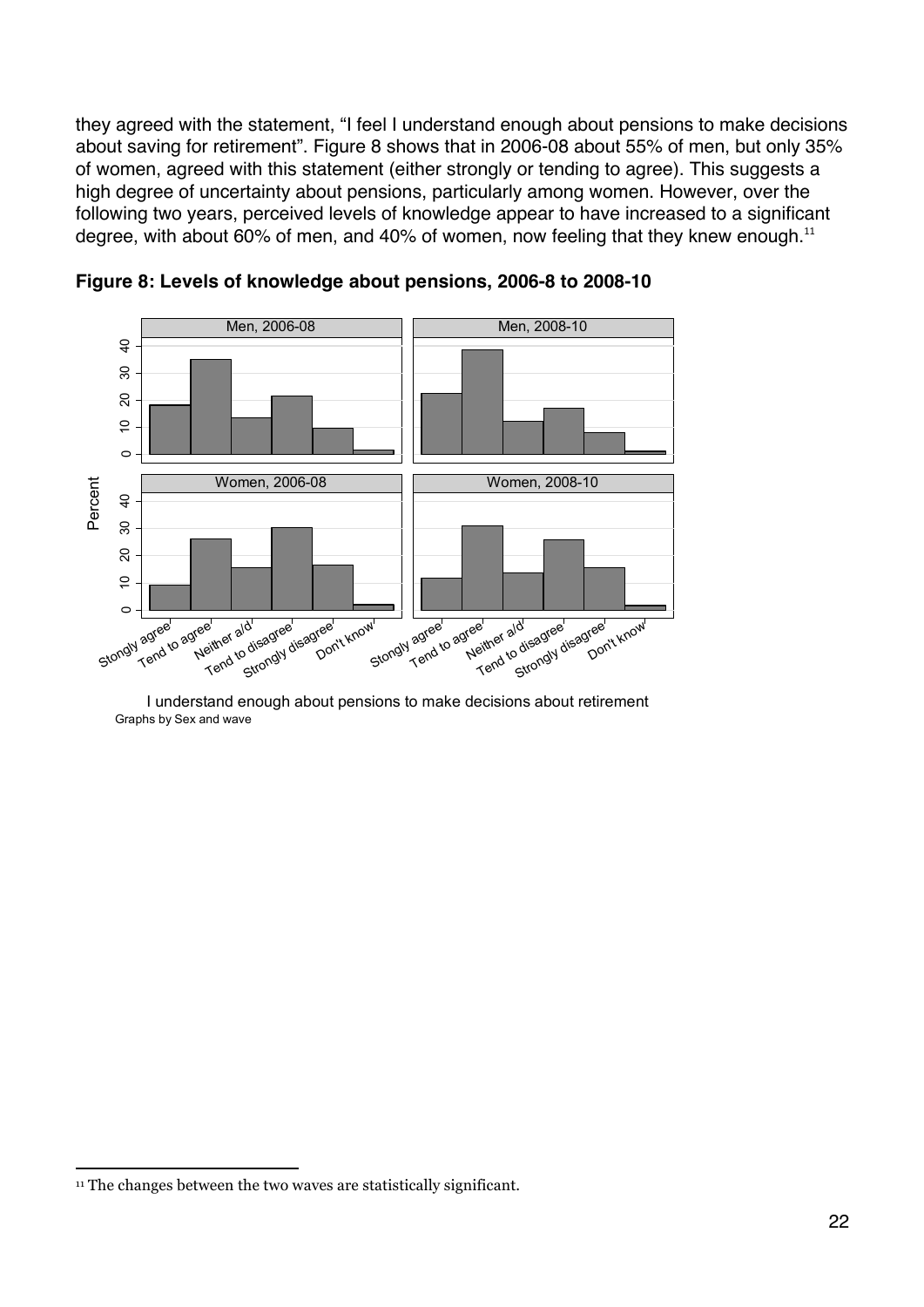they agreed with the statement, "I feel I understand enough about pensions to make decisions about saving for retirement". Figure 8 shows that in 2006-08 about 55% of men, but only 35% of women, agreed with this statement (either strongly or tending to agree). This suggests a high degree of uncertainty about pensions, particularly among women. However, over the following two years, perceived levels of knowledge appear to have increased to a significant degree, with about 60% of men, and 40% of women, now feeling that they knew enough.[11]

**Figure 8: Levels of knowledge about pensions, 2006-8 to 2008-10**

I understand enough about pensions to make decisions about retirement

Graphs by Sex and wave

[11] The changes between the two waves are statistically significant.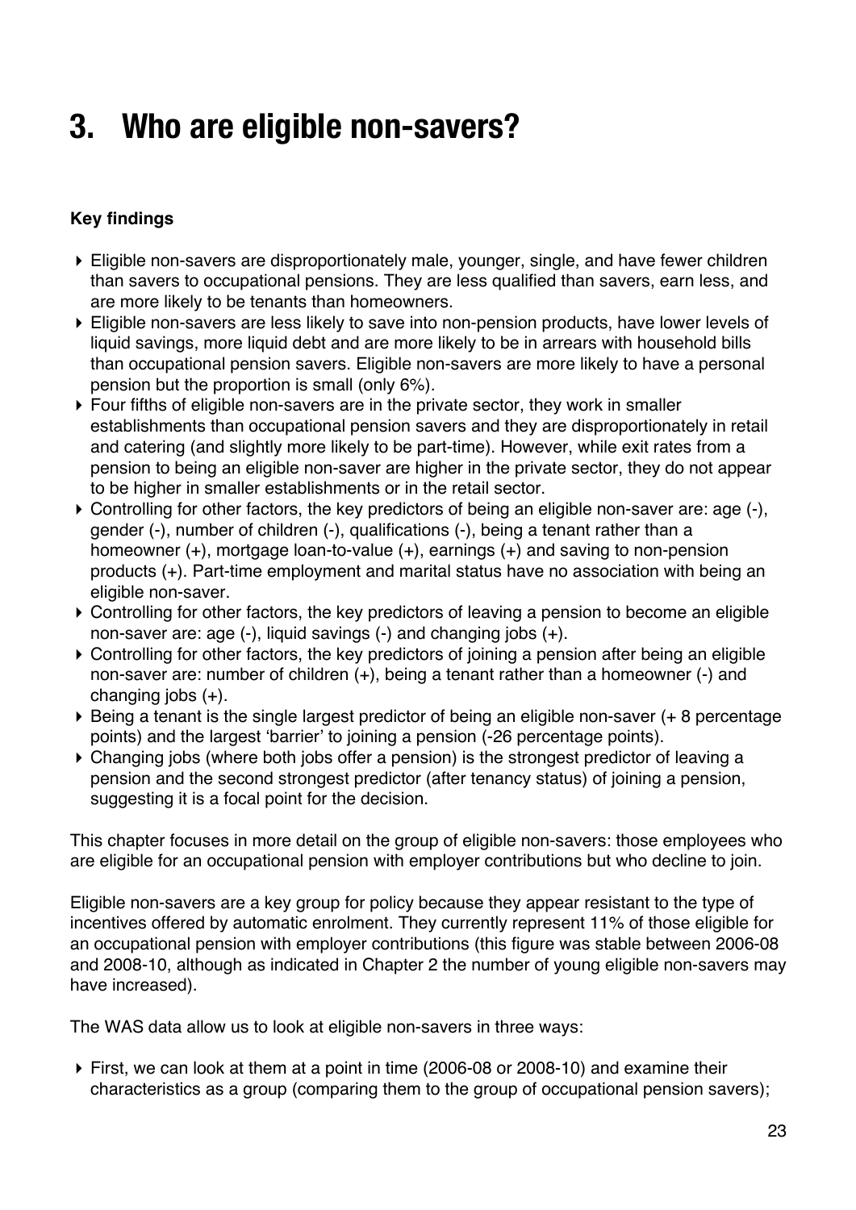# 3. Who are eligible non-savers?

**Key findings**

- Eligible non-savers are disproportionately male, younger, single, and have fewer children than savers to occupational pensions. They are less qualified than savers, earn less, and are more likely to be tenants than homeowners.
- Eligible non-savers are less likely to save into non-pension products, have lower levels of liquid savings, more liquid debt and are more likely to be in arrears with household bills than occupational pension savers. Eligible non-savers are more likely to have a personal pension but the proportion is small (only 6%).
- Four fifths of eligible non-savers are in the private sector, they work in smaller establishments than occupational pension savers and they are disproportionately in retail and catering (and slightly more likely to be part-time). However, while exit rates from a pension to being an eligible non-saver are higher in the private sector, they do not appear to be higher in smaller establishments or in the retail sector.
- Controlling for other factors, the key predictors of being an eligible non-saver are: age (-), gender (-), number of children (-), qualifications (-), being a tenant rather than a homeowner (+), mortgage loan-to-value (+), earnings (+) and saving to non-pension products (+). Part-time employment and marital status have no association with being an eligible non-saver.
- Controlling for other factors, the key predictors of leaving a pension to become an eligible non-saver are: age (-), liquid savings (-) and changing jobs (+).
- Controlling for other factors, the key predictors of joining a pension after being an eligible non-saver are: number of children (+), being a tenant rather than a homeowner (-) and changing jobs (+).
- Being a tenant is the single largest predictor of being an eligible non-saver (+ 8 percentage points) and the largest 'barrier' to joining a pension (-26 percentage points).
- Changing jobs (where both jobs offer a pension) is the strongest predictor of leaving a pension and the second strongest predictor (after tenancy status) of joining a pension, suggesting it is a focal point for the decision.

This chapter focuses in more detail on the group of eligible non-savers: those employees who are eligible for an occupational pension with employer contributions but who decline to join.

Eligible non-savers are a key group for policy because they appear resistant to the type of incentives offered by automatic enrolment. They currently represent 11% of those eligible for an occupational pension with employer contributions (this figure was stable between 2006-08 and 2008-10, although as indicated in Chapter 2 the number of young eligible non-savers may have increased).

The WAS data allow us to look at eligible non-savers in three ways:

- First, we can look at them at a point in time (2006-08 or 2008-10) and examine their characteristics as a group (comparing them to the group of occupational pension savers);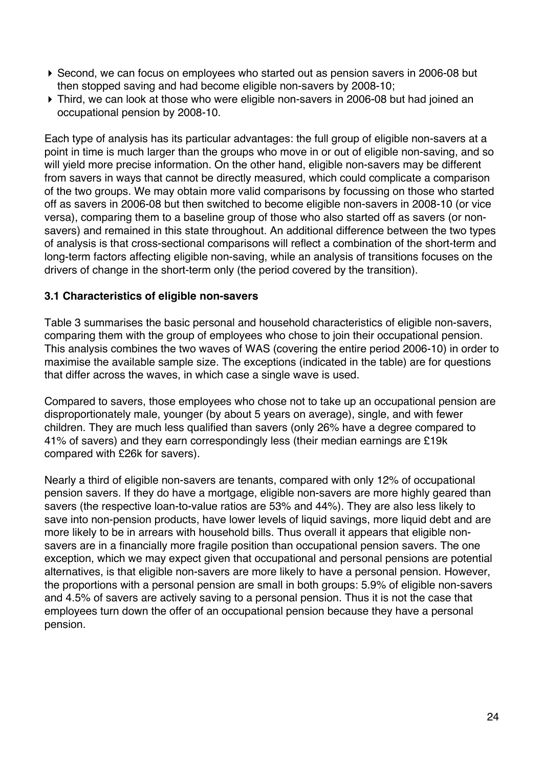- Second, we can focus on employees who started out as pension savers in 2006-08 but then stopped saving and had become eligible non-savers by 2008-10;
- Third, we can look at those who were eligible non-savers in 2006-08 but had joined an occupational pension by 2008-10.

Each type of analysis has its particular advantages: the full group of eligible non-savers at a point in time is much larger than the groups who move in or out of eligible non-saving, and so will yield more precise information. On the other hand, eligible non-savers may be different from savers in ways that cannot be directly measured, which could complicate a comparison of the two groups. We may obtain more valid comparisons by focussing on those who started off as savers in 2006-08 but then switched to become eligible non-savers in 2008-10 (or vice versa), comparing them to a baseline group of those who also started off as savers (or non-savers) and remained in this state throughout. An additional difference between the two types of analysis is that cross-sectional comparisons will reflect a combination of the short-term and long-term factors affecting eligible non-saving, while an analysis of transitions focuses on the drivers of change in the short-term only (the period covered by the transition).

### 3.1 Characteristics of eligible non-savers

Table 3 summarises the basic personal and household characteristics of eligible non-savers, comparing them with the group of employees who chose to join their occupational pension. This analysis combines the two waves of WAS (covering the entire period 2006-10) in order to maximise the available sample size. The exceptions (indicated in the table) are for questions that differ across the waves, in which case a single wave is used.

Compared to savers, those employees who chose not to take up an occupational pension are disproportionately male, younger (by about 5 years on average), single, and with fewer children. They are much less qualified than savers (only 26% have a degree compared to 41% of savers) and they earn correspondingly less (their median earnings are £19k compared with £26k for savers).

Nearly a third of eligible non-savers are tenants, compared with only 12% of occupational pension savers. If they do have a mortgage, eligible non-savers are more highly geared than savers (the respective loan-to-value ratios are 53% and 44%). They are also less likely to save into non-pension products, have lower levels of liquid savings, more liquid debt and are more likely to be in arrears with household bills. Thus overall it appears that eligible non-savers are in a financially more fragile position than occupational pension savers. The one exception, which we may expect given that occupational and personal pensions are potential alternatives, is that eligible non-savers are more likely to have a personal pension. However, the proportions with a personal pension are small in both groups: 5.9% of eligible non-savers and 4.5% of savers are actively saving to a personal pension. Thus it is not the case that employees turn down the offer of an occupational pension because they have a personal pension.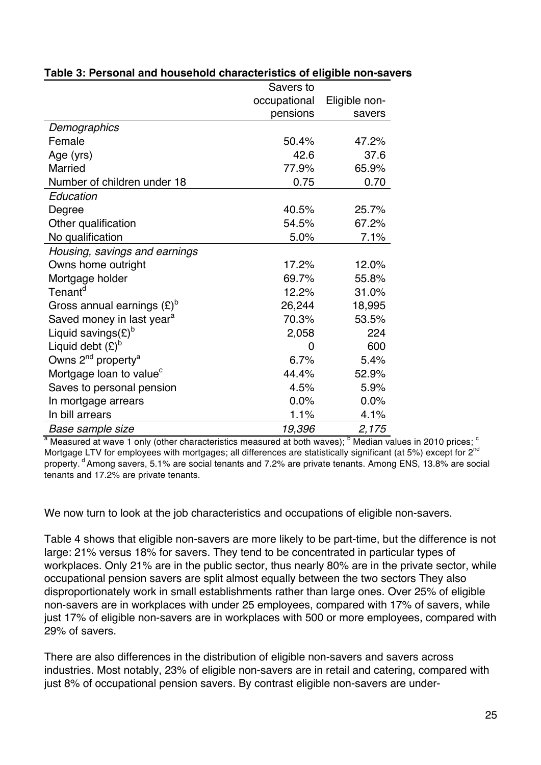**Table 3: Personal and household characteristics of eligible non-savers**

| | Savers to occupational pensions | Eligible non-savers |
|---|---|---|
| *Demographics* | | |
| Female | 50.4% | 47.2% |
| Age (yrs) | 42.6 | 37.6 |
| Married | 77.9% | 65.9% |
| Number of children under 18 | 0.75 | 0.70 |
| *Education* | | |
| Degree | 40.5% | 25.7% |
| Other qualification | 54.5% | 67.2% |
| No qualification | 5.0% | 7.1% |
| *Housing, savings and earnings* | | |
| Owns home outright | 17.2% | 12.0% |
| Mortgage holder | 69.7% | 55.8% |
| Tenant[d] | 12.2% | 31.0% |
| Gross annual earnings (£)[b] | 26,244 | 18,995 |
| Saved money in last year[a] | 70.3% | 53.5% |
| Liquid savings(£)[b] | 2,058 | 224 |
| Liquid debt (£)[b] | 0 | 600 |
| Owns 2nd property[a] | 6.7% | 5.4% |
| Mortgage loan to value[c] | 44.4% | 52.9% |
| Saves to personal pension | 4.5% | 5.9% |
| In mortgage arrears | 0.0% | 0.0% |
| In bill arrears | 1.1% | 4.1% |
| *Base sample size* | *19,396* | *2,175* |

[a] Measured at wave 1 only (other characteristics measured at both waves); [b] Median values in 2010 prices; [c] Mortgage LTV for employees with mortgages; all differences are statistically significant (at 5%) except for 2nd property. [d] Among savers, 5.1% are social tenants and 7.2% are private tenants. Among ENS, 13.8% are social tenants and 17.2% are private tenants.

We now turn to look at the job characteristics and occupations of eligible non-savers.

Table 4 shows that eligible non-savers are more likely to be part-time, but the difference is not large: 21% versus 18% for savers. They tend to be concentrated in particular types of workplaces. Only 21% are in the public sector, thus nearly 80% are in the private sector, while occupational pension savers are split almost equally between the two sectors They also disproportionately work in small establishments rather than large ones. Over 25% of eligible non-savers are in workplaces with under 25 employees, compared with 17% of savers, while just 17% of eligible non-savers are in workplaces with 500 or more employees, compared with 29% of savers.

There are also differences in the distribution of eligible non-savers and savers across industries. Most notably, 23% of eligible non-savers are in retail and catering, compared with just 8% of occupational pension savers. By contrast eligible non-savers are under-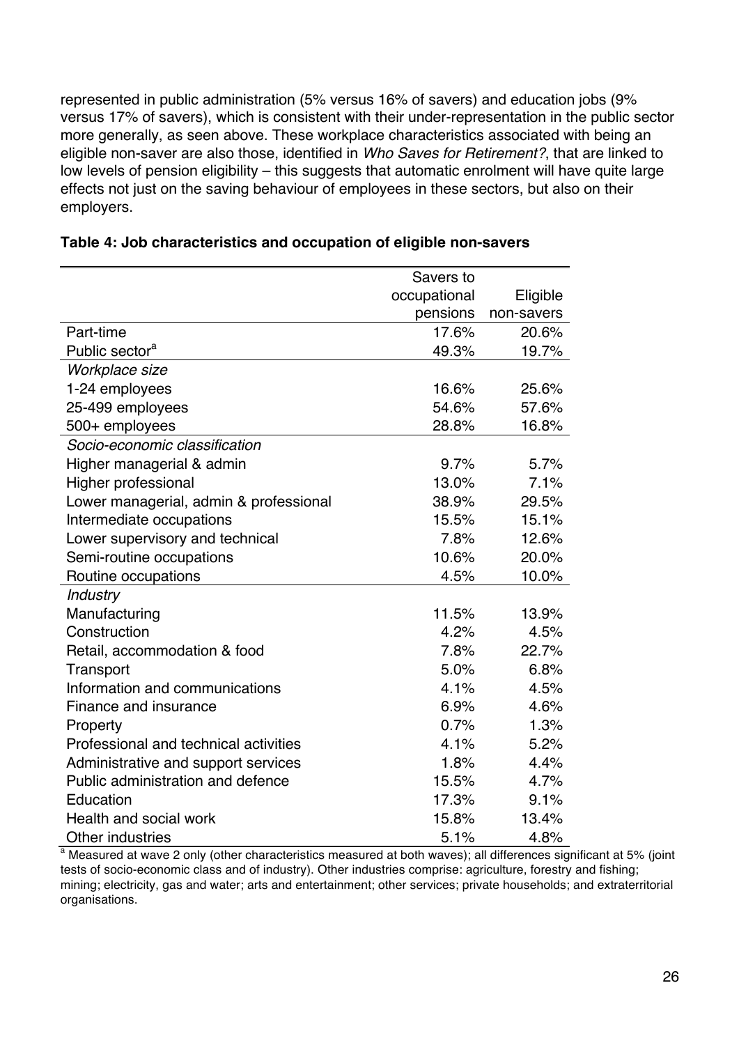represented in public administration (5% versus 16% of savers) and education jobs (9% versus 17% of savers), which is consistent with their under-representation in the public sector more generally, as seen above. These workplace characteristics associated with being an eligible non-saver are also those, identified in *Who Saves for Retirement?*, that are linked to low levels of pension eligibility – this suggests that automatic enrolment will have quite large effects not just on the saving behaviour of employees in these sectors, but also on their employers.

**Table 4: Job characteristics and occupation of eligible non-savers**

| | Savers to occupational pensions | Eligible non-savers |
|---|---|---|
| Part-time | 17.6% | 20.6% |
| Public sector[a] | 49.3% | 19.7% |
| *Workplace size* | | |
| 1-24 employees | 16.6% | 25.6% |
| 25-499 employees | 54.6% | 57.6% |
| 500+ employees | 28.8% | 16.8% |
| *Socio-economic classification* | | |
| Higher managerial & admin | 9.7% | 5.7% |
| Higher professional | 13.0% | 7.1% |
| Lower managerial, admin & professional | 38.9% | 29.5% |
| Intermediate occupations | 15.5% | 15.1% |
| Lower supervisory and technical | 7.8% | 12.6% |
| Semi-routine occupations | 10.6% | 20.0% |
| Routine occupations | 4.5% | 10.0% |
| *Industry* | | |
| Manufacturing | 11.5% | 13.9% |
| Construction | 4.2% | 4.5% |
| Retail, accommodation & food | 7.8% | 22.7% |
| Transport | 5.0% | 6.8% |
| Information and communications | 4.1% | 4.5% |
| Finance and insurance | 6.9% | 4.6% |
| Property | 0.7% | 1.3% |
| Professional and technical activities | 4.1% | 5.2% |
| Administrative and support services | 1.8% | 4.4% |
| Public administration and defence | 15.5% | 4.7% |
| Education | 17.3% | 9.1% |
| Health and social work | 15.8% | 13.4% |
| Other industries | 5.1% | 4.8% |

[a] Measured at wave 2 only (other characteristics measured at both waves); all differences significant at 5% (joint tests of socio-economic class and of industry). Other industries comprise: agriculture, forestry and fishing; mining; electricity, gas and water; arts and entertainment; other services; private households; and extraterritorial organisations.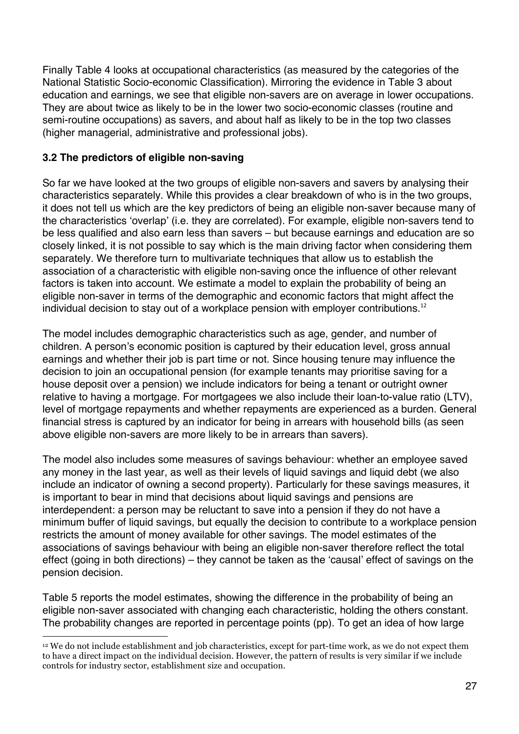Finally Table 4 looks at occupational characteristics (as measured by the categories of the National Statistic Socio-economic Classification). Mirroring the evidence in Table 3 about education and earnings, we see that eligible non-savers are on average in lower occupations. They are about twice as likely to be in the lower two socio-economic classes (routine and semi-routine occupations) as savers, and about half as likely to be in the top two classes (higher managerial, administrative and professional jobs).

### 3.2 The predictors of eligible non-saving

So far we have looked at the two groups of eligible non-savers and savers by analysing their characteristics separately. While this provides a clear breakdown of who is in the two groups, it does not tell us which are the key predictors of being an eligible non-saver because many of the characteristics 'overlap' (i.e. they are correlated). For example, eligible non-savers tend to be less qualified and also earn less than savers – but because earnings and education are so closely linked, it is not possible to say which is the main driving factor when considering them separately. We therefore turn to multivariate techniques that allow us to establish the association of a characteristic with eligible non-saving once the influence of other relevant factors is taken into account. We estimate a model to explain the probability of being an eligible non-saver in terms of the demographic and economic factors that might affect the individual decision to stay out of a workplace pension with employer contributions.[12]

The model includes demographic characteristics such as age, gender, and number of children. A person's economic position is captured by their education level, gross annual earnings and whether their job is part time or not. Since housing tenure may influence the decision to join an occupational pension (for example tenants may prioritise saving for a house deposit over a pension) we include indicators for being a tenant or outright owner relative to having a mortgage. For mortgagees we also include their loan-to-value ratio (LTV), level of mortgage repayments and whether repayments are experienced as a burden. General financial stress is captured by an indicator for being in arrears with household bills (as seen above eligible non-savers are more likely to be in arrears than savers).

The model also includes some measures of savings behaviour: whether an employee saved any money in the last year, as well as their levels of liquid savings and liquid debt (we also include an indicator of owning a second property). Particularly for these savings measures, it is important to bear in mind that decisions about liquid savings and pensions are interdependent: a person may be reluctant to save into a pension if they do not have a minimum buffer of liquid savings, but equally the decision to contribute to a workplace pension restricts the amount of money available for other savings. The model estimates of the associations of savings behaviour with being an eligible non-saver therefore reflect the total effect (going in both directions) – they cannot be taken as the 'causal' effect of savings on the pension decision.

Table 5 reports the model estimates, showing the difference in the probability of being an eligible non-saver associated with changing each characteristic, holding the others constant. The probability changes are reported in percentage points (pp). To get an idea of how large

[12] We do not include establishment and job characteristics, except for part-time work, as we do not expect them to have a direct impact on the individual decision. However, the pattern of results is very similar if we include controls for industry sector, establishment size and occupation.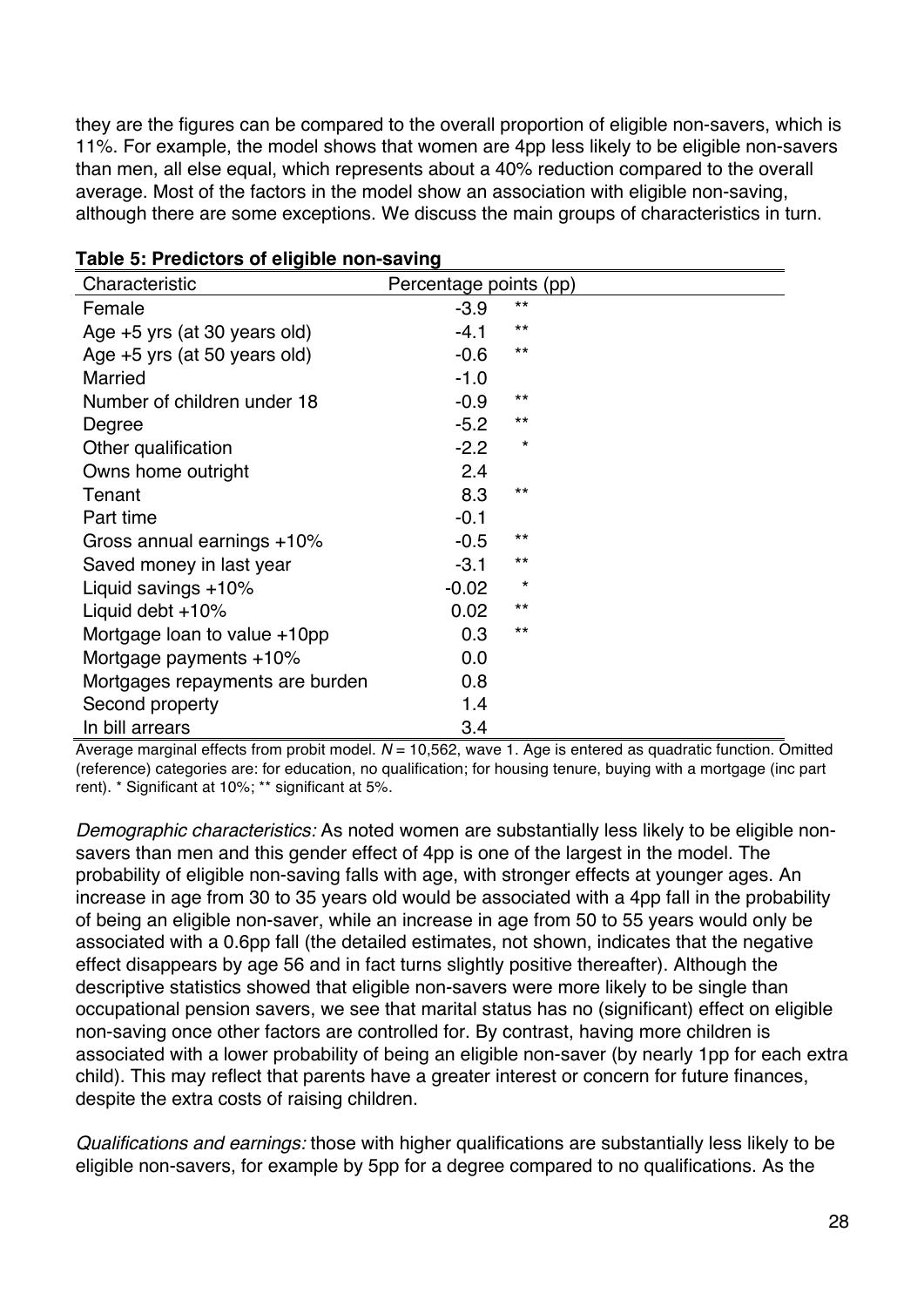they are the figures can be compared to the overall proportion of eligible non-savers, which is 11%. For example, the model shows that women are 4pp less likely to be eligible non-savers than men, all else equal, which represents about a 40% reduction compared to the overall average. Most of the factors in the model show an association with eligible non-saving, although there are some exceptions. We discuss the main groups of characteristics in turn.

**Table 5: Predictors of eligible non-saving**

| Characteristic | Percentage points (pp) | |
|---|---|---|
| Female | -3.9 | ** |
| Age +5 yrs (at 30 years old) | -4.1 | ** |
| Age +5 yrs (at 50 years old) | -0.6 | ** |
| Married | -1.0 | |
| Number of children under 18 | -0.9 | ** |
| Degree | -5.2 | ** |
| Other qualification | -2.2 | * |
| Owns home outright | 2.4 | |
| Tenant | 8.3 | ** |
| Part time | -0.1 | |
| Gross annual earnings +10% | -0.5 | ** |
| Saved money in last year | -3.1 | ** |
| Liquid savings +10% | -0.02 | * |
| Liquid debt +10% | 0.02 | ** |
| Mortgage loan to value +10pp | 0.3 | ** |
| Mortgage payments +10% | 0.0 | |
| Mortgages repayments are burden | 0.8 | |
| Second property | 1.4 | |
| In bill arrears | 3.4 | |

Average marginal effects from probit model. *N* = 10,562, wave 1. Age is entered as quadratic function. Omitted (reference) categories are: for education, no qualification; for housing tenure, buying with a mortgage (inc part rent). * Significant at 10%; ** significant at 5%.

*Demographic characteristics:* As noted women are substantially less likely to be eligible non-savers than men and this gender effect of 4pp is one of the largest in the model. The probability of eligible non-saving falls with age, with stronger effects at younger ages. An increase in age from 30 to 35 years old would be associated with a 4pp fall in the probability of being an eligible non-saver, while an increase in age from 50 to 55 years would only be associated with a 0.6pp fall (the detailed estimates, not shown, indicates that the negative effect disappears by age 56 and in fact turns slightly positive thereafter). Although the descriptive statistics showed that eligible non-savers were more likely to be single than occupational pension savers, we see that marital status has no (significant) effect on eligible non-saving once other factors are controlled for. By contrast, having more children is associated with a lower probability of being an eligible non-saver (by nearly 1pp for each extra child). This may reflect that parents have a greater interest or concern for future finances, despite the extra costs of raising children.

*Qualifications and earnings:* those with higher qualifications are substantially less likely to be eligible non-savers, for example by 5pp for a degree compared to no qualifications. As the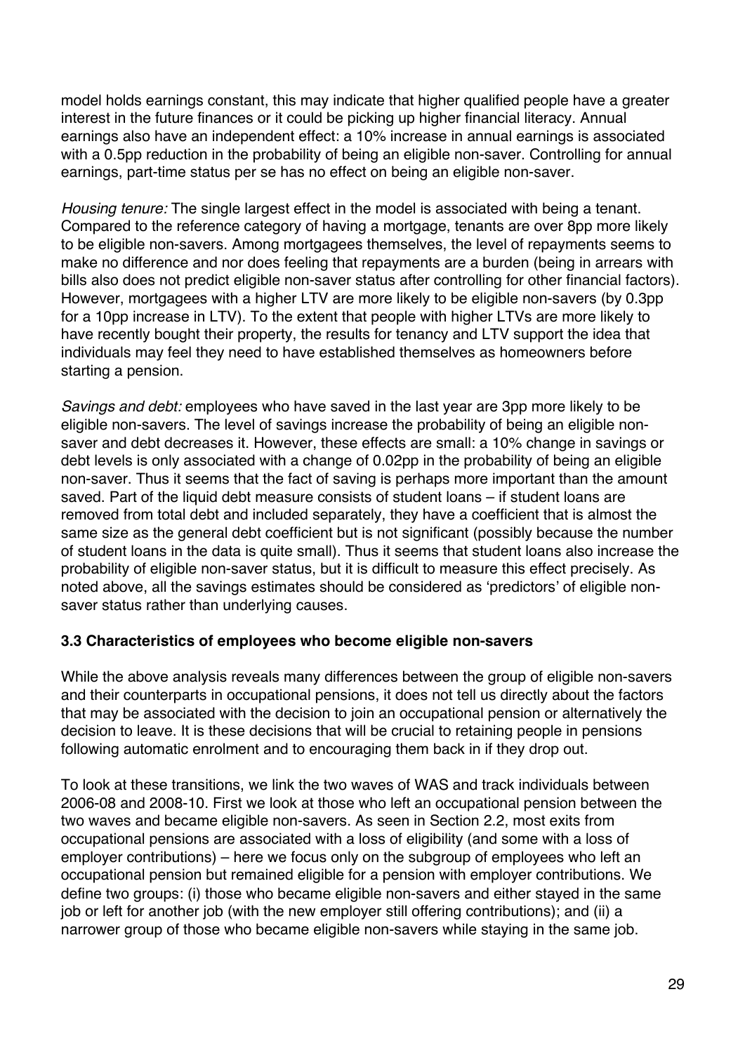model holds earnings constant, this may indicate that higher qualified people have a greater interest in the future finances or it could be picking up higher financial literacy. Annual earnings also have an independent effect: a 10% increase in annual earnings is associated with a 0.5pp reduction in the probability of being an eligible non-saver. Controlling for annual earnings, part-time status per se has no effect on being an eligible non-saver.

*Housing tenure:* The single largest effect in the model is associated with being a tenant. Compared to the reference category of having a mortgage, tenants are over 8pp more likely to be eligible non-savers. Among mortgagees themselves, the level of repayments seems to make no difference and nor does feeling that repayments are a burden (being in arrears with bills also does not predict eligible non-saver status after controlling for other financial factors). However, mortgagees with a higher LTV are more likely to be eligible non-savers (by 0.3pp for a 10pp increase in LTV). To the extent that people with higher LTVs are more likely to have recently bought their property, the results for tenancy and LTV support the idea that individuals may feel they need to have established themselves as homeowners before starting a pension.

*Savings and debt:* employees who have saved in the last year are 3pp more likely to be eligible non-savers. The level of savings increase the probability of being an eligible non-saver and debt decreases it. However, these effects are small: a 10% change in savings or debt levels is only associated with a change of 0.02pp in the probability of being an eligible non-saver. Thus it seems that the fact of saving is perhaps more important than the amount saved. Part of the liquid debt measure consists of student loans – if student loans are removed from total debt and included separately, they have a coefficient that is almost the same size as the general debt coefficient but is not significant (possibly because the number of student loans in the data is quite small). Thus it seems that student loans also increase the probability of eligible non-saver status, but it is difficult to measure this effect precisely. As noted above, all the savings estimates should be considered as 'predictors' of eligible non-saver status rather than underlying causes.

### 3.3 Characteristics of employees who become eligible non-savers

While the above analysis reveals many differences between the group of eligible non-savers and their counterparts in occupational pensions, it does not tell us directly about the factors that may be associated with the decision to join an occupational pension or alternatively the decision to leave. It is these decisions that will be crucial to retaining people in pensions following automatic enrolment and to encouraging them back in if they drop out.

To look at these transitions, we link the two waves of WAS and track individuals between 2006-08 and 2008-10. First we look at those who left an occupational pension between the two waves and became eligible non-savers. As seen in Section 2.2, most exits from occupational pensions are associated with a loss of eligibility (and some with a loss of employer contributions) – here we focus only on the subgroup of employees who left an occupational pension but remained eligible for a pension with employer contributions. We define two groups: (i) those who became eligible non-savers and either stayed in the same job or left for another job (with the new employer still offering contributions); and (ii) a narrower group of those who became eligible non-savers while staying in the same job.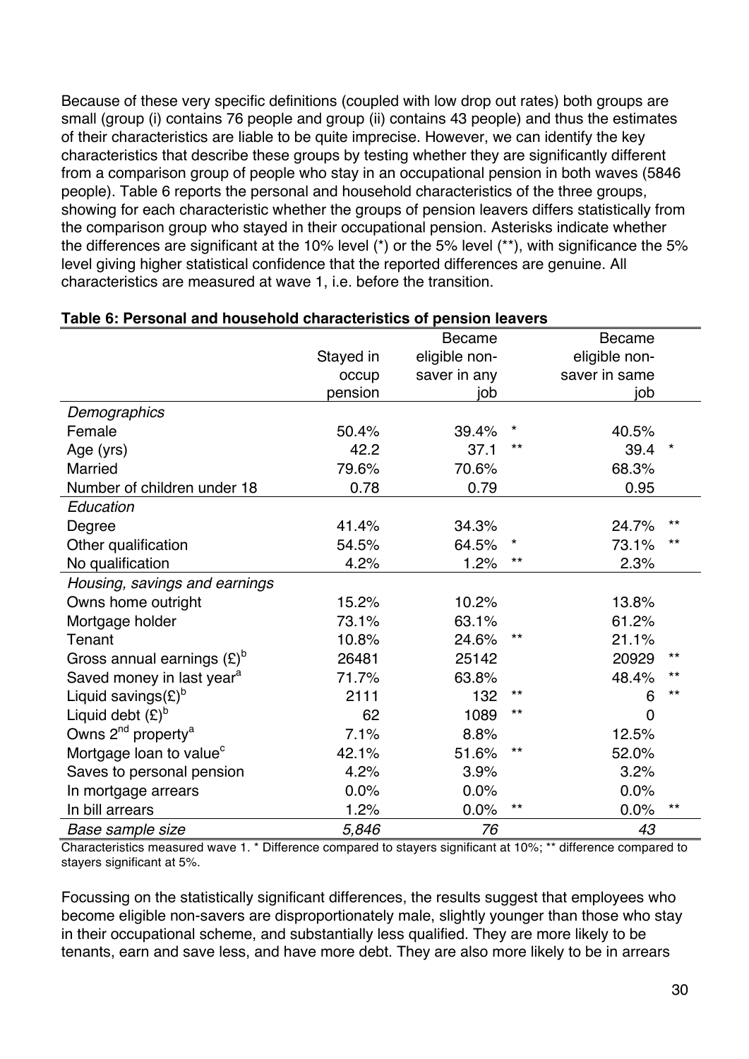Because of these very specific definitions (coupled with low drop out rates) both groups are small (group (i) contains 76 people and group (ii) contains 43 people) and thus the estimates of their characteristics are liable to be quite imprecise. However, we can identify the key characteristics that describe these groups by testing whether they are significantly different from a comparison group of people who stay in an occupational pension in both waves (5846 people). Table 6 reports the personal and household characteristics of the three groups, showing for each characteristic whether the groups of pension leavers differs statistically from the comparison group who stayed in their occupational pension. Asterisks indicate whether the differences are significant at the 10% level (*) or the 5% level (**), with significance the 5% level giving higher statistical confidence that the reported differences are genuine. All characteristics are measured at wave 1, i.e. before the transition.

**Table 6: Personal and household characteristics of pension leavers**

| | Stayed in occup pension | Became eligible non-saver in any job | | Became eligible non-saver in same job | |
|---|---|---|---|---|---|
| *Demographics* | | | | | |
| Female | 50.4% | 39.4% | * | 40.5% | |
| Age (yrs) | 42.2 | 37.1 | ** | 39.4 | * |
| Married | 79.6% | 70.6% | | 68.3% | |
| Number of children under 18 | 0.78 | 0.79 | | 0.95 | |
| *Education* | | | | | |
| Degree | 41.4% | 34.3% | | 24.7% | ** |
| Other qualification | 54.5% | 64.5% | * | 73.1% | ** |
| No qualification | 4.2% | 1.2% | ** | 2.3% | |
| *Housing, savings and earnings* | | | | | |
| Owns home outright | 15.2% | 10.2% | | 13.8% | |
| Mortgage holder | 73.1% | 63.1% | | 61.2% | |
| Tenant | 10.8% | 24.6% | ** | 21.1% | |
| Gross annual earnings (£)[b] | 26481 | 25142 | | 20929 | ** |
| Saved money in last year[a] | 71.7% | 63.8% | | 48.4% | ** |
| Liquid savings(£)[b] | 2111 | 132 | ** | 6 | ** |
| Liquid debt (£)[b] | 62 | 1089 | ** | 0 | |
| Owns 2nd property[a] | 7.1% | 8.8% | | 12.5% | |
| Mortgage loan to value[c] | 42.1% | 51.6% | ** | 52.0% | |
| Saves to personal pension | 4.2% | 3.9% | | 3.2% | |
| In mortgage arrears | 0.0% | 0.0% | | 0.0% | |
| In bill arrears | 1.2% | 0.0% | ** | 0.0% | ** |
| *Base sample size* | *5,846* | *76* | | *43* | |

Characteristics measured wave 1. * Difference compared to stayers significant at 10%; ** difference compared to stayers significant at 5%.

Focussing on the statistically significant differences, the results suggest that employees who become eligible non-savers are disproportionately male, slightly younger than those who stay in their occupational scheme, and substantially less qualified. They are more likely to be tenants, earn and save less, and have more debt. They are also more likely to be in arrears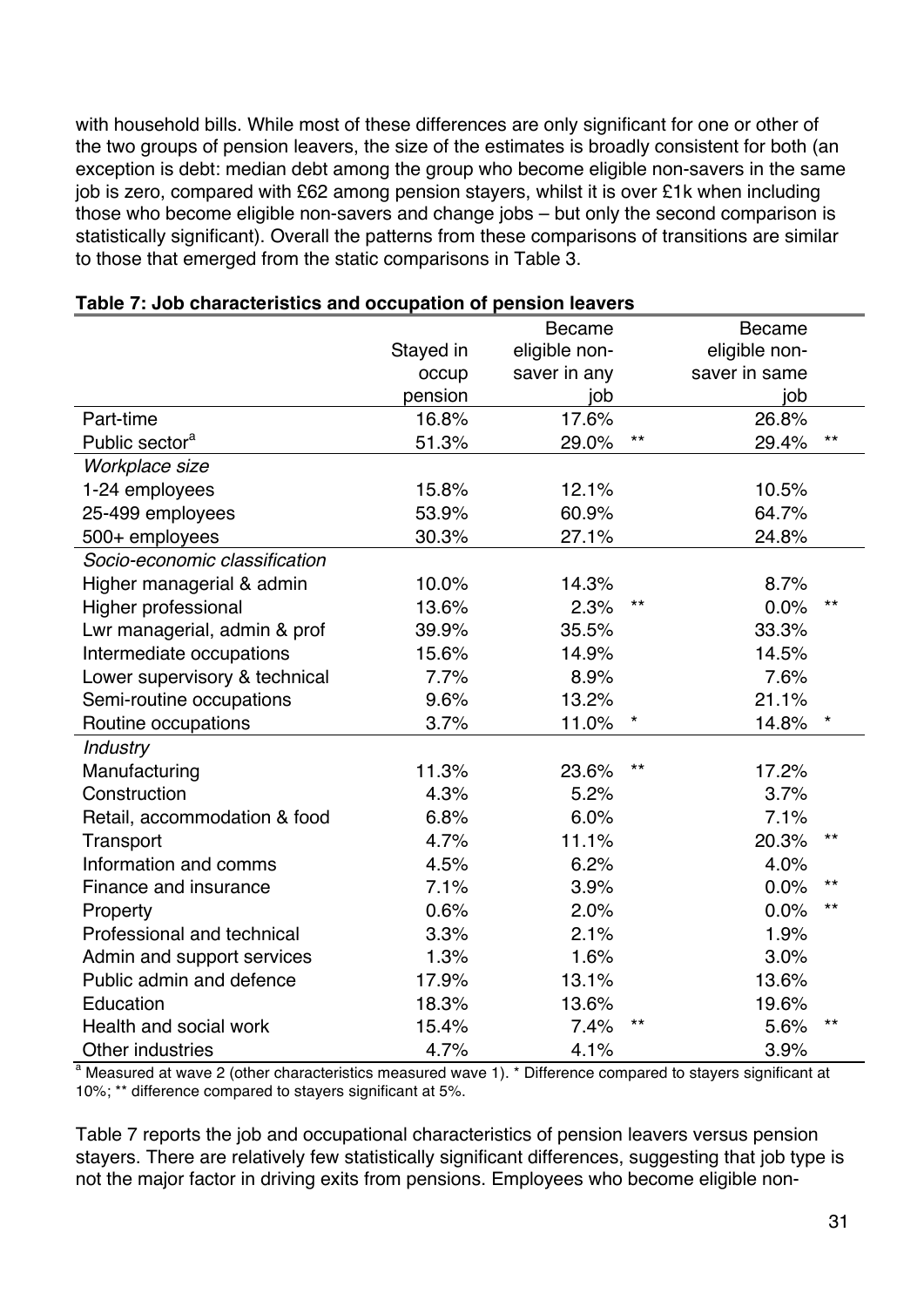with household bills. While most of these differences are only significant for one or other of the two groups of pension leavers, the size of the estimates is broadly consistent for both (an exception is debt: median debt among the group who become eligible non-savers in the same job is zero, compared with £62 among pension stayers, whilst it is over £1k when including those who become eligible non-savers and change jobs – but only the second comparison is statistically significant). Overall the patterns from these comparisons of transitions are similar to those that emerged from the static comparisons in Table 3.

**Table 7: Job characteristics and occupation of pension leavers**

| | Stayed in occup pension | Became eligible non-saver in any job | | Became eligible non-saver in same job | |
|---|---|---|---|---|---|
| Part-time | 16.8% | 17.6% | | 26.8% | |
| Public sector[a] | 51.3% | 29.0% | ** | 29.4% | ** |
| *Workplace size* | | | | | |
| 1-24 employees | 15.8% | 12.1% | | 10.5% | |
| 25-499 employees | 53.9% | 60.9% | | 64.7% | |
| 500+ employees | 30.3% | 27.1% | | 24.8% | |
| *Socio-economic classification* | | | | | |
| Higher managerial & admin | 10.0% | 14.3% | | 8.7% | |
| Higher professional | 13.6% | 2.3% | ** | 0.0% | ** |
| Lwr managerial, admin & prof | 39.9% | 35.5% | | 33.3% | |
| Intermediate occupations | 15.6% | 14.9% | | 14.5% | |
| Lower supervisory & technical | 7.7% | 8.9% | | 7.6% | |
| Semi-routine occupations | 9.6% | 13.2% | | 21.1% | |
| Routine occupations | 3.7% | 11.0% | * | 14.8% | * |
| *Industry* | | | | | |
| Manufacturing | 11.3% | 23.6% | ** | 17.2% | |
| Construction | 4.3% | 5.2% | | 3.7% | |
| Retail, accommodation & food | 6.8% | 6.0% | | 7.1% | |
| Transport | 4.7% | 11.1% | | 20.3% | ** |
| Information and comms | 4.5% | 6.2% | | 4.0% | |
| Finance and insurance | 7.1% | 3.9% | | 0.0% | ** |
| Property | 0.6% | 2.0% | | 0.0% | ** |
| Professional and technical | 3.3% | 2.1% | | 1.9% | |
| Admin and support services | 1.3% | 1.6% | | 3.0% | |
| Public admin and defence | 17.9% | 13.1% | | 13.6% | |
| Education | 18.3% | 13.6% | | 19.6% | |
| Health and social work | 15.4% | 7.4% | ** | 5.6% | ** |
| Other industries | 4.7% | 4.1% | | 3.9% | |

[a] Measured at wave 2 (other characteristics measured wave 1). * Difference compared to stayers significant at 10%; ** difference compared to stayers significant at 5%.

Table 7 reports the job and occupational characteristics of pension leavers versus pension stayers. There are relatively few statistically significant differences, suggesting that job type is not the major factor in driving exits from pensions. Employees who become eligible non-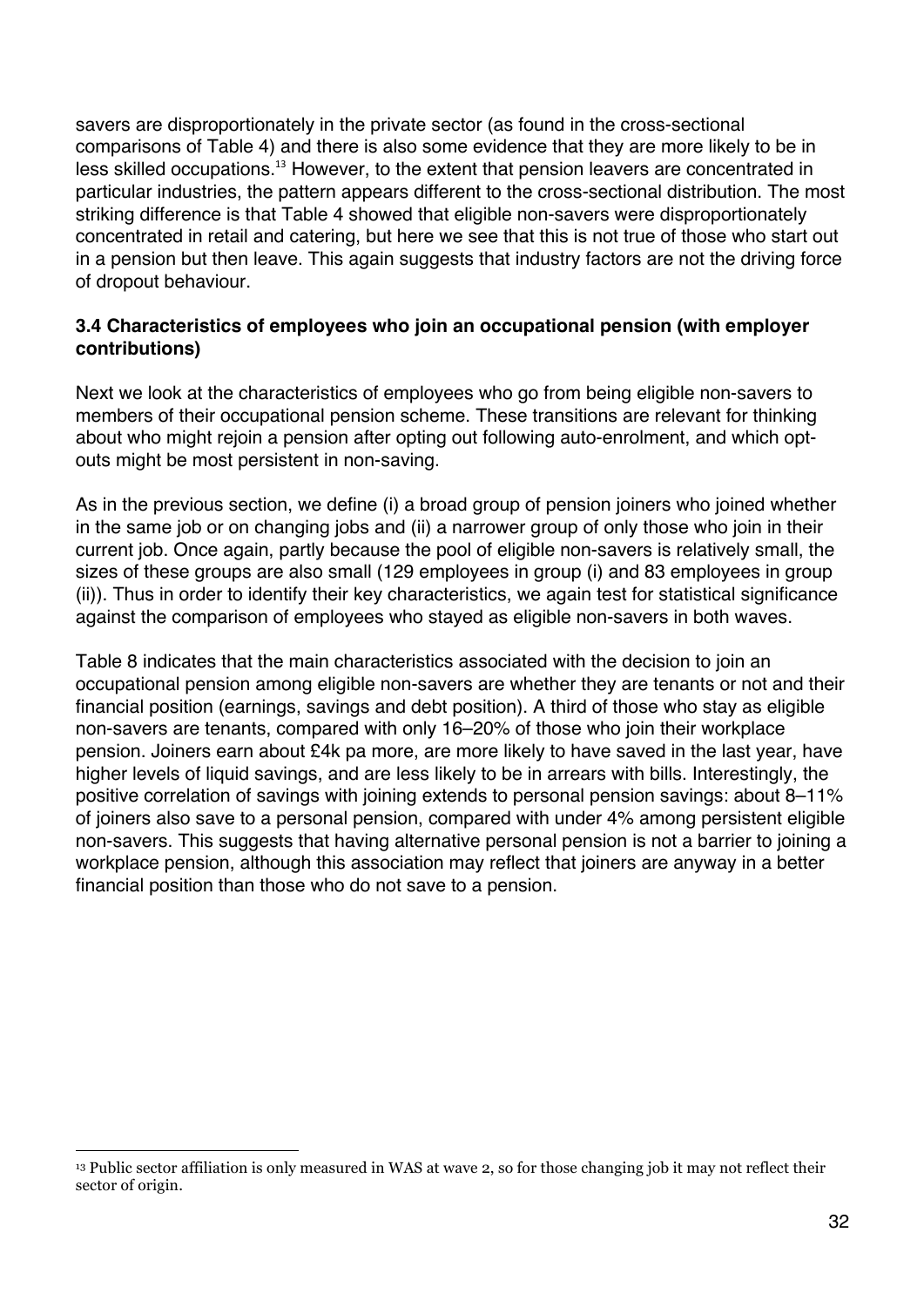savers are disproportionately in the private sector (as found in the cross-sectional comparisons of Table 4) and there is also some evidence that they are more likely to be in less skilled occupations.[13] However, to the extent that pension leavers are concentrated in particular industries, the pattern appears different to the cross-sectional distribution. The most striking difference is that Table 4 showed that eligible non-savers were disproportionately concentrated in retail and catering, but here we see that this is not true of those who start out in a pension but then leave. This again suggests that industry factors are not the driving force of dropout behaviour.

### 3.4 Characteristics of employees who join an occupational pension (with employer contributions)

Next we look at the characteristics of employees who go from being eligible non-savers to members of their occupational pension scheme. These transitions are relevant for thinking about who might rejoin a pension after opting out following auto-enrolment, and which opt-outs might be most persistent in non-saving.

As in the previous section, we define (i) a broad group of pension joiners who joined whether in the same job or on changing jobs and (ii) a narrower group of only those who join in their current job. Once again, partly because the pool of eligible non-savers is relatively small, the sizes of these groups are also small (129 employees in group (i) and 83 employees in group (ii)). Thus in order to identify their key characteristics, we again test for statistical significance against the comparison of employees who stayed as eligible non-savers in both waves.

Table 8 indicates that the main characteristics associated with the decision to join an occupational pension among eligible non-savers are whether they are tenants or not and their financial position (earnings, savings and debt position). A third of those who stay as eligible non-savers are tenants, compared with only 16–20% of those who join their workplace pension. Joiners earn about £4k pa more, are more likely to have saved in the last year, have higher levels of liquid savings, and are less likely to be in arrears with bills. Interestingly, the positive correlation of savings with joining extends to personal pension savings: about 8–11% of joiners also save to a personal pension, compared with under 4% among persistent eligible non-savers. This suggests that having alternative personal pension is not a barrier to joining a workplace pension, although this association may reflect that joiners are anyway in a better financial position than those who do not save to a pension.

---

[13] Public sector affiliation is only measured in WAS at wave 2, so for those changing job it may not reflect their sector of origin.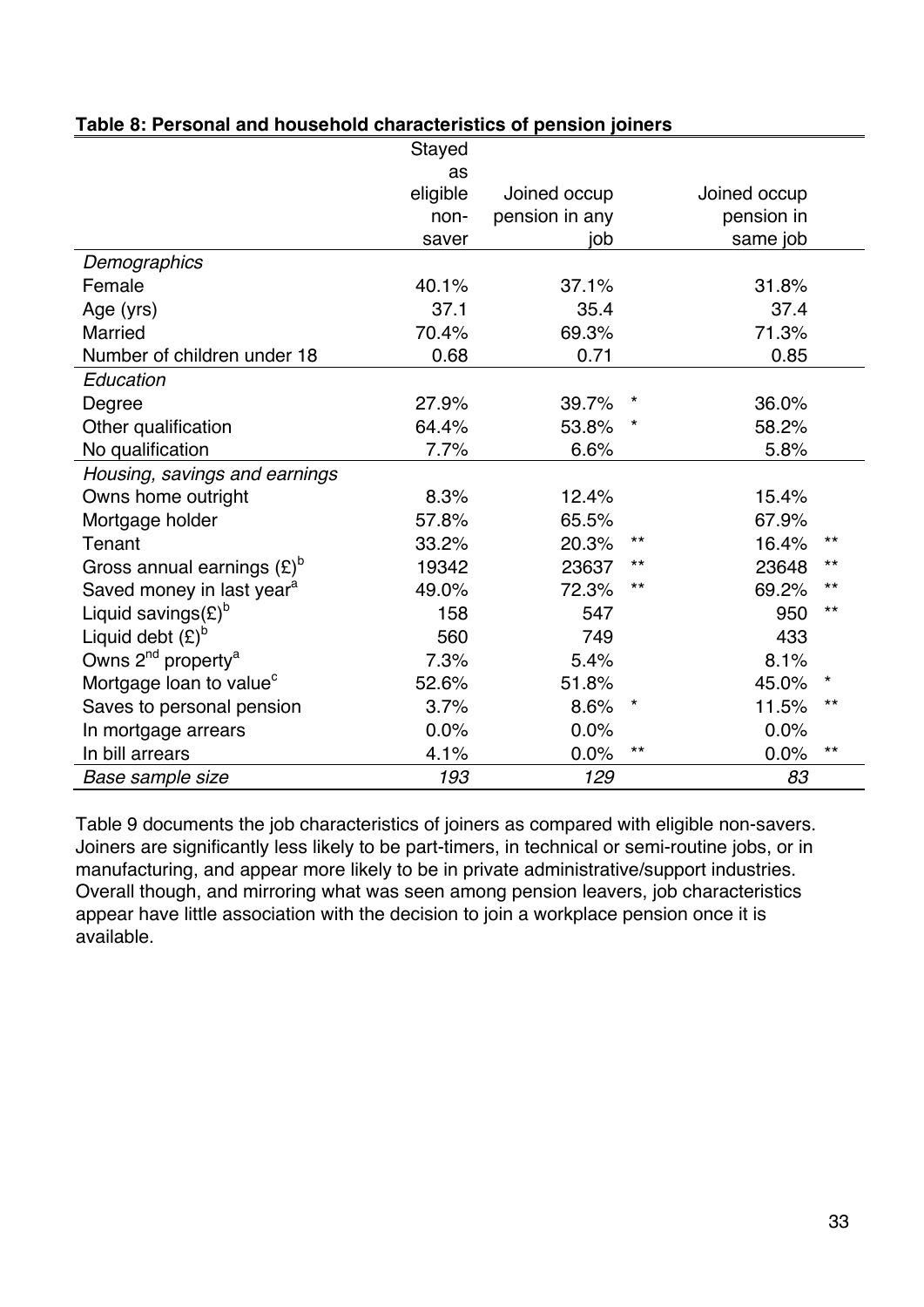**Table 8: Personal and household characteristics of pension joiners**

| | Stayed as eligible non-saver | Joined occup pension in any job | | Joined occup pension in same job | |
|---|---|---|---|---|---|
| *Demographics* | | | | | |
| Female | 40.1% | 37.1% | | 31.8% | |
| Age (yrs) | 37.1 | 35.4 | | 37.4 | |
| Married | 70.4% | 69.3% | | 71.3% | |
| Number of children under 18 | 0.68 | 0.71 | | 0.85 | |
| *Education* | | | | | |
| Degree | 27.9% | 39.7% | * | 36.0% | |
| Other qualification | 64.4% | 53.8% | * | 58.2% | |
| No qualification | 7.7% | 6.6% | | 5.8% | |
| *Housing, savings and earnings* | | | | | |
| Owns home outright | 8.3% | 12.4% | | 15.4% | |
| Mortgage holder | 57.8% | 65.5% | | 67.9% | |
| Tenant | 33.2% | 20.3% | ** | 16.4% | ** |
| Gross annual earnings (£)[b] | 19342 | 23637 | ** | 23648 | ** |
| Saved money in last year[a] | 49.0% | 72.3% | ** | 69.2% | ** |
| Liquid savings(£)[b] | 158 | 547 | | 950 | ** |
| Liquid debt (£)[b] | 560 | 749 | | 433 | |
| Owns 2[nd] property[a] | 7.3% | 5.4% | | 8.1% | |
| Mortgage loan to value[c] | 52.6% | 51.8% | | 45.0% | * |
| Saves to personal pension | 3.7% | 8.6% | * | 11.5% | ** |
| In mortgage arrears | 0.0% | 0.0% | | 0.0% | |
| In bill arrears | 4.1% | 0.0% | ** | 0.0% | ** |
| *Base sample size* | *193* | *129* | | *83* | |

Table 9 documents the job characteristics of joiners as compared with eligible non-savers. Joiners are significantly less likely to be part-timers, in technical or semi-routine jobs, or in manufacturing, and appear more likely to be in private administrative/support industries. Overall though, and mirroring what was seen among pension leavers, job characteristics appear have little association with the decision to join a workplace pension once it is available.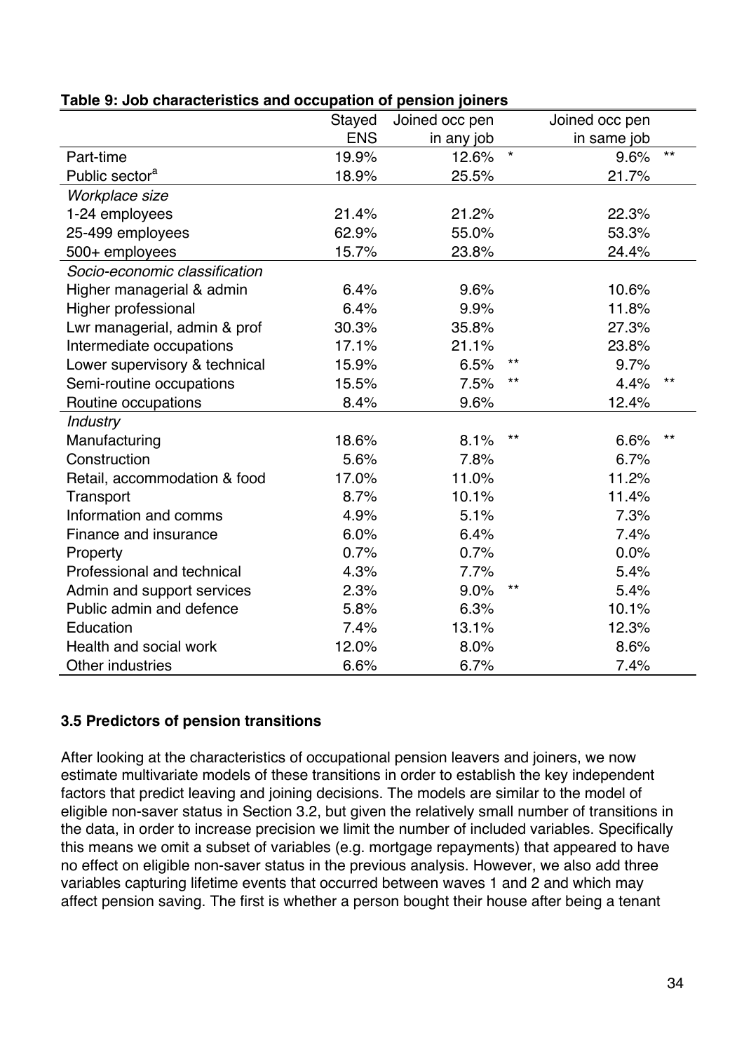**Table 9: Job characteristics and occupation of pension joiners**

| | Stayed ENS | Joined occ pen in any job | | Joined occ pen in same job | |
|---|---|---|---|---|---|
| Part-time | 19.9% | 12.6% | * | 9.6% | ** |
| Public sector[a] | 18.9% | 25.5% | | 21.7% | |
| *Workplace size* | | | | | |
| 1-24 employees | 21.4% | 21.2% | | 22.3% | |
| 25-499 employees | 62.9% | 55.0% | | 53.3% | |
| 500+ employees | 15.7% | 23.8% | | 24.4% | |
| *Socio-economic classification* | | | | | |
| Higher managerial & admin | 6.4% | 9.6% | | 10.6% | |
| Higher professional | 6.4% | 9.9% | | 11.8% | |
| Lwr managerial, admin & prof | 30.3% | 35.8% | | 27.3% | |
| Intermediate occupations | 17.1% | 21.1% | | 23.8% | |
| Lower supervisory & technical | 15.9% | 6.5% | ** | 9.7% | |
| Semi-routine occupations | 15.5% | 7.5% | ** | 4.4% | ** |
| Routine occupations | 8.4% | 9.6% | | 12.4% | |
| *Industry* | | | | | |
| Manufacturing | 18.6% | 8.1% | ** | 6.6% | ** |
| Construction | 5.6% | 7.8% | | 6.7% | |
| Retail, accommodation & food | 17.0% | 11.0% | | 11.2% | |
| Transport | 8.7% | 10.1% | | 11.4% | |
| Information and comms | 4.9% | 5.1% | | 7.3% | |
| Finance and insurance | 6.0% | 6.4% | | 7.4% | |
| Property | 0.7% | 0.7% | | 0.0% | |
| Professional and technical | 4.3% | 7.7% | | 5.4% | |
| Admin and support services | 2.3% | 9.0% | ** | 5.4% | |
| Public admin and defence | 5.8% | 6.3% | | 10.1% | |
| Education | 7.4% | 13.1% | | 12.3% | |
| Health and social work | 12.0% | 8.0% | | 8.6% | |
| Other industries | 6.6% | 6.7% | | 7.4% | |

### 3.5 Predictors of pension transitions

After looking at the characteristics of occupational pension leavers and joiners, we now estimate multivariate models of these transitions in order to establish the key independent factors that predict leaving and joining decisions. The models are similar to the model of eligible non-saver status in Section 3.2, but given the relatively small number of transitions in the data, in order to increase precision we limit the number of included variables. Specifically this means we omit a subset of variables (e.g. mortgage repayments) that appeared to have no effect on eligible non-saver status in the previous analysis. However, we also add three variables capturing lifetime events that occurred between waves 1 and 2 and which may affect pension saving. The first is whether a person bought their house after being a tenant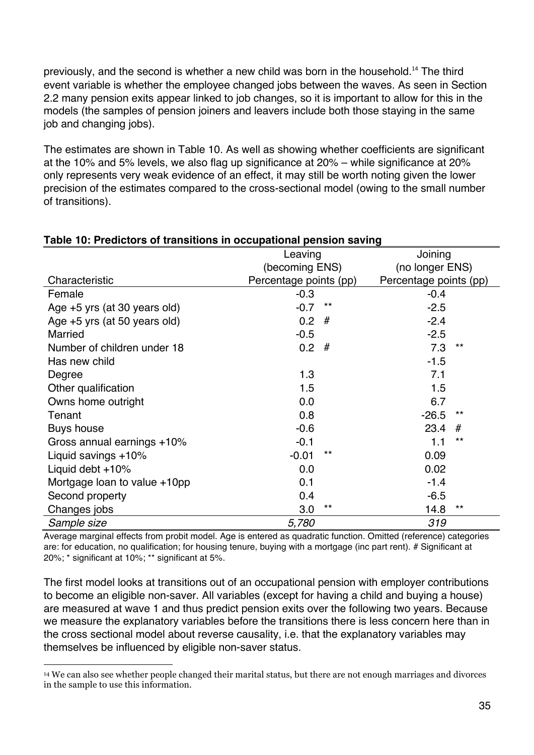previously, and the second is whether a new child was born in the household.[14] The third event variable is whether the employee changed jobs between the waves. As seen in Section 2.2 many pension exits appear linked to job changes, so it is important to allow for this in the models (the samples of pension joiners and leavers include both those staying in the same job and changing jobs).

The estimates are shown in Table 10. As well as showing whether coefficients are significant at the 10% and 5% levels, we also flag up significance at 20% – while significance at 20% only represents very weak evidence of an effect, it may still be worth noting given the lower precision of the estimates compared to the cross-sectional model (owing to the small number of transitions).

**Table 10: Predictors of transitions in occupational pension saving**

| Characteristic | Leaving (becoming ENS) Percentage points (pp) | | Joining (no longer ENS) Percentage points (pp) | |
|---|---|---|---|---|
| Female | -0.3 | | -0.4 | |
| Age +5 yrs (at 30 years old) | -0.7 | ** | -2.5 | |
| Age +5 yrs (at 50 years old) | 0.2 | # | -2.4 | |
| Married | -0.5 | | -2.5 | |
| Number of children under 18 | 0.2 | # | 7.3 | ** |
| Has new child | | | -1.5 | |
| Degree | 1.3 | | 7.1 | |
| Other qualification | 1.5 | | 1.5 | |
| Owns home outright | 0.0 | | 6.7 | |
| Tenant | 0.8 | | -26.5 | ** |
| Buys house | -0.6 | | 23.4 | # |
| Gross annual earnings +10% | -0.1 | | 1.1 | ** |
| Liquid savings +10% | -0.01 | ** | 0.09 | |
| Liquid debt +10% | 0.0 | | 0.02 | |
| Mortgage loan to value +10pp | 0.1 | | -1.4 | |
| Second property | 0.4 | | -6.5 | |
| Changes jobs | 3.0 | ** | 14.8 | ** |
| *Sample size* | *5,780* | | *319* | |

Average marginal effects from probit model. Age is entered as quadratic function. Omitted (reference) categories are: for education, no qualification; for housing tenure, buying with a mortgage (inc part rent). # Significant at 20%; * significant at 10%; ** significant at 5%.

The first model looks at transitions out of an occupational pension with employer contributions to become an eligible non-saver. All variables (except for having a child and buying a house) are measured at wave 1 and thus predict pension exits over the following two years. Because we measure the explanatory variables before the transitions there is less concern here than in the cross sectional model about reverse causality, i.e. that the explanatory variables may themselves be influenced by eligible non-saver status.

[14] We can also see whether people changed their marital status, but there are not enough marriages and divorces in the sample to use this information.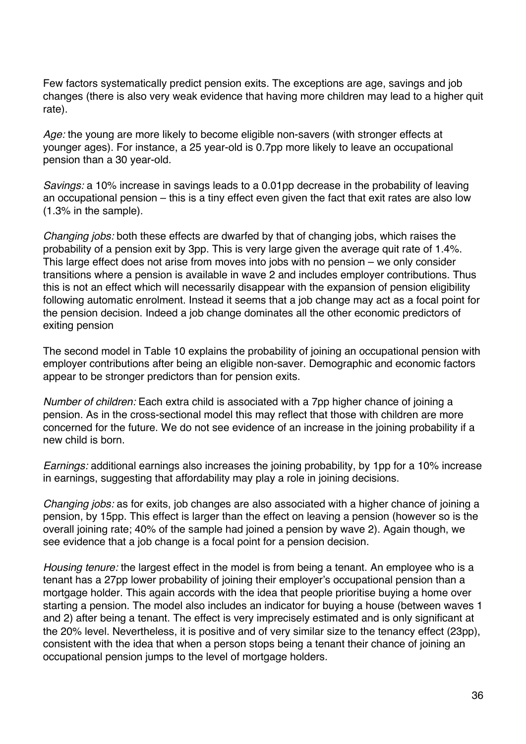Few factors systematically predict pension exits. The exceptions are age, savings and job changes (there is also very weak evidence that having more children may lead to a higher quit rate).

*Age:* the young are more likely to become eligible non-savers (with stronger effects at younger ages). For instance, a 25 year-old is 0.7pp more likely to leave an occupational pension than a 30 year-old.

*Savings:* a 10% increase in savings leads to a 0.01pp decrease in the probability of leaving an occupational pension – this is a tiny effect even given the fact that exit rates are also low (1.3% in the sample).

*Changing jobs:* both these effects are dwarfed by that of changing jobs, which raises the probability of a pension exit by 3pp. This is very large given the average quit rate of 1.4%. This large effect does not arise from moves into jobs with no pension – we only consider transitions where a pension is available in wave 2 and includes employer contributions. Thus this is not an effect which will necessarily disappear with the expansion of pension eligibility following automatic enrolment. Instead it seems that a job change may act as a focal point for the pension decision. Indeed a job change dominates all the other economic predictors of exiting pension

The second model in Table 10 explains the probability of joining an occupational pension with employer contributions after being an eligible non-saver. Demographic and economic factors appear to be stronger predictors than for pension exits.

*Number of children:* Each extra child is associated with a 7pp higher chance of joining a pension. As in the cross-sectional model this may reflect that those with children are more concerned for the future. We do not see evidence of an increase in the joining probability if a new child is born.

*Earnings:* additional earnings also increases the joining probability, by 1pp for a 10% increase in earnings, suggesting that affordability may play a role in joining decisions.

*Changing jobs:* as for exits, job changes are also associated with a higher chance of joining a pension, by 15pp. This effect is larger than the effect on leaving a pension (however so is the overall joining rate; 40% of the sample had joined a pension by wave 2). Again though, we see evidence that a job change is a focal point for a pension decision.

*Housing tenure:* the largest effect in the model is from being a tenant. An employee who is a tenant has a 27pp lower probability of joining their employer's occupational pension than a mortgage holder. This again accords with the idea that people prioritise buying a home over starting a pension. The model also includes an indicator for buying a house (between waves 1 and 2) after being a tenant. The effect is very imprecisely estimated and is only significant at the 20% level. Nevertheless, it is positive and of very similar size to the tenancy effect (23pp), consistent with the idea that when a person stops being a tenant their chance of joining an occupational pension jumps to the level of mortgage holders.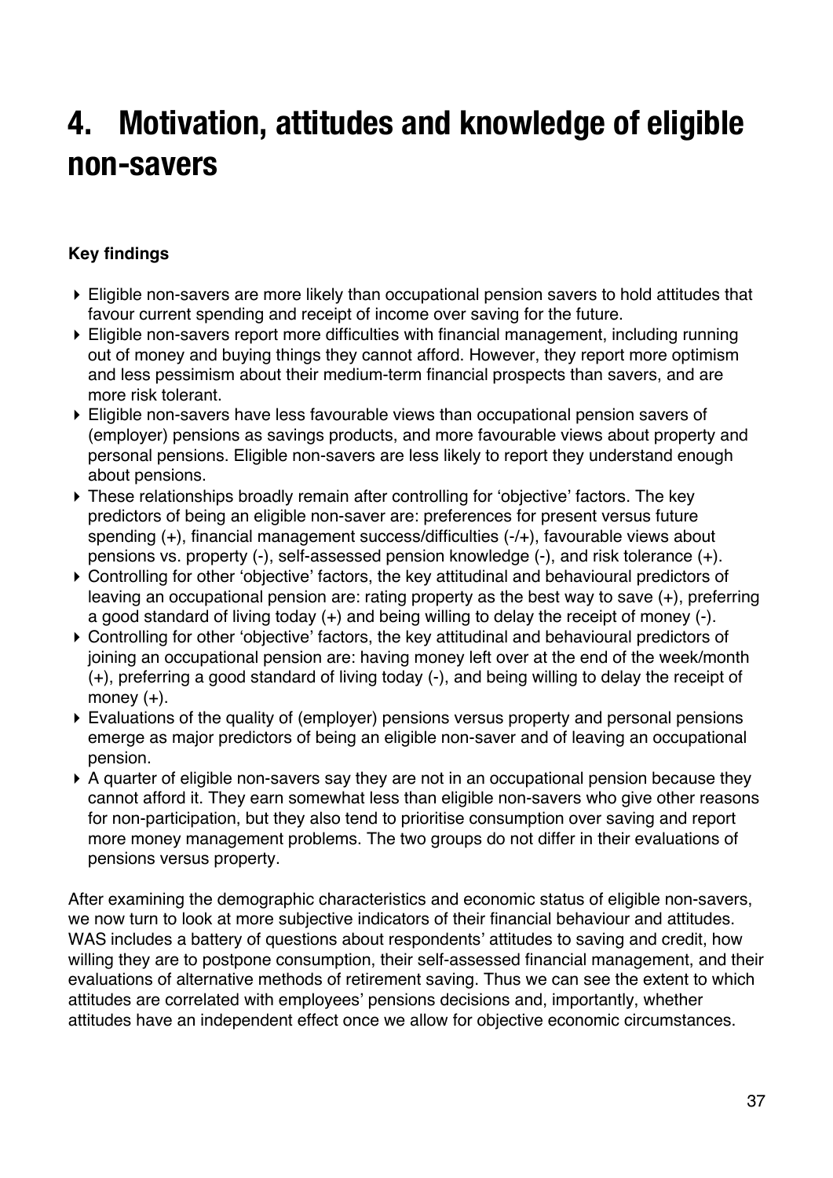# 4. Motivation, attitudes and knowledge of eligible non-savers

**Key findings**

- Eligible non-savers are more likely than occupational pension savers to hold attitudes that favour current spending and receipt of income over saving for the future.
- Eligible non-savers report more difficulties with financial management, including running out of money and buying things they cannot afford. However, they report more optimism and less pessimism about their medium-term financial prospects than savers, and are more risk tolerant.
- Eligible non-savers have less favourable views than occupational pension savers of (employer) pensions as savings products, and more favourable views about property and personal pensions. Eligible non-savers are less likely to report they understand enough about pensions.
- These relationships broadly remain after controlling for 'objective' factors. The key predictors of being an eligible non-saver are: preferences for present versus future spending (+), financial management success/difficulties (-/+), favourable views about pensions vs. property (-), self-assessed pension knowledge (-), and risk tolerance (+).
- Controlling for other 'objective' factors, the key attitudinal and behavioural predictors of leaving an occupational pension are: rating property as the best way to save (+), preferring a good standard of living today (+) and being willing to delay the receipt of money (-).
- Controlling for other 'objective' factors, the key attitudinal and behavioural predictors of joining an occupational pension are: having money left over at the end of the week/month (+), preferring a good standard of living today (-), and being willing to delay the receipt of money (+).
- Evaluations of the quality of (employer) pensions versus property and personal pensions emerge as major predictors of being an eligible non-saver and of leaving an occupational pension.
- A quarter of eligible non-savers say they are not in an occupational pension because they cannot afford it. They earn somewhat less than eligible non-savers who give other reasons for non-participation, but they also tend to prioritise consumption over saving and report more money management problems. The two groups do not differ in their evaluations of pensions versus property.

After examining the demographic characteristics and economic status of eligible non-savers, we now turn to look at more subjective indicators of their financial behaviour and attitudes. WAS includes a battery of questions about respondents' attitudes to saving and credit, how willing they are to postpone consumption, their self-assessed financial management, and their evaluations of alternative methods of retirement saving. Thus we can see the extent to which attitudes are correlated with employees' pensions decisions and, importantly, whether attitudes have an independent effect once we allow for objective economic circumstances.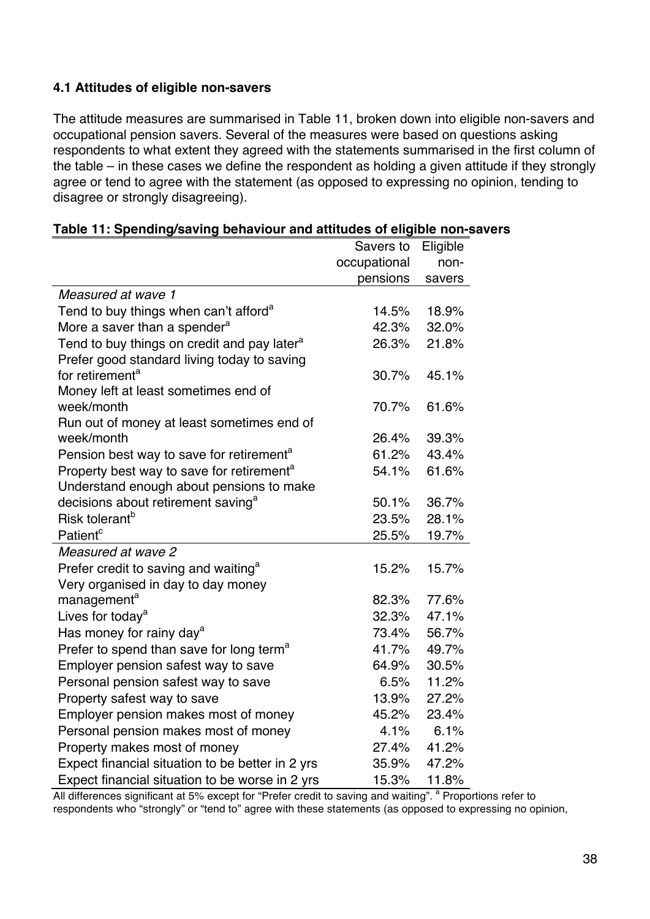### 4.1 Attitudes of eligible non-savers

The attitude measures are summarised in Table 11, broken down into eligible non-savers and occupational pension savers. Several of the measures were based on questions asking respondents to what extent they agreed with the statements summarised in the first column of the table – in these cases we define the respondent as holding a given attitude if they strongly agree or tend to agree with the statement (as opposed to expressing no opinion, tending to disagree or strongly disagreeing).

**Table 11: Spending/saving behaviour and attitudes of eligible non-savers**

| | Savers to occupational pensions | Eligible non-savers |
|---|---|---|
| *Measured at wave 1* | | |
| Tend to buy things when can't afford[a] | 14.5% | 18.9% |
| More a saver than a spender[a] | 42.3% | 32.0% |
| Tend to buy things on credit and pay later[a] | 26.3% | 21.8% |
| Prefer good standard living today to saving for retirement[a] | 30.7% | 45.1% |
| Money left at least sometimes end of week/month | 70.7% | 61.6% |
| Run out of money at least sometimes end of week/month | 26.4% | 39.3% |
| Pension best way to save for retirement[a] | 61.2% | 43.4% |
| Property best way to save for retirement[a] | 54.1% | 61.6% |
| Understand enough about pensions to make decisions about retirement saving[a] | 50.1% | 36.7% |
| Risk tolerant[b] | 23.5% | 28.1% |
| Patient[c] | 25.5% | 19.7% |
| *Measured at wave 2* | | |
| Prefer credit to saving and waiting[a] | 15.2% | 15.7% |
| Very organised in day to day money management[a] | 82.3% | 77.6% |
| Lives for today[a] | 32.3% | 47.1% |
| Has money for rainy day[a] | 73.4% | 56.7% |
| Prefer to spend than save for long term[a] | 41.7% | 49.7% |
| Employer pension safest way to save | 64.9% | 30.5% |
| Personal pension safest way to save | 6.5% | 11.2% |
| Property safest way to save | 13.9% | 27.2% |
| Employer pension makes most of money | 45.2% | 23.4% |
| Personal pension makes most of money | 4.1% | 6.1% |
| Property makes most of money | 27.4% | 41.2% |
| Expect financial situation to be better in 2 yrs | 35.9% | 47.2% |
| Expect financial situation to be worse in 2 yrs | 15.3% | 11.8% |

All differences significant at 5% except for "Prefer credit to saving and waiting". [a] Proportions refer to respondents who "strongly" or "tend to" agree with these statements (as opposed to expressing no opinion,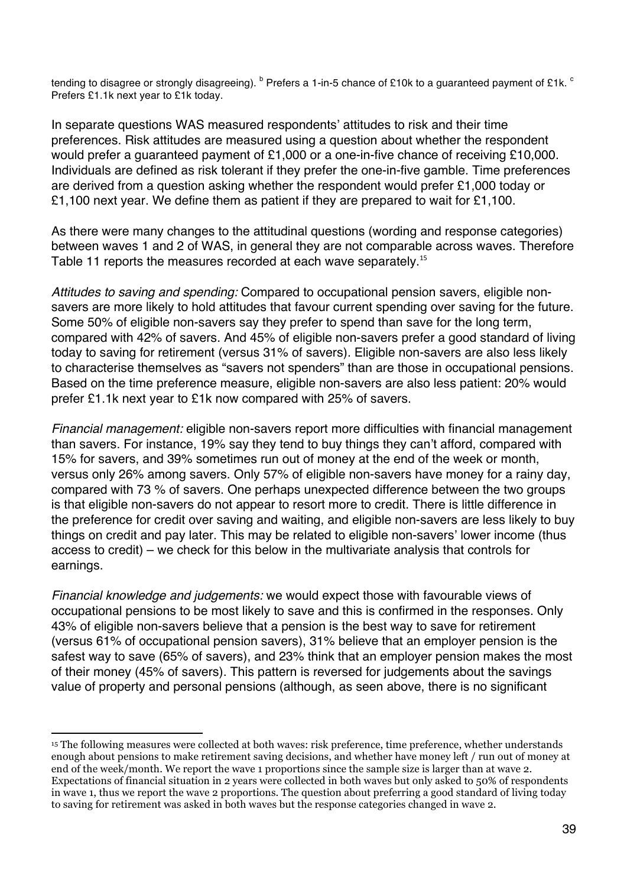tending to disagree or strongly disagreeing). [b] Prefers a 1-in-5 chance of £10k to a guaranteed payment of £1k. [c] Prefers £1.1k next year to £1k today.

In separate questions WAS measured respondents' attitudes to risk and their time preferences. Risk attitudes are measured using a question about whether the respondent would prefer a guaranteed payment of £1,000 or a one-in-five chance of receiving £10,000. Individuals are defined as risk tolerant if they prefer the one-in-five gamble. Time preferences are derived from a question asking whether the respondent would prefer £1,000 today or £1,100 next year. We define them as patient if they are prepared to wait for £1,100.

As there were many changes to the attitudinal questions (wording and response categories) between waves 1 and 2 of WAS, in general they are not comparable across waves. Therefore Table 11 reports the measures recorded at each wave separately.[15]

*Attitudes to saving and spending:* Compared to occupational pension savers, eligible non-savers are more likely to hold attitudes that favour current spending over saving for the future. Some 50% of eligible non-savers say they prefer to spend than save for the long term, compared with 42% of savers. And 45% of eligible non-savers prefer a good standard of living today to saving for retirement (versus 31% of savers). Eligible non-savers are also less likely to characterise themselves as "savers not spenders" than are those in occupational pensions. Based on the time preference measure, eligible non-savers are also less patient: 20% would prefer £1.1k next year to £1k now compared with 25% of savers.

*Financial management:* eligible non-savers report more difficulties with financial management than savers. For instance, 19% say they tend to buy things they can't afford, compared with 15% for savers, and 39% sometimes run out of money at the end of the week or month, versus only 26% among savers. Only 57% of eligible non-savers have money for a rainy day, compared with 73 % of savers. One perhaps unexpected difference between the two groups is that eligible non-savers do not appear to resort more to credit. There is little difference in the preference for credit over saving and waiting, and eligible non-savers are less likely to buy things on credit and pay later. This may be related to eligible non-savers' lower income (thus access to credit) – we check for this below in the multivariate analysis that controls for earnings.

*Financial knowledge and judgements:* we would expect those with favourable views of occupational pensions to be most likely to save and this is confirmed in the responses. Only 43% of eligible non-savers believe that a pension is the best way to save for retirement (versus 61% of occupational pension savers), 31% believe that an employer pension is the safest way to save (65% of savers), and 23% think that an employer pension makes the most of their money (45% of savers). This pattern is reversed for judgements about the savings value of property and personal pensions (although, as seen above, there is no significant

---

[15] The following measures were collected at both waves: risk preference, time preference, whether understands enough about pensions to make retirement saving decisions, and whether have money left / run out of money at end of the week/month. We report the wave 1 proportions since the sample size is larger than at wave 2. Expectations of financial situation in 2 years were collected in both waves but only asked to 50% of respondents in wave 1, thus we report the wave 2 proportions. The question about preferring a good standard of living today to saving for retirement was asked in both waves but the response categories changed in wave 2.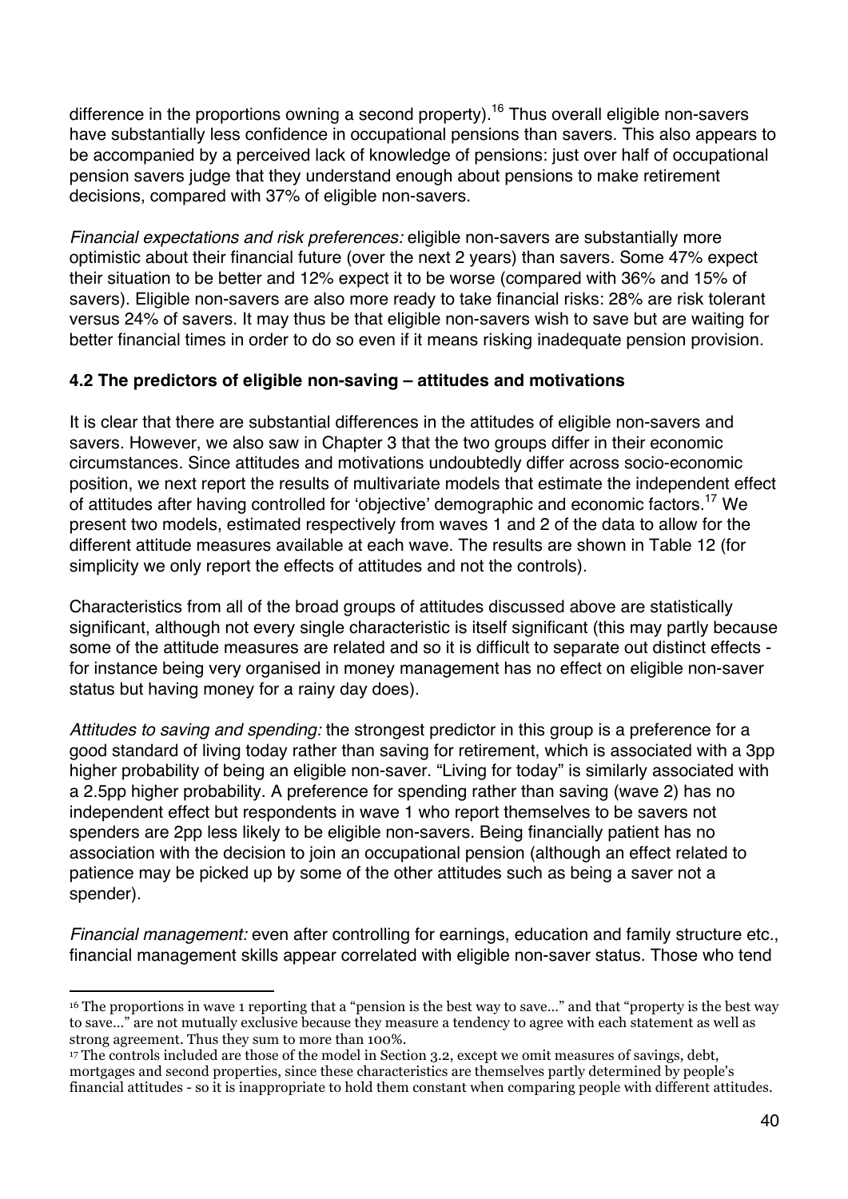difference in the proportions owning a second property).[16] Thus overall eligible non-savers have substantially less confidence in occupational pensions than savers. This also appears to be accompanied by a perceived lack of knowledge of pensions: just over half of occupational pension savers judge that they understand enough about pensions to make retirement decisions, compared with 37% of eligible non-savers.

*Financial expectations and risk preferences:* eligible non-savers are substantially more optimistic about their financial future (over the next 2 years) than savers. Some 47% expect their situation to be better and 12% expect it to be worse (compared with 36% and 15% of savers). Eligible non-savers are also more ready to take financial risks: 28% are risk tolerant versus 24% of savers. It may thus be that eligible non-savers wish to save but are waiting for better financial times in order to do so even if it means risking inadequate pension provision.

### 4.2 The predictors of eligible non-saving – attitudes and motivations

It is clear that there are substantial differences in the attitudes of eligible non-savers and savers. However, we also saw in Chapter 3 that the two groups differ in their economic circumstances. Since attitudes and motivations undoubtedly differ across socio-economic position, we next report the results of multivariate models that estimate the independent effect of attitudes after having controlled for 'objective' demographic and economic factors.[17] We present two models, estimated respectively from waves 1 and 2 of the data to allow for the different attitude measures available at each wave. The results are shown in Table 12 (for simplicity we only report the effects of attitudes and not the controls).

Characteristics from all of the broad groups of attitudes discussed above are statistically significant, although not every single characteristic is itself significant (this may partly because some of the attitude measures are related and so it is difficult to separate out distinct effects - for instance being very organised in money management has no effect on eligible non-saver status but having money for a rainy day does).

*Attitudes to saving and spending:* the strongest predictor in this group is a preference for a good standard of living today rather than saving for retirement, which is associated with a 3pp higher probability of being an eligible non-saver. "Living for today" is similarly associated with a 2.5pp higher probability. A preference for spending rather than saving (wave 2) has no independent effect but respondents in wave 1 who report themselves to be savers not spenders are 2pp less likely to be eligible non-savers. Being financially patient has no association with the decision to join an occupational pension (although an effect related to patience may be picked up by some of the other attitudes such as being a saver not a spender).

*Financial management:* even after controlling for earnings, education and family structure etc., financial management skills appear correlated with eligible non-saver status. Those who tend

---

[16] The proportions in wave 1 reporting that a "pension is the best way to save..." and that "property is the best way to save..." are not mutually exclusive because they measure a tendency to agree with each statement as well as strong agreement. Thus they sum to more than 100%.

[17] The controls included are those of the model in Section 3.2, except we omit measures of savings, debt, mortgages and second properties, since these characteristics are themselves partly determined by people's financial attitudes - so it is inappropriate to hold them constant when comparing people with different attitudes.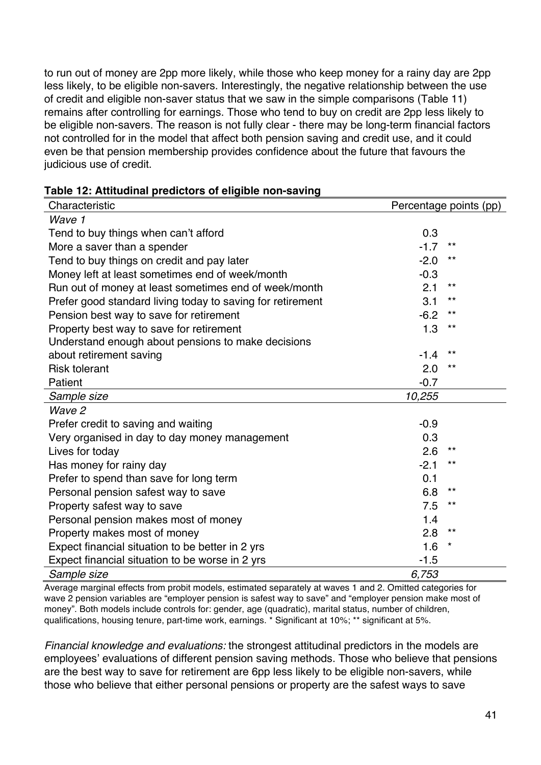to run out of money are 2pp more likely, while those who keep money for a rainy day are 2pp less likely, to be eligible non-savers. Interestingly, the negative relationship between the use of credit and eligible non-saver status that we saw in the simple comparisons (Table 11) remains after controlling for earnings. Those who tend to buy on credit are 2pp less likely to be eligible non-savers. The reason is not fully clear - there may be long-term financial factors not controlled for in the model that affect both pension saving and credit use, and it could even be that pension membership provides confidence about the future that favours the judicious use of credit.

**Table 12: Attitudinal predictors of eligible non-saving**

| Characteristic | Percentage points (pp) | |
|---|---|---|
| *Wave 1* | | |
| Tend to buy things when can't afford | 0.3 | |
| More a saver than a spender | -1.7 | ** |
| Tend to buy things on credit and pay later | -2.0 | ** |
| Money left at least sometimes end of week/month | -0.3 | |
| Run out of money at least sometimes end of week/month | 2.1 | ** |
| Prefer good standard living today to saving for retirement | 3.1 | ** |
| Pension best way to save for retirement | -6.2 | ** |
| Property best way to save for retirement | 1.3 | ** |
| Understand enough about pensions to make decisions about retirement saving | -1.4 | ** |
| Risk tolerant | 2.0 | ** |
| Patient | -0.7 | |
| *Sample size* | *10,255* | |
| *Wave 2* | | |
| Prefer credit to saving and waiting | -0.9 | |
| Very organised in day to day money management | 0.3 | |
| Lives for today | 2.6 | ** |
| Has money for rainy day | -2.1 | ** |
| Prefer to spend than save for long term | 0.1 | |
| Personal pension safest way to save | 6.8 | ** |
| Property safest way to save | 7.5 | ** |
| Personal pension makes most of money | 1.4 | |
| Property makes most of money | 2.8 | ** |
| Expect financial situation to be better in 2 yrs | 1.6 | * |
| Expect financial situation to be worse in 2 yrs | -1.5 | |
| *Sample size* | *6,753* | |

Average marginal effects from probit models, estimated separately at waves 1 and 2. Omitted categories for wave 2 pension variables are "employer pension is safest way to save" and "employer pension make most of money". Both models include controls for: gender, age (quadratic), marital status, number of children, qualifications, housing tenure, part-time work, earnings. * Significant at 10%; ** significant at 5%.

*Financial knowledge and evaluations:* the strongest attitudinal predictors in the models are employees' evaluations of different pension saving methods. Those who believe that pensions are the best way to save for retirement are 6pp less likely to be eligible non-savers, while those who believe that either personal pensions or property are the safest ways to save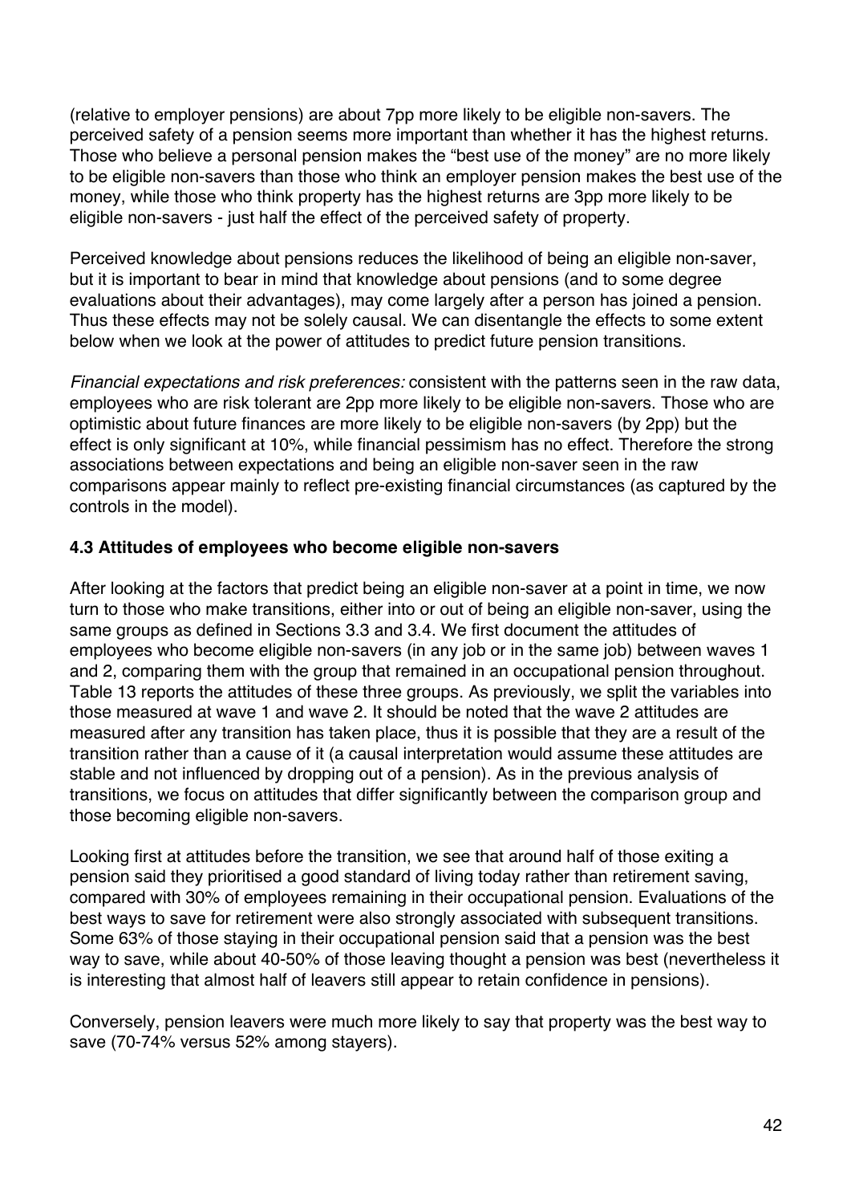(relative to employer pensions) are about 7pp more likely to be eligible non-savers. The perceived safety of a pension seems more important than whether it has the highest returns. Those who believe a personal pension makes the "best use of the money" are no more likely to be eligible non-savers than those who think an employer pension makes the best use of the money, while those who think property has the highest returns are 3pp more likely to be eligible non-savers - just half the effect of the perceived safety of property.

Perceived knowledge about pensions reduces the likelihood of being an eligible non-saver, but it is important to bear in mind that knowledge about pensions (and to some degree evaluations about their advantages), may come largely after a person has joined a pension. Thus these effects may not be solely causal. We can disentangle the effects to some extent below when we look at the power of attitudes to predict future pension transitions.

*Financial expectations and risk preferences:* consistent with the patterns seen in the raw data, employees who are risk tolerant are 2pp more likely to be eligible non-savers. Those who are optimistic about future finances are more likely to be eligible non-savers (by 2pp) but the effect is only significant at 10%, while financial pessimism has no effect. Therefore the strong associations between expectations and being an eligible non-saver seen in the raw comparisons appear mainly to reflect pre-existing financial circumstances (as captured by the controls in the model).

### 4.3 Attitudes of employees who become eligible non-savers

After looking at the factors that predict being an eligible non-saver at a point in time, we now turn to those who make transitions, either into or out of being an eligible non-saver, using the same groups as defined in Sections 3.3 and 3.4. We first document the attitudes of employees who become eligible non-savers (in any job or in the same job) between waves 1 and 2, comparing them with the group that remained in an occupational pension throughout. Table 13 reports the attitudes of these three groups. As previously, we split the variables into those measured at wave 1 and wave 2. It should be noted that the wave 2 attitudes are measured after any transition has taken place, thus it is possible that they are a result of the transition rather than a cause of it (a causal interpretation would assume these attitudes are stable and not influenced by dropping out of a pension). As in the previous analysis of transitions, we focus on attitudes that differ significantly between the comparison group and those becoming eligible non-savers.

Looking first at attitudes before the transition, we see that around half of those exiting a pension said they prioritised a good standard of living today rather than retirement saving, compared with 30% of employees remaining in their occupational pension. Evaluations of the best ways to save for retirement were also strongly associated with subsequent transitions. Some 63% of those staying in their occupational pension said that a pension was the best way to save, while about 40-50% of those leaving thought a pension was best (nevertheless it is interesting that almost half of leavers still appear to retain confidence in pensions).

Conversely, pension leavers were much more likely to say that property was the best way to save (70-74% versus 52% among stayers).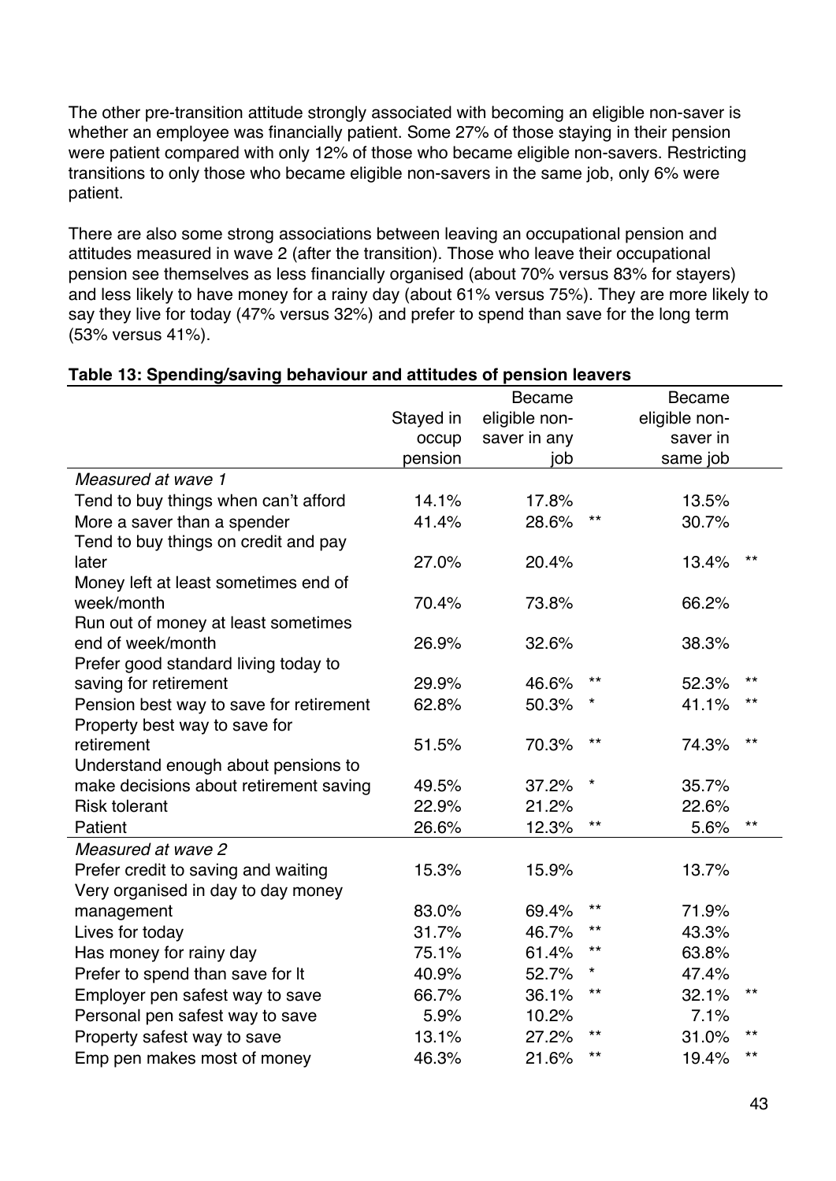The other pre-transition attitude strongly associated with becoming an eligible non-saver is whether an employee was financially patient. Some 27% of those staying in their pension were patient compared with only 12% of those who became eligible non-savers. Restricting transitions to only those who became eligible non-savers in the same job, only 6% were patient.

There are also some strong associations between leaving an occupational pension and attitudes measured in wave 2 (after the transition). Those who leave their occupational pension see themselves as less financially organised (about 70% versus 83% for stayers) and less likely to have money for a rainy day (about 61% versus 75%). They are more likely to say they live for today (47% versus 32%) and prefer to spend than save for the long term (53% versus 41%).

**Table 13: Spending/saving behaviour and attitudes of pension leavers**

| | Stayed in occup pension | Became eligible non-saver in any job | | Became eligible non-saver in same job | |
|---|---|---|---|---|---|
| *Measured at wave 1* | | | | | |
| Tend to buy things when can't afford | 14.1% | 17.8% | | 13.5% | |
| More a saver than a spender | 41.4% | 28.6% | ** | 30.7% | |
| Tend to buy things on credit and pay later | 27.0% | 20.4% | | 13.4% | ** |
| Money left at least sometimes end of week/month | 70.4% | 73.8% | | 66.2% | |
| Run out of money at least sometimes end of week/month | 26.9% | 32.6% | | 38.3% | |
| Prefer good standard living today to saving for retirement | 29.9% | 46.6% | ** | 52.3% | ** |
| Pension best way to save for retirement | 62.8% | 50.3% | * | 41.1% | ** |
| Property best way to save for retirement | 51.5% | 70.3% | ** | 74.3% | ** |
| Understand enough about pensions to make decisions about retirement saving | 49.5% | 37.2% | * | 35.7% | |
| Risk tolerant | 22.9% | 21.2% | | 22.6% | |
| Patient | 26.6% | 12.3% | ** | 5.6% | ** |
| *Measured at wave 2* | | | | | |
| Prefer credit to saving and waiting | 15.3% | 15.9% | | 13.7% | |
| Very organised in day to day money management | 83.0% | 69.4% | ** | 71.9% | |
| Lives for today | 31.7% | 46.7% | ** | 43.3% | |
| Has money for rainy day | 75.1% | 61.4% | ** | 63.8% | |
| Prefer to spend than save for lt | 40.9% | 52.7% | * | 47.4% | |
| Employer pen safest way to save | 66.7% | 36.1% | ** | 32.1% | ** |
| Personal pen safest way to save | 5.9% | 10.2% | | 7.1% | |
| Property safest way to save | 13.1% | 27.2% | ** | 31.0% | ** |
| Emp pen makes most of money | 46.3% | 21.6% | ** | 19.4% | ** |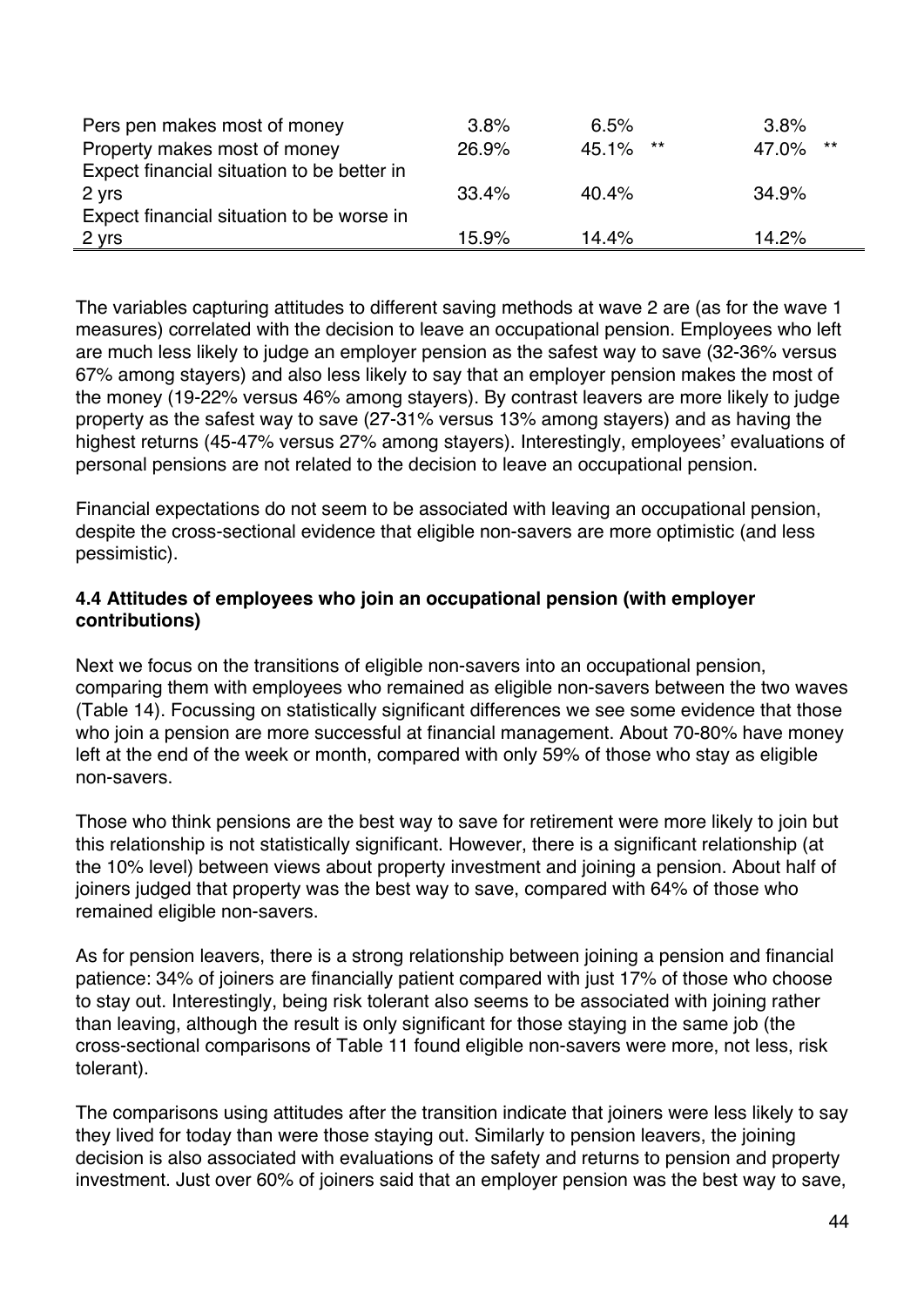| | | | | | |
|---|---|---|---|---|---|
| Pers pen makes most of money | 3.8% | 6.5% | | 3.8% | |
| Property makes most of money | 26.9% | 45.1% | ** | 47.0% | ** |
| Expect financial situation to be better in 2 yrs | 33.4% | 40.4% | | 34.9% | |
| Expect financial situation to be worse in 2 yrs | 15.9% | 14.4% | | 14.2% | |

The variables capturing attitudes to different saving methods at wave 2 are (as for the wave 1 measures) correlated with the decision to leave an occupational pension. Employees who left are much less likely to judge an employer pension as the safest way to save (32-36% versus 67% among stayers) and also less likely to say that an employer pension makes the most of the money (19-22% versus 46% among stayers). By contrast leavers are more likely to judge property as the safest way to save (27-31% versus 13% among stayers) and as having the highest returns (45-47% versus 27% among stayers). Interestingly, employees' evaluations of personal pensions are not related to the decision to leave an occupational pension.

Financial expectations do not seem to be associated with leaving an occupational pension, despite the cross-sectional evidence that eligible non-savers are more optimistic (and less pessimistic).

### 4.4 Attitudes of employees who join an occupational pension (with employer contributions)

Next we focus on the transitions of eligible non-savers into an occupational pension, comparing them with employees who remained as eligible non-savers between the two waves (Table 14). Focussing on statistically significant differences we see some evidence that those who join a pension are more successful at financial management. About 70-80% have money left at the end of the week or month, compared with only 59% of those who stay as eligible non-savers.

Those who think pensions are the best way to save for retirement were more likely to join but this relationship is not statistically significant. However, there is a significant relationship (at the 10% level) between views about property investment and joining a pension. About half of joiners judged that property was the best way to save, compared with 64% of those who remained eligible non-savers.

As for pension leavers, there is a strong relationship between joining a pension and financial patience: 34% of joiners are financially patient compared with just 17% of those who choose to stay out. Interestingly, being risk tolerant also seems to be associated with joining rather than leaving, although the result is only significant for those staying in the same job (the cross-sectional comparisons of Table 11 found eligible non-savers were more, not less, risk tolerant).

The comparisons using attitudes after the transition indicate that joiners were less likely to say they lived for today than were those staying out. Similarly to pension leavers, the joining decision is also associated with evaluations of the safety and returns to pension and property investment. Just over 60% of joiners said that an employer pension was the best way to save,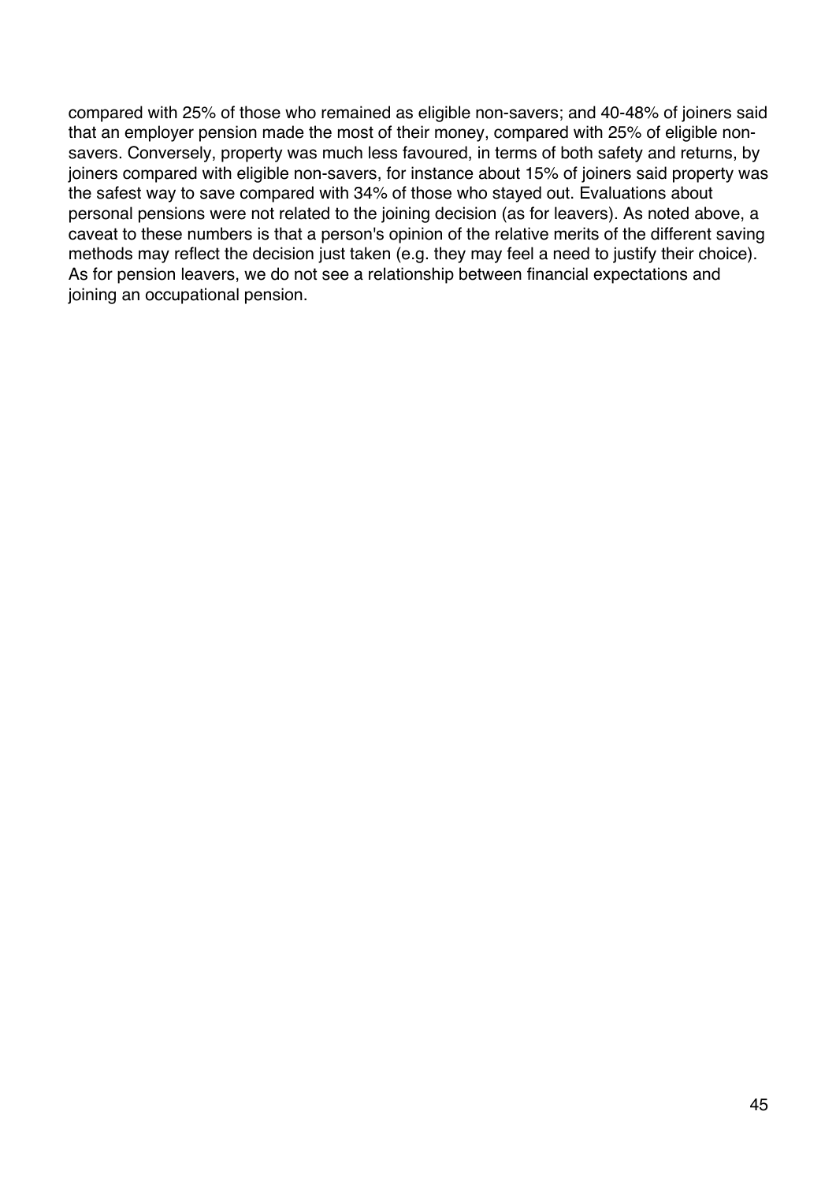compared with 25% of those who remained as eligible non-savers; and 40-48% of joiners said that an employer pension made the most of their money, compared with 25% of eligible non-savers. Conversely, property was much less favoured, in terms of both safety and returns, by joiners compared with eligible non-savers, for instance about 15% of joiners said property was the safest way to save compared with 34% of those who stayed out. Evaluations about personal pensions were not related to the joining decision (as for leavers). As noted above, a caveat to these numbers is that a person's opinion of the relative merits of the different saving methods may reflect the decision just taken (e.g. they may feel a need to justify their choice). As for pension leavers, we do not see a relationship between financial expectations and joining an occupational pension.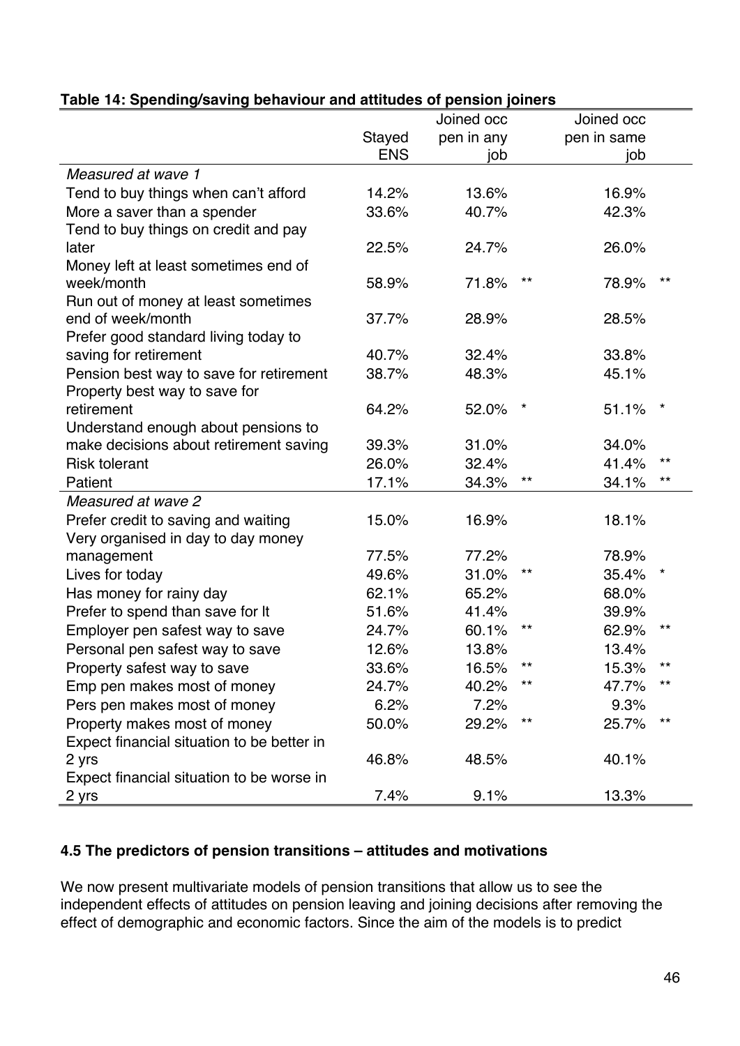**Table 14: Spending/saving behaviour and attitudes of pension joiners**

| | Stayed ENS | Joined occ pen in any job | | Joined occ pen in same job | |
|---|---|---|---|---|---|
| *Measured at wave 1* | | | | | |
| Tend to buy things when can't afford | 14.2% | 13.6% | | 16.9% | |
| More a saver than a spender | 33.6% | 40.7% | | 42.3% | |
| Tend to buy things on credit and pay later | 22.5% | 24.7% | | 26.0% | |
| Money left at least sometimes end of week/month | 58.9% | 71.8% | ** | 78.9% | ** |
| Run out of money at least sometimes end of week/month | 37.7% | 28.9% | | 28.5% | |
| Prefer good standard living today to saving for retirement | 40.7% | 32.4% | | 33.8% | |
| Pension best way to save for retirement | 38.7% | 48.3% | | 45.1% | |
| Property best way to save for retirement | 64.2% | 52.0% | * | 51.1% | * |
| Understand enough about pensions to make decisions about retirement saving | 39.3% | 31.0% | | 34.0% | |
| Risk tolerant | 26.0% | 32.4% | | 41.4% | ** |
| Patient | 17.1% | 34.3% | ** | 34.1% | ** |
| *Measured at wave 2* | | | | | |
| Prefer credit to saving and waiting | 15.0% | 16.9% | | 18.1% | |
| Very organised in day to day money management | 77.5% | 77.2% | | 78.9% | |
| Lives for today | 49.6% | 31.0% | ** | 35.4% | * |
| Has money for rainy day | 62.1% | 65.2% | | 68.0% | |
| Prefer to spend than save for lt | 51.6% | 41.4% | | 39.9% | |
| Employer pen safest way to save | 24.7% | 60.1% | ** | 62.9% | ** |
| Personal pen safest way to save | 12.6% | 13.8% | | 13.4% | |
| Property safest way to save | 33.6% | 16.5% | ** | 15.3% | ** |
| Emp pen makes most of money | 24.7% | 40.2% | ** | 47.7% | ** |
| Pers pen makes most of money | 6.2% | 7.2% | | 9.3% | |
| Property makes most of money | 50.0% | 29.2% | ** | 25.7% | ** |
| Expect financial situation to be better in 2 yrs | 46.8% | 48.5% | | 40.1% | |
| Expect financial situation to be worse in 2 yrs | 7.4% | 9.1% | | 13.3% | |

### 4.5 The predictors of pension transitions – attitudes and motivations

We now present multivariate models of pension transitions that allow us to see the independent effects of attitudes on pension leaving and joining decisions after removing the effect of demographic and economic factors. Since the aim of the models is to predict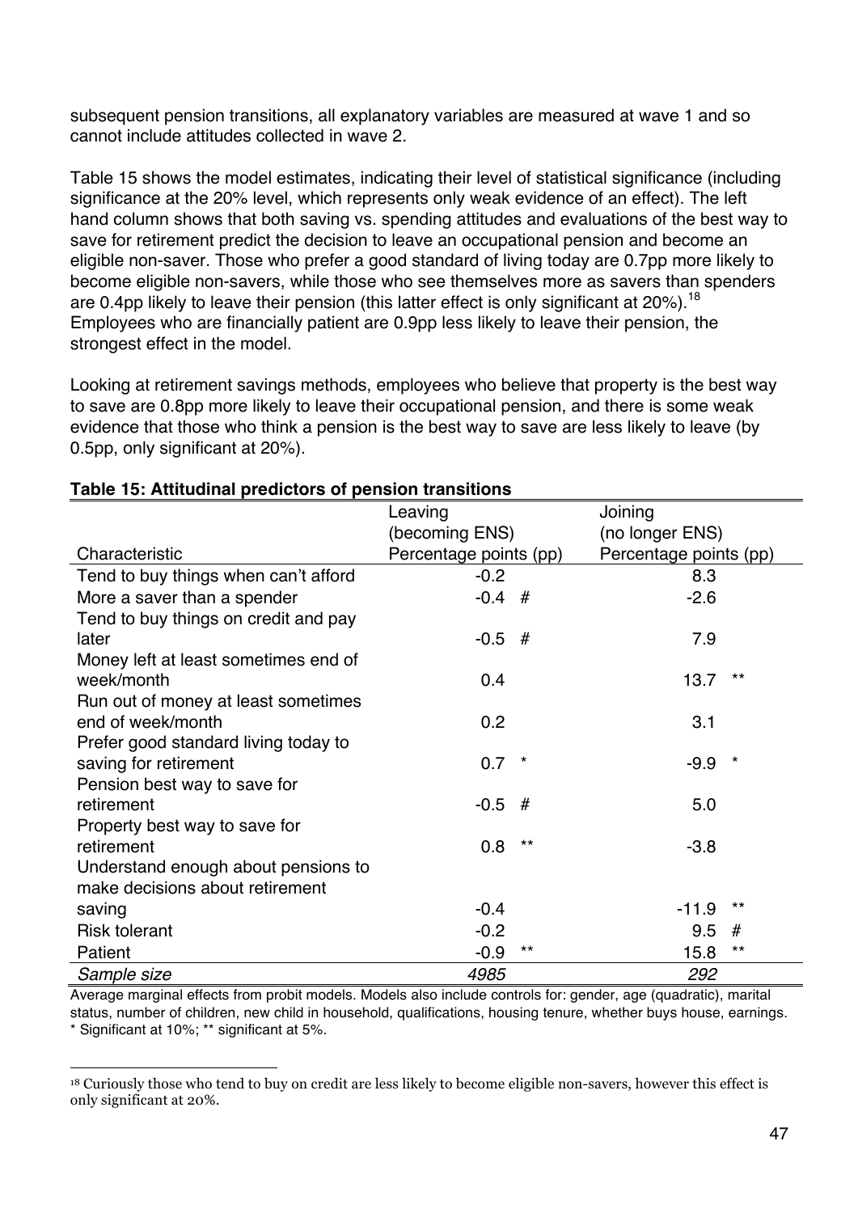subsequent pension transitions, all explanatory variables are measured at wave 1 and so cannot include attitudes collected in wave 2.

Table 15 shows the model estimates, indicating their level of statistical significance (including significance at the 20% level, which represents only weak evidence of an effect). The left hand column shows that both saving vs. spending attitudes and evaluations of the best way to save for retirement predict the decision to leave an occupational pension and become an eligible non-saver. Those who prefer a good standard of living today are 0.7pp more likely to become eligible non-savers, while those who see themselves more as savers than spenders are 0.4pp likely to leave their pension (this latter effect is only significant at 20%).[18] Employees who are financially patient are 0.9pp less likely to leave their pension, the strongest effect in the model.

Looking at retirement savings methods, employees who believe that property is the best way to save are 0.8pp more likely to leave their occupational pension, and there is some weak evidence that those who think a pension is the best way to save are less likely to leave (by 0.5pp, only significant at 20%).

**Table 15: Attitudinal predictors of pension transitions**

| Characteristic | Leaving (becoming ENS) Percentage points (pp) | Joining (no longer ENS) Percentage points (pp) |
|---|---|---|
| Tend to buy things when can't afford | -0.2 | 8.3 |
| More a saver than a spender | -0.4 # | -2.6 |
| Tend to buy things on credit and pay later | -0.5 # | 7.9 |
| Money left at least sometimes end of week/month | 0.4 | 13.7 ** |
| Run out of money at least sometimes end of week/month | 0.2 | 3.1 |
| Prefer good standard living today to saving for retirement | 0.7 * | -9.9 * |
| Pension best way to save for retirement | -0.5 # | 5.0 |
| Property best way to save for retirement | 0.8 ** | -3.8 |
| Understand enough about pensions to make decisions about retirement saving | -0.4 | -11.9 ** |
| Risk tolerant | -0.2 | 9.5 # |
| Patient | -0.9 ** | 15.8 ** |
| *Sample size* | *4985* | *292* |

Average marginal effects from probit models. Models also include controls for: gender, age (quadratic), marital status, number of children, new child in household, qualifications, housing tenure, whether buys house, earnings.
* Significant at 10%; ** significant at 5%.

[18] Curiously those who tend to buy on credit are less likely to become eligible non-savers, however this effect is only significant at 20%.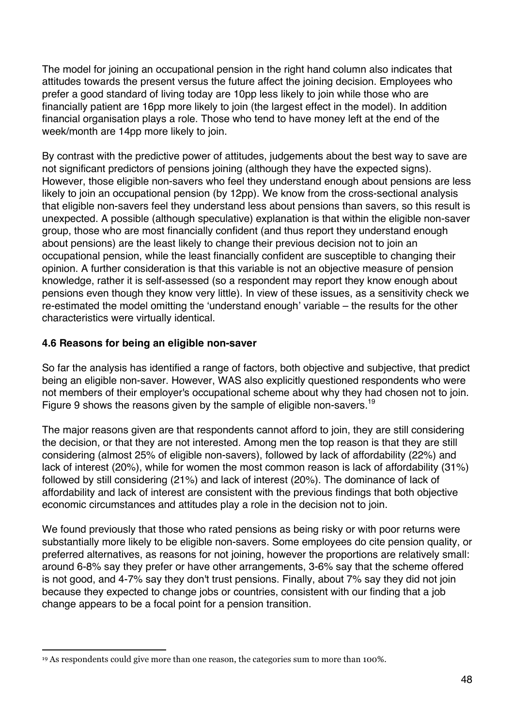The model for joining an occupational pension in the right hand column also indicates that attitudes towards the present versus the future affect the joining decision. Employees who prefer a good standard of living today are 10pp less likely to join while those who are financially patient are 16pp more likely to join (the largest effect in the model). In addition financial organisation plays a role. Those who tend to have money left at the end of the week/month are 14pp more likely to join.

By contrast with the predictive power of attitudes, judgements about the best way to save are not significant predictors of pensions joining (although they have the expected signs). However, those eligible non-savers who feel they understand enough about pensions are less likely to join an occupational pension (by 12pp). We know from the cross-sectional analysis that eligible non-savers feel they understand less about pensions than savers, so this result is unexpected. A possible (although speculative) explanation is that within the eligible non-saver group, those who are most financially confident (and thus report they understand enough about pensions) are the least likely to change their previous decision not to join an occupational pension, while the least financially confident are susceptible to changing their opinion. A further consideration is that this variable is not an objective measure of pension knowledge, rather it is self-assessed (so a respondent may report they know enough about pensions even though they know very little). In view of these issues, as a sensitivity check we re-estimated the model omitting the 'understand enough' variable – the results for the other characteristics were virtually identical.

### 4.6 Reasons for being an eligible non-saver

So far the analysis has identified a range of factors, both objective and subjective, that predict being an eligible non-saver. However, WAS also explicitly questioned respondents who were not members of their employer's occupational scheme about why they had chosen not to join. Figure 9 shows the reasons given by the sample of eligible non-savers.[19]

The major reasons given are that respondents cannot afford to join, they are still considering the decision, or that they are not interested. Among men the top reason is that they are still considering (almost 25% of eligible non-savers), followed by lack of affordability (22%) and lack of interest (20%), while for women the most common reason is lack of affordability (31%) followed by still considering (21%) and lack of interest (20%). The dominance of lack of affordability and lack of interest are consistent with the previous findings that both objective economic circumstances and attitudes play a role in the decision not to join.

We found previously that those who rated pensions as being risky or with poor returns were substantially more likely to be eligible non-savers. Some employees do cite pension quality, or preferred alternatives, as reasons for not joining, however the proportions are relatively small: around 6-8% say they prefer or have other arrangements, 3-6% say that the scheme offered is not good, and 4-7% say they don't trust pensions. Finally, about 7% say they did not join because they expected to change jobs or countries, consistent with our finding that a job change appears to be a focal point for a pension transition.

---

[19] As respondents could give more than one reason, the categories sum to more than 100%.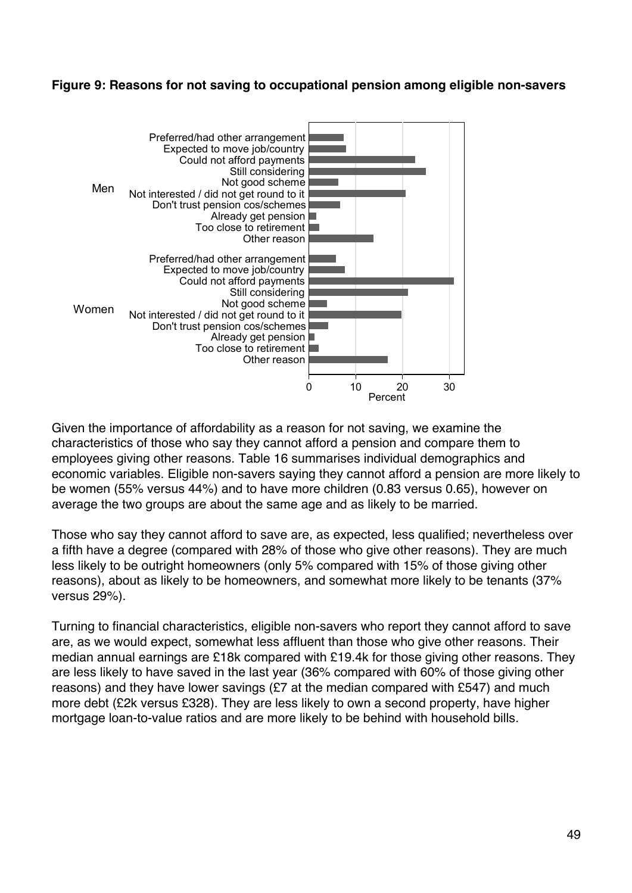**Figure 9: Reasons for not saving to occupational pension among eligible non-savers**

Given the importance of affordability as a reason for not saving, we examine the characteristics of those who say they cannot afford a pension and compare them to employees giving other reasons. Table 16 summarises individual demographics and economic variables. Eligible non-savers saying they cannot afford a pension are more likely to be women (55% versus 44%) and to have more children (0.83 versus 0.65), however on average the two groups are about the same age and as likely to be married.

Those who say they cannot afford to save are, as expected, less qualified; nevertheless over a fifth have a degree (compared with 28% of those who give other reasons). They are much less likely to be outright homeowners (only 5% compared with 15% of those giving other reasons), about as likely to be homeowners, and somewhat more likely to be tenants (37% versus 29%).

Turning to financial characteristics, eligible non-savers who report they cannot afford to save are, as we would expect, somewhat less affluent than those who give other reasons. Their median annual earnings are £18k compared with £19.4k for those giving other reasons. They are less likely to have saved in the last year (36% compared with 60% of those giving other reasons) and they have lower savings (£7 at the median compared with £547) and much more debt (£2k versus £328). They are less likely to own a second property, have higher mortgage loan-to-value ratios and are more likely to be behind with household bills.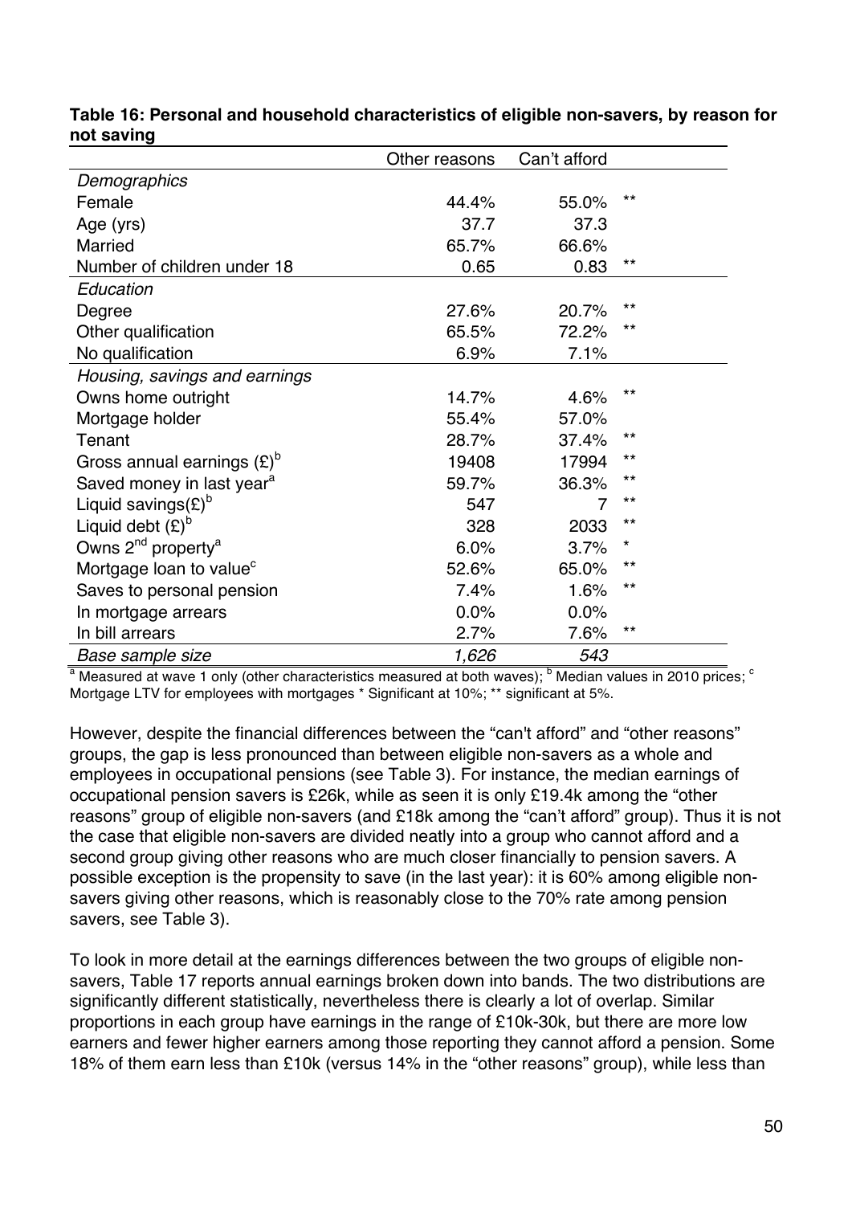**Table 16: Personal and household characteristics of eligible non-savers, by reason for not saving**

| | Other reasons | Can't afford | |
|---|---|---|---|
| *Demographics* | | | |
| Female | 44.4% | 55.0% | ** |
| Age (yrs) | 37.7 | 37.3 | |
| Married | 65.7% | 66.6% | |
| Number of children under 18 | 0.65 | 0.83 | ** |
| *Education* | | | |
| Degree | 27.6% | 20.7% | ** |
| Other qualification | 65.5% | 72.2% | ** |
| No qualification | 6.9% | 7.1% | |
| *Housing, savings and earnings* | | | |
| Owns home outright | 14.7% | 4.6% | ** |
| Mortgage holder | 55.4% | 57.0% | |
| Tenant | 28.7% | 37.4% | ** |
| Gross annual earnings (£)[b] | 19408 | 17994 | ** |
| Saved money in last year[a] | 59.7% | 36.3% | ** |
| Liquid savings(£)[b] | 547 | 7 | ** |
| Liquid debt (£)[b] | 328 | 2033 | ** |
| Owns 2[nd] property[a] | 6.0% | 3.7% | * |
| Mortgage loan to value[c] | 52.6% | 65.0% | ** |
| Saves to personal pension | 7.4% | 1.6% | ** |
| In mortgage arrears | 0.0% | 0.0% | |
| In bill arrears | 2.7% | 7.6% | ** |
| *Base sample size* | *1,626* | *543* | |

[a] Measured at wave 1 only (other characteristics measured at both waves); [b] Median values in 2010 prices; [c] Mortgage LTV for employees with mortgages * Significant at 10%; ** significant at 5%.

However, despite the financial differences between the "can't afford" and "other reasons" groups, the gap is less pronounced than between eligible non-savers as a whole and employees in occupational pensions (see Table 3). For instance, the median earnings of occupational pension savers is £26k, while as seen it is only £19.4k among the "other reasons" group of eligible non-savers (and £18k among the "can't afford" group). Thus it is not the case that eligible non-savers are divided neatly into a group who cannot afford and a second group giving other reasons who are much closer financially to pension savers. A possible exception is the propensity to save (in the last year): it is 60% among eligible non-savers giving other reasons, which is reasonably close to the 70% rate among pension savers, see Table 3).

To look in more detail at the earnings differences between the two groups of eligible non-savers, Table 17 reports annual earnings broken down into bands. The two distributions are significantly different statistically, nevertheless there is clearly a lot of overlap. Similar proportions in each group have earnings in the range of £10k-30k, but there are more low earners and fewer higher earners among those reporting they cannot afford a pension. Some 18% of them earn less than £10k (versus 14% in the "other reasons" group), while less than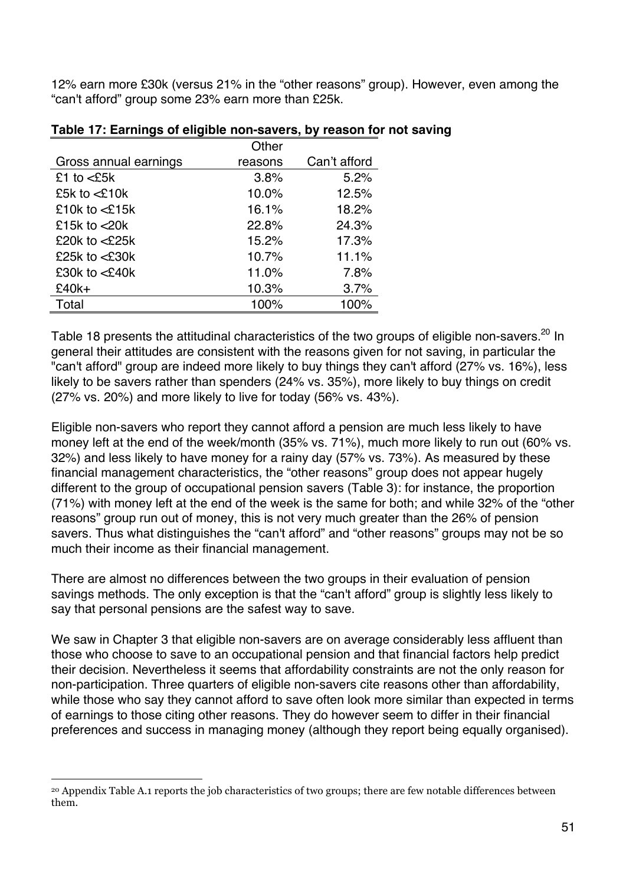12% earn more £30k (versus 21% in the "other reasons" group). However, even among the "can't afford" group some 23% earn more than £25k.

**Table 17: Earnings of eligible non-savers, by reason for not saving**

| Gross annual earnings | Other reasons | Can't afford |
|---|---|---|
| £1 to <£5k | 3.8% | 5.2% |
| £5k to <£10k | 10.0% | 12.5% |
| £10k to <£15k | 16.1% | 18.2% |
| £15k to <20k | 22.8% | 24.3% |
| £20k to <£25k | 15.2% | 17.3% |
| £25k to <£30k | 10.7% | 11.1% |
| £30k to <£40k | 11.0% | 7.8% |
| £40k+ | 10.3% | 3.7% |
| Total | 100% | 100% |

Table 18 presents the attitudinal characteristics of the two groups of eligible non-savers.[20] In general their attitudes are consistent with the reasons given for not saving, in particular the "can't afford" group are indeed more likely to buy things they can't afford (27% vs. 16%), less likely to be savers rather than spenders (24% vs. 35%), more likely to buy things on credit (27% vs. 20%) and more likely to live for today (56% vs. 43%).

Eligible non-savers who report they cannot afford a pension are much less likely to have money left at the end of the week/month (35% vs. 71%), much more likely to run out (60% vs. 32%) and less likely to have money for a rainy day (57% vs. 73%). As measured by these financial management characteristics, the "other reasons" group does not appear hugely different to the group of occupational pension savers (Table 3): for instance, the proportion (71%) with money left at the end of the week is the same for both; and while 32% of the "other reasons" group run out of money, this is not very much greater than the 26% of pension savers. Thus what distinguishes the "can't afford" and "other reasons" groups may not be so much their income as their financial management.

There are almost no differences between the two groups in their evaluation of pension savings methods. The only exception is that the "can't afford" group is slightly less likely to say that personal pensions are the safest way to save.

We saw in Chapter 3 that eligible non-savers are on average considerably less affluent than those who choose to save to an occupational pension and that financial factors help predict their decision. Nevertheless it seems that affordability constraints are not the only reason for non-participation. Three quarters of eligible non-savers cite reasons other than affordability, while those who say they cannot afford to save often look more similar than expected in terms of earnings to those citing other reasons. They do however seem to differ in their financial preferences and success in managing money (although they report being equally organised).

---

[20] Appendix Table A.1 reports the job characteristics of two groups; there are few notable differences between them.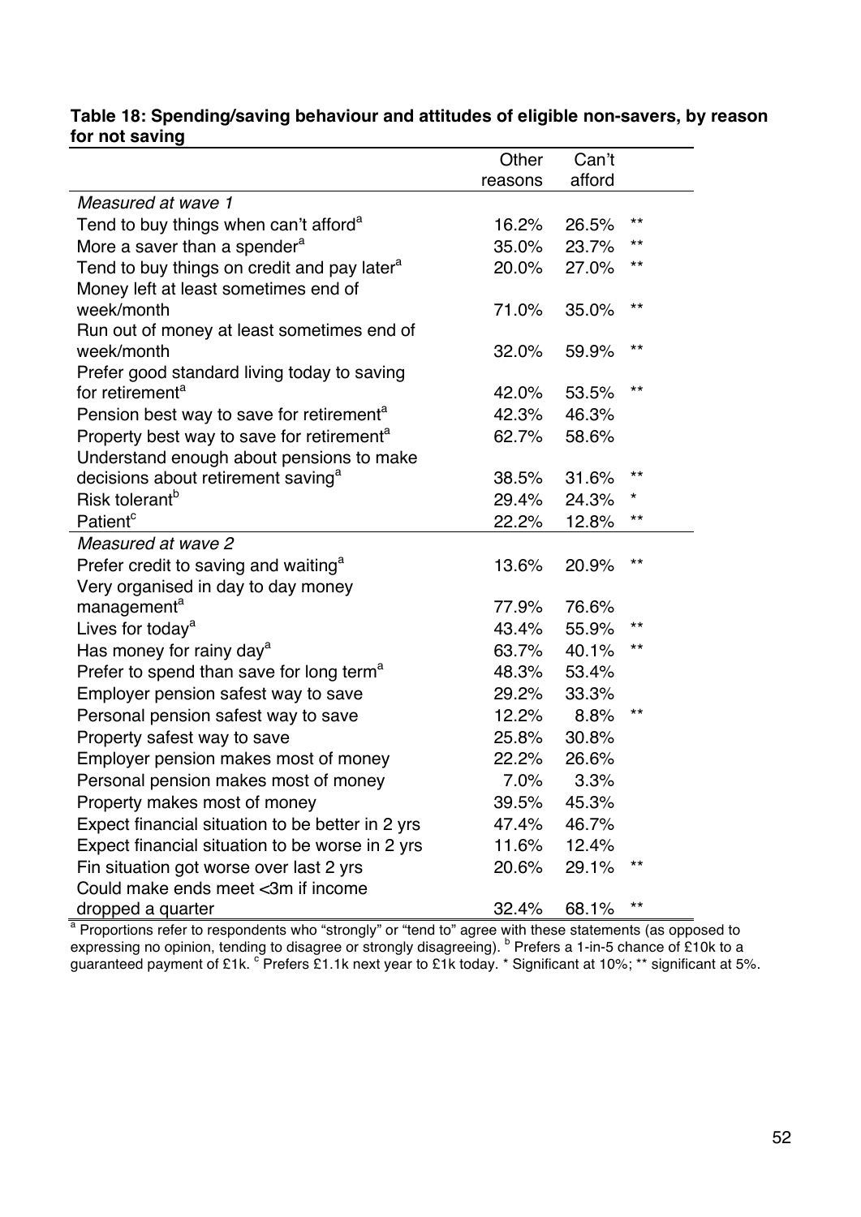**Table 18: Spending/saving behaviour and attitudes of eligible non-savers, by reason for not saving**

| | Other reasons | Can't afford | |
|---|---|---|---|
| *Measured at wave 1* | | | |
| Tend to buy things when can't afford[a] | 16.2% | 26.5% | ** |
| More a saver than a spender[a] | 35.0% | 23.7% | ** |
| Tend to buy things on credit and pay later[a] | 20.0% | 27.0% | ** |
| Money left at least sometimes end of week/month | 71.0% | 35.0% | ** |
| Run out of money at least sometimes end of week/month | 32.0% | 59.9% | ** |
| Prefer good standard living today to saving for retirement[a] | 42.0% | 53.5% | ** |
| Pension best way to save for retirement[a] | 42.3% | 46.3% | |
| Property best way to save for retirement[a] | 62.7% | 58.6% | |
| Understand enough about pensions to make decisions about retirement saving[a] | 38.5% | 31.6% | ** |
| Risk tolerant[b] | 29.4% | 24.3% | * |
| Patient[c] | 22.2% | 12.8% | ** |
| *Measured at wave 2* | | | |
| Prefer credit to saving and waiting[a] | 13.6% | 20.9% | ** |
| Very organised in day to day money management[a] | 77.9% | 76.6% | |
| Lives for today[a] | 43.4% | 55.9% | ** |
| Has money for rainy day[a] | 63.7% | 40.1% | ** |
| Prefer to spend than save for long term[a] | 48.3% | 53.4% | |
| Employer pension safest way to save | 29.2% | 33.3% | |
| Personal pension safest way to save | 12.2% | 8.8% | ** |
| Property safest way to save | 25.8% | 30.8% | |
| Employer pension makes most of money | 22.2% | 26.6% | |
| Personal pension makes most of money | 7.0% | 3.3% | |
| Property makes most of money | 39.5% | 45.3% | |
| Expect financial situation to be better in 2 yrs | 47.4% | 46.7% | |
| Expect financial situation to be worse in 2 yrs | 11.6% | 12.4% | |
| Fin situation got worse over last 2 yrs | 20.6% | 29.1% | ** |
| Could make ends meet <3m if income dropped a quarter | 32.4% | 68.1% | ** |

[a] Proportions refer to respondents who "strongly" or "tend to" agree with these statements (as opposed to expressing no opinion, tending to disagree or strongly disagreeing). [b] Prefers a 1-in-5 chance of £10k to a guaranteed payment of £1k. [c] Prefers £1.1k next year to £1k today. * Significant at 10%; ** significant at 5%.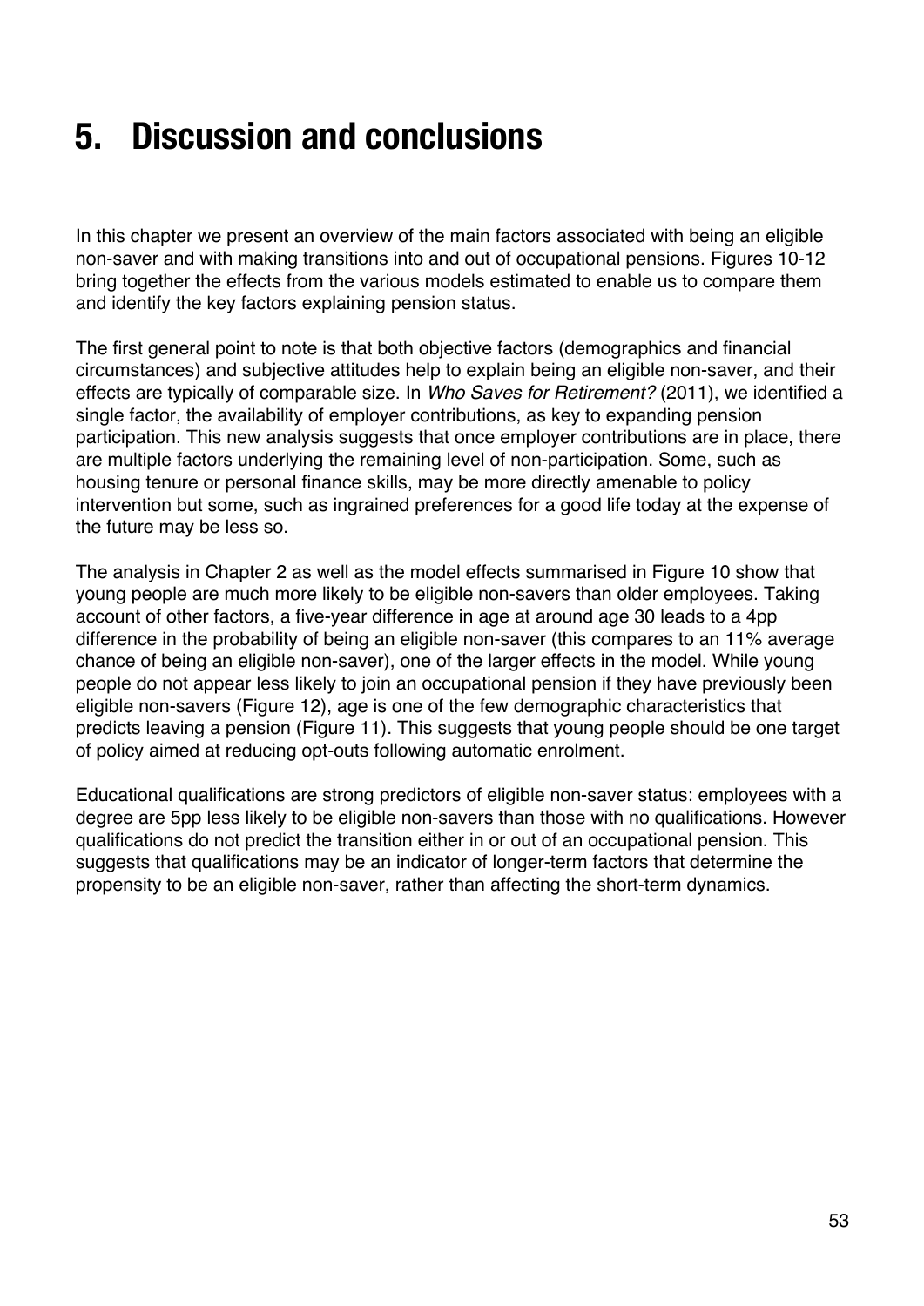# 5. Discussion and conclusions

In this chapter we present an overview of the main factors associated with being an eligible non-saver and with making transitions into and out of occupational pensions. Figures 10-12 bring together the effects from the various models estimated to enable us to compare them and identify the key factors explaining pension status.

The first general point to note is that both objective factors (demographics and financial circumstances) and subjective attitudes help to explain being an eligible non-saver, and their effects are typically of comparable size. In *Who Saves for Retirement?* (2011), we identified a single factor, the availability of employer contributions, as key to expanding pension participation. This new analysis suggests that once employer contributions are in place, there are multiple factors underlying the remaining level of non-participation. Some, such as housing tenure or personal finance skills, may be more directly amenable to policy intervention but some, such as ingrained preferences for a good life today at the expense of the future may be less so.

The analysis in Chapter 2 as well as the model effects summarised in Figure 10 show that young people are much more likely to be eligible non-savers than older employees. Taking account of other factors, a five-year difference in age at around age 30 leads to a 4pp difference in the probability of being an eligible non-saver (this compares to an 11% average chance of being an eligible non-saver), one of the larger effects in the model. While young people do not appear less likely to join an occupational pension if they have previously been eligible non-savers (Figure 12), age is one of the few demographic characteristics that predicts leaving a pension (Figure 11). This suggests that young people should be one target of policy aimed at reducing opt-outs following automatic enrolment.

Educational qualifications are strong predictors of eligible non-saver status: employees with a degree are 5pp less likely to be eligible non-savers than those with no qualifications. However qualifications do not predict the transition either in or out of an occupational pension. This suggests that qualifications may be an indicator of longer-term factors that determine the propensity to be an eligible non-saver, rather than affecting the short-term dynamics.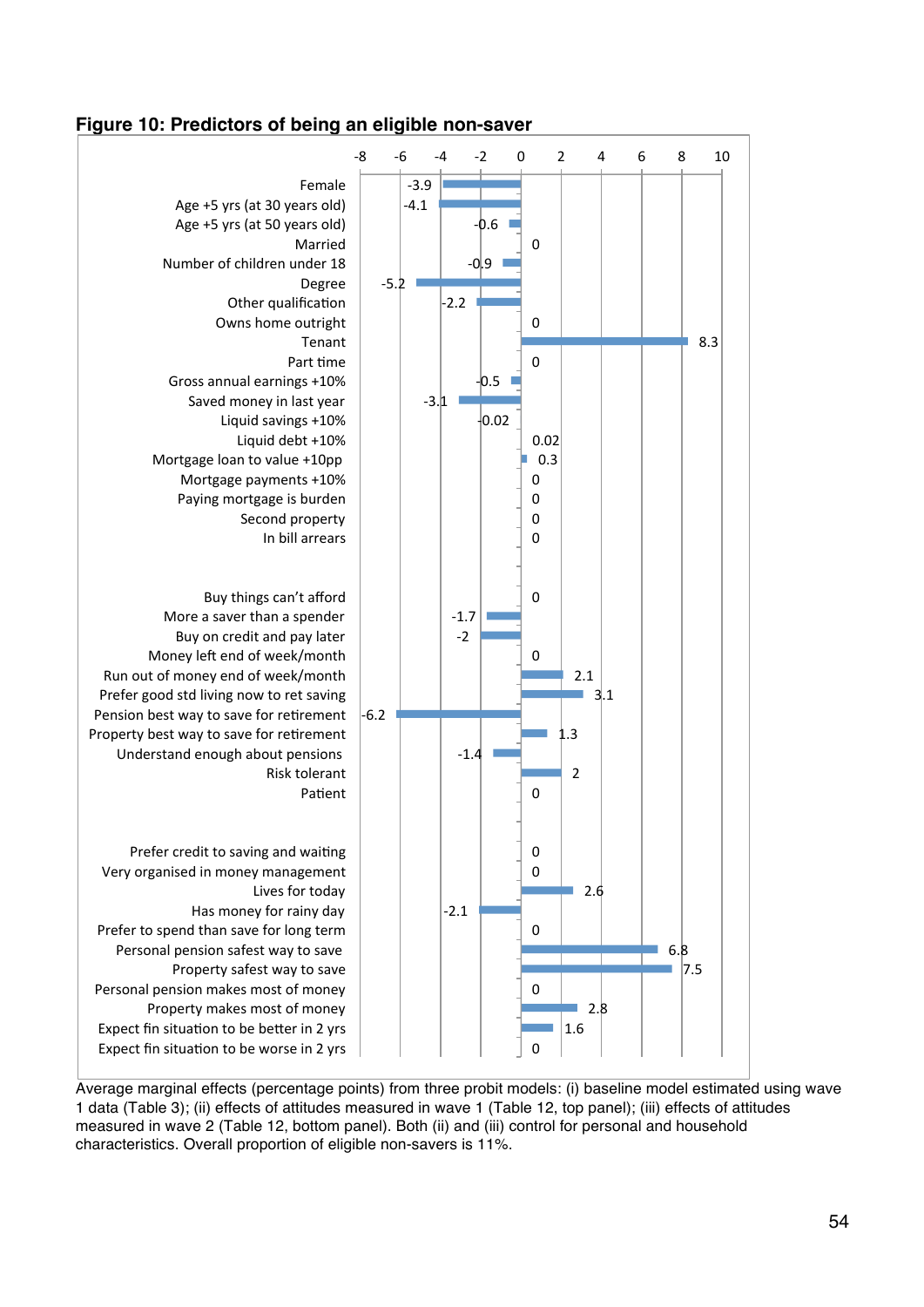**Figure 10: Predictors of being an eligible non-saver**

| Predictor | Average marginal effect (pp) |
|---|---|
| Female | -3.9 |
| Age +5 yrs (at 30 years old) | -4.1 |
| Age +5 yrs (at 50 years old) | -0.6 |
| Married | 0 |
| Number of children under 18 | -0.9 |
| Degree | -5.2 |
| Other qualification | -2.2 |
| Owns home outright | 0 |
| Tenant | 8.3 |
| Part time | 0 |
| Gross annual earnings +10% | -0.5 |
| Saved money in last year | -3.1 |
| Liquid savings +10% | -0.02 |
| Liquid debt +10% | 0.02 |
| Mortgage loan to value +10pp | 0.3 |
| Mortgage payments +10% | 0 |
| Paying mortgage is burden | 0 |
| Second property | 0 |
| In bill arrears | 0 |
| Buy things can't afford | 0 |
| More a saver than a spender | -1.7 |
| Buy on credit and pay later | -2 |
| Money left end of week/month | 0 |
| Run out of money end of week/month | 2.1 |
| Prefer good std living now to ret saving | 3.1 |
| Pension best way to save for retirement | -6.2 |
| Property best way to save for retirement | 1.3 |
| Understand enough about pensions | -1.4 |
| Risk tolerant | 2 |
| Patient | 0 |
| Prefer credit to saving and waiting | 0 |
| Very organised in money management | 0 |
| Lives for today | 2.6 |
| Has money for rainy day | -2.1 |
| Prefer to spend than save for long term | 0 |
| Personal pension safest way to save | 6.8 |
| Property safest way to save | 7.5 |
| Personal pension makes most of money | 0 |
| Property makes most of money | 2.8 |
| Expect fin situation to be better in 2 yrs | 1.6 |
| Expect fin situation to be worse in 2 yrs | 0 |

Average marginal effects (percentage points) from three probit models: (i) baseline model estimated using wave 1 data (Table 3); (ii) effects of attitudes measured in wave 1 (Table 12, top panel); (iii) effects of attitudes measured in wave 2 (Table 12, bottom panel). Both (ii) and (iii) control for personal and household characteristics. Overall proportion of eligible non-savers is 11%.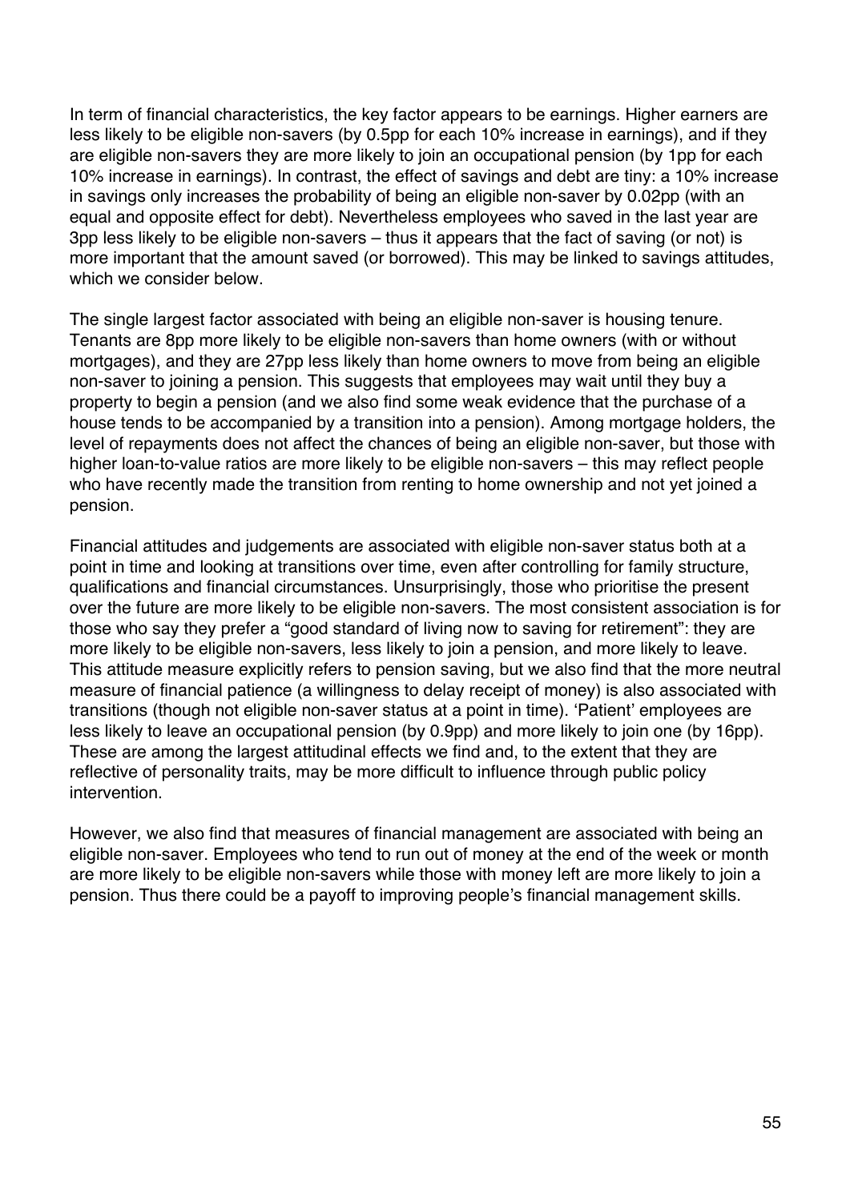In term of financial characteristics, the key factor appears to be earnings. Higher earners are less likely to be eligible non-savers (by 0.5pp for each 10% increase in earnings), and if they are eligible non-savers they are more likely to join an occupational pension (by 1pp for each 10% increase in earnings). In contrast, the effect of savings and debt are tiny: a 10% increase in savings only increases the probability of being an eligible non-saver by 0.02pp (with an equal and opposite effect for debt). Nevertheless employees who saved in the last year are 3pp less likely to be eligible non-savers – thus it appears that the fact of saving (or not) is more important that the amount saved (or borrowed). This may be linked to savings attitudes, which we consider below.

The single largest factor associated with being an eligible non-saver is housing tenure. Tenants are 8pp more likely to be eligible non-savers than home owners (with or without mortgages), and they are 27pp less likely than home owners to move from being an eligible non-saver to joining a pension. This suggests that employees may wait until they buy a property to begin a pension (and we also find some weak evidence that the purchase of a house tends to be accompanied by a transition into a pension). Among mortgage holders, the level of repayments does not affect the chances of being an eligible non-saver, but those with higher loan-to-value ratios are more likely to be eligible non-savers – this may reflect people who have recently made the transition from renting to home ownership and not yet joined a pension.

Financial attitudes and judgements are associated with eligible non-saver status both at a point in time and looking at transitions over time, even after controlling for family structure, qualifications and financial circumstances. Unsurprisingly, those who prioritise the present over the future are more likely to be eligible non-savers. The most consistent association is for those who say they prefer a "good standard of living now to saving for retirement": they are more likely to be eligible non-savers, less likely to join a pension, and more likely to leave. This attitude measure explicitly refers to pension saving, but we also find that the more neutral measure of financial patience (a willingness to delay receipt of money) is also associated with transitions (though not eligible non-saver status at a point in time). 'Patient' employees are less likely to leave an occupational pension (by 0.9pp) and more likely to join one (by 16pp). These are among the largest attitudinal effects we find and, to the extent that they are reflective of personality traits, may be more difficult to influence through public policy intervention.

However, we also find that measures of financial management are associated with being an eligible non-saver. Employees who tend to run out of money at the end of the week or month are more likely to be eligible non-savers while those with money left are more likely to join a pension. Thus there could be a payoff to improving people's financial management skills.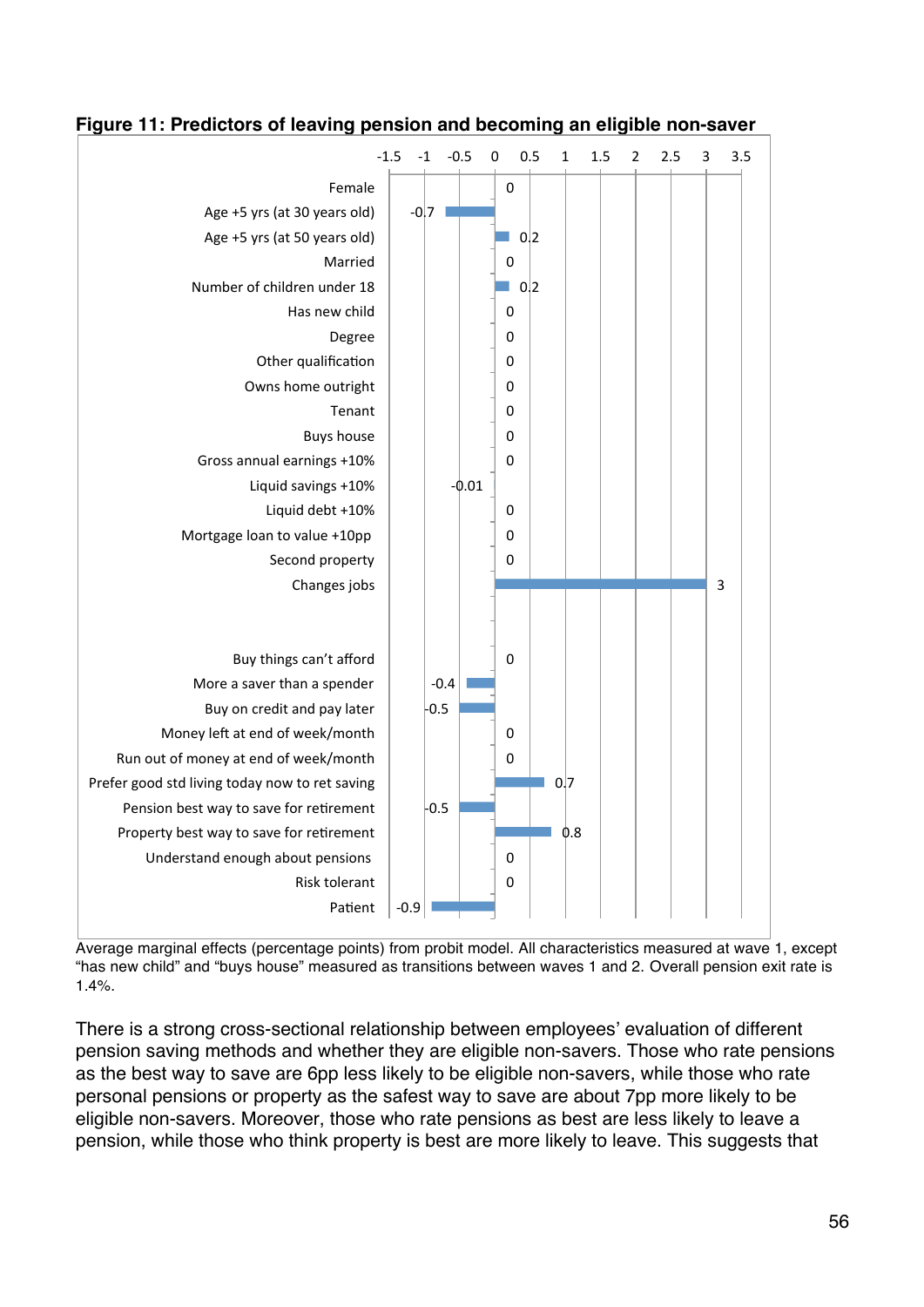**Figure 11: Predictors of leaving pension and becoming an eligible non-saver**

| Predictor | Average marginal effect (pp) |
|---|---|
| Female | 0 |
| Age +5 yrs (at 30 years old) | -0.7 |
| Age +5 yrs (at 50 years old) | 0.2 |
| Married | 0 |
| Number of children under 18 | 0.2 |
| Has new child | 0 |
| Degree | 0 |
| Other qualification | 0 |
| Owns home outright | 0 |
| Tenant | 0 |
| Buys house | 0 |
| Gross annual earnings +10% | 0 |
| Liquid savings +10% | -0.01 |
| Liquid debt +10% | 0 |
| Mortgage loan to value +10pp | 0 |
| Second property | 0 |
| Changes jobs | 3 |
| Buy things can't afford | 0 |
| More a saver than a spender | -0.4 |
| Buy on credit and pay later | -0.5 |
| Money left at end of week/month | 0 |
| Run out of money at end of week/month | 0 |
| Prefer good std living today now to ret saving | 0.7 |
| Pension best way to save for retirement | -0.5 |
| Property best way to save for retirement | 0.8 |
| Understand enough about pensions | 0 |
| Risk tolerant | 0 |
| Patient | -0.9 |

Average marginal effects (percentage points) from probit model. All characteristics measured at wave 1, except "has new child" and "buys house" measured as transitions between waves 1 and 2. Overall pension exit rate is 1.4%.

There is a strong cross-sectional relationship between employees' evaluation of different pension saving methods and whether they are eligible non-savers. Those who rate pensions as the best way to save are 6pp less likely to be eligible non-savers, while those who rate personal pensions or property as the safest way to save are about 7pp more likely to be eligible non-savers. Moreover, those who rate pensions as best are less likely to leave a pension, while those who think property is best are more likely to leave. This suggests that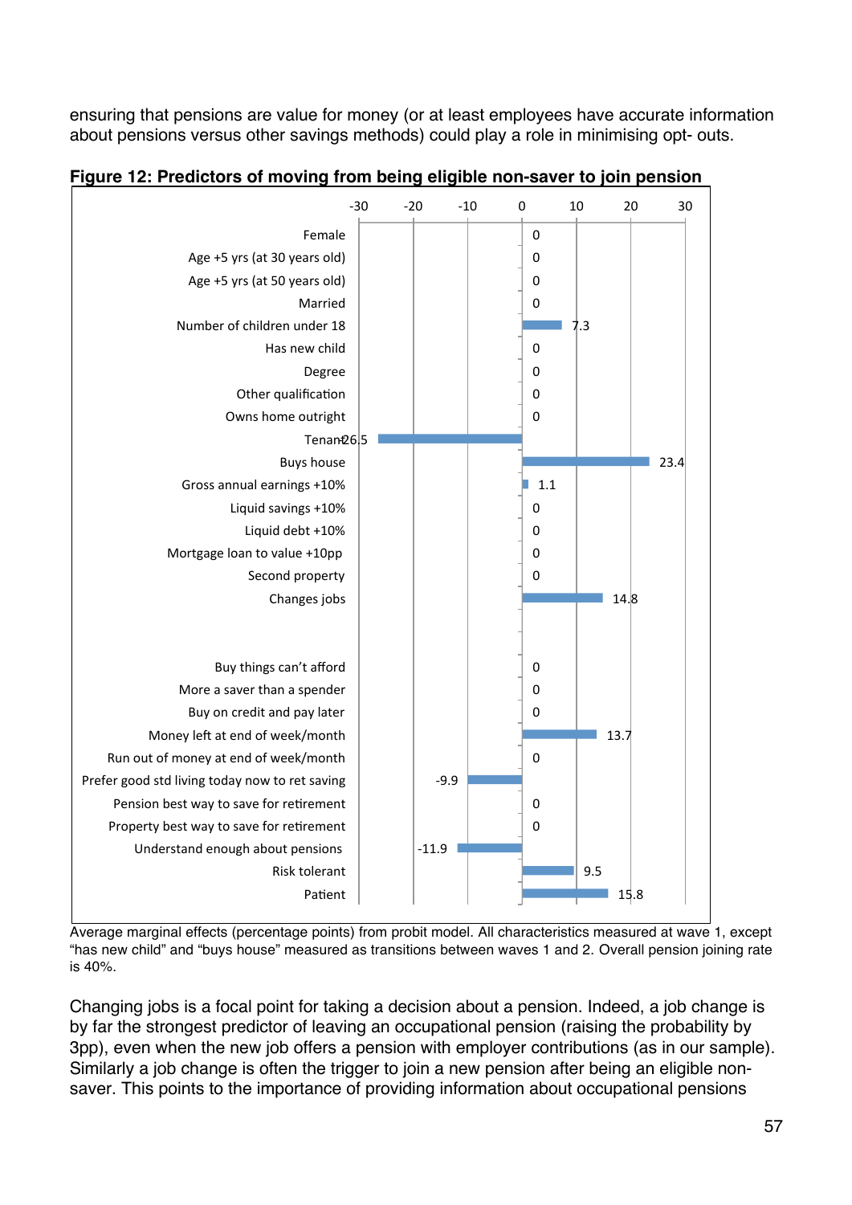ensuring that pensions are value for money (or at least employees have accurate information about pensions versus other savings methods) could play a role in minimising opt- outs.

**Figure 12: Predictors of moving from being eligible non-saver to join pension**

| Characteristic | Average marginal effect (pp) |
|---|---|
| Female | 0 |
| Age +5 yrs (at 30 years old) | 0 |
| Age +5 yrs (at 50 years old) | 0 |
| Married | 0 |
| Number of children under 18 | 7.3 |
| Has new child | 0 |
| Degree | 0 |
| Other qualification | 0 |
| Owns home outright | 0 |
| Tenant | -26.5 |
| Buys house | 23.4 |
| Gross annual earnings +10% | 1.1 |
| Liquid savings +10% | 0 |
| Liquid debt +10% | 0 |
| Mortgage loan to value +10pp | 0 |
| Second property | 0 |
| Changes jobs | 14.8 |
| Buy things can't afford | 0 |
| More a saver than a spender | 0 |
| Buy on credit and pay later | 0 |
| Money left at end of week/month | 13.7 |
| Run out of money at end of week/month | 0 |
| Prefer good std living today now to ret saving | -9.9 |
| Pension best way to save for retirement | 0 |
| Property best way to save for retirement | 0 |
| Understand enough about pensions | -11.9 |
| Risk tolerant | 9.5 |
| Patient | 15.8 |

Average marginal effects (percentage points) from probit model. All characteristics measured at wave 1, except "has new child" and "buys house" measured as transitions between waves 1 and 2. Overall pension joining rate is 40%.

Changing jobs is a focal point for taking a decision about a pension. Indeed, a job change is by far the strongest predictor of leaving an occupational pension (raising the probability by 3pp), even when the new job offers a pension with employer contributions (as in our sample). Similarly a job change is often the trigger to join a new pension after being an eligible non-saver. This points to the importance of providing information about occupational pensions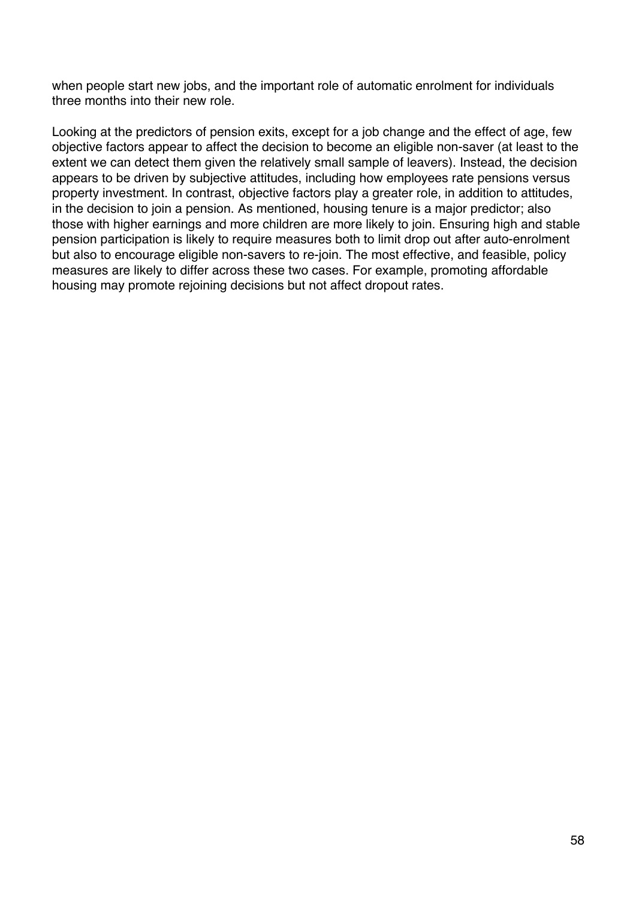when people start new jobs, and the important role of automatic enrolment for individuals three months into their new role.

Looking at the predictors of pension exits, except for a job change and the effect of age, few objective factors appear to affect the decision to become an eligible non-saver (at least to the extent we can detect them given the relatively small sample of leavers). Instead, the decision appears to be driven by subjective attitudes, including how employees rate pensions versus property investment. In contrast, objective factors play a greater role, in addition to attitudes, in the decision to join a pension. As mentioned, housing tenure is a major predictor; also those with higher earnings and more children are more likely to join. Ensuring high and stable pension participation is likely to require measures both to limit drop out after auto-enrolment but also to encourage eligible non-savers to re-join. The most effective, and feasible, policy measures are likely to differ across these two cases. For example, promoting affordable housing may promote rejoining decisions but not affect dropout rates.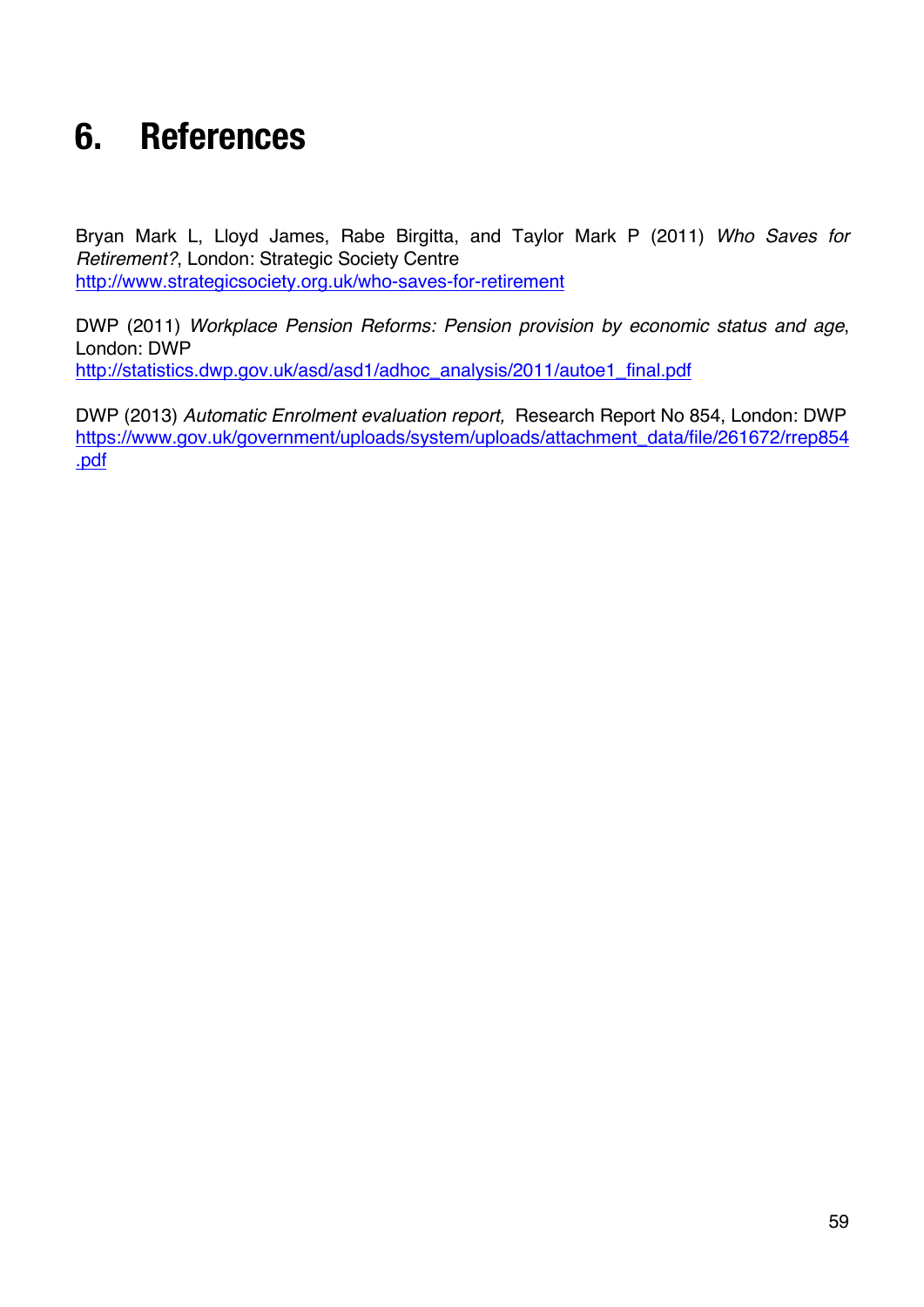# 6. References

Bryan Mark L, Lloyd James, Rabe Birgitta, and Taylor Mark P (2011) *Who Saves for Retirement?*, London: Strategic Society Centre
http://www.strategicsociety.org.uk/who-saves-for-retirement

DWP (2011) *Workplace Pension Reforms: Pension provision by economic status and age*, London: DWP
http://statistics.dwp.gov.uk/asd/asd1/adhoc_analysis/2011/autoe1_final.pdf

DWP (2013) *Automatic Enrolment evaluation report,* Research Report No 854, London: DWP
https://www.gov.uk/government/uploads/system/uploads/attachment_data/file/261672/rrep854.pdf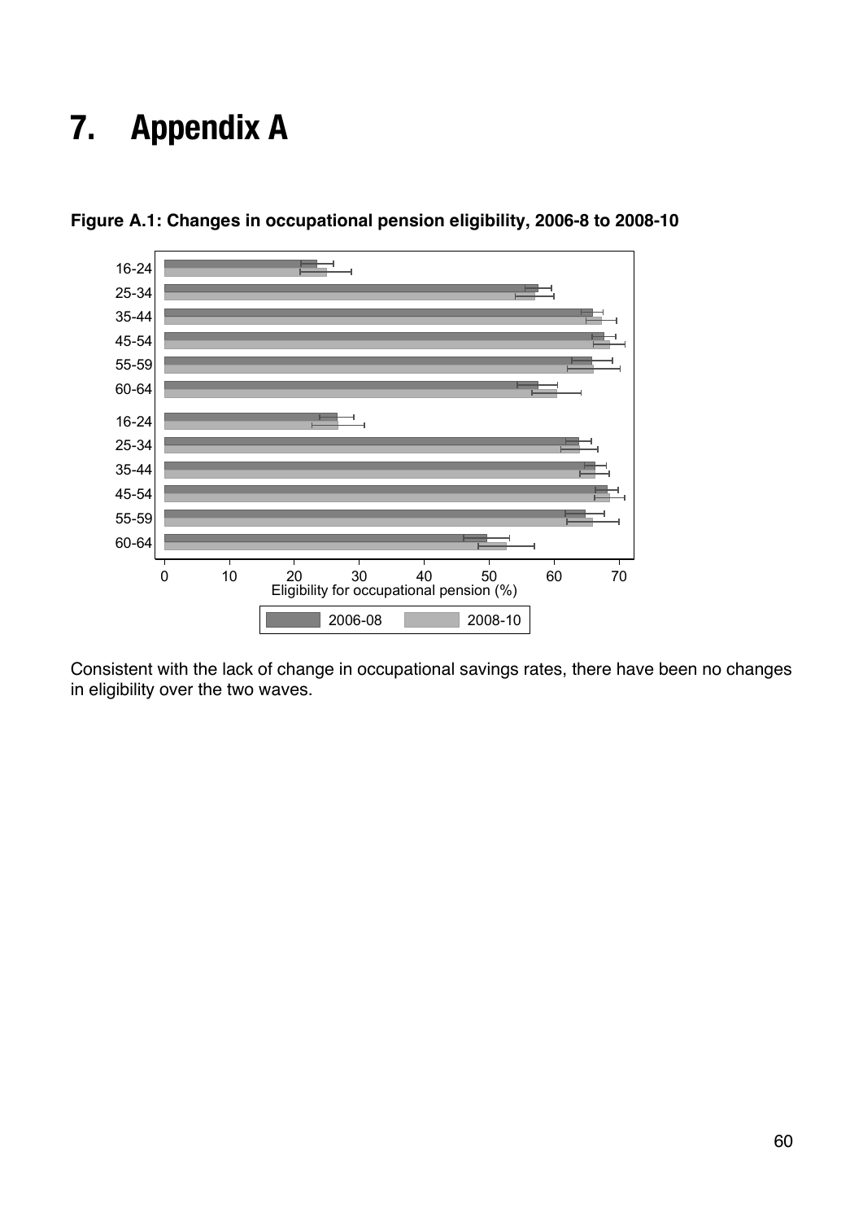# 7. Appendix A

**Figure A.1: Changes in occupational pension eligibility, 2006-8 to 2008-10**

Consistent with the lack of change in occupational savings rates, there have been no changes in eligibility over the two waves.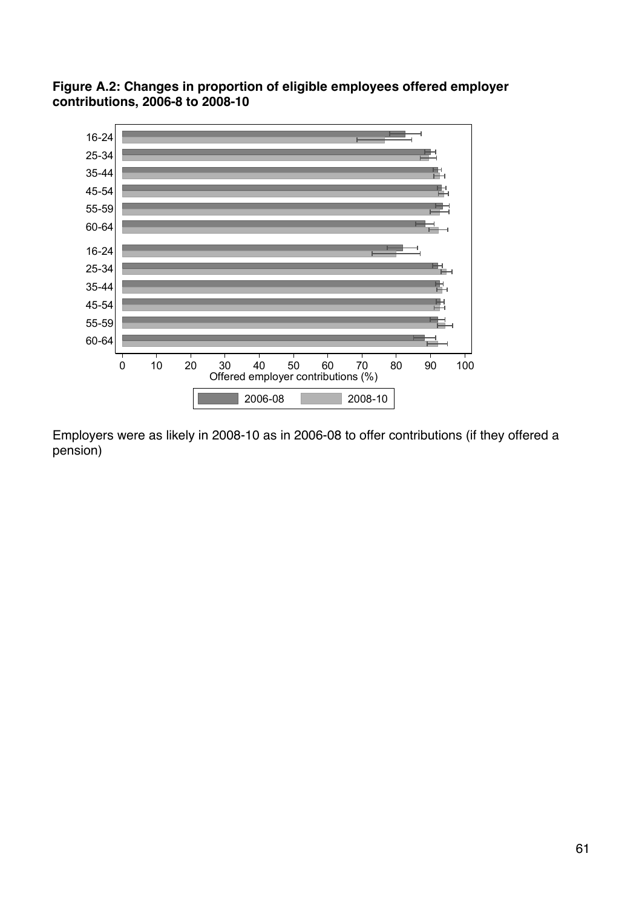**Figure A.2: Changes in proportion of eligible employees offered employer contributions, 2006-8 to 2008-10**

Employers were as likely in 2008-10 as in 2006-08 to offer contributions (if they offered a pension)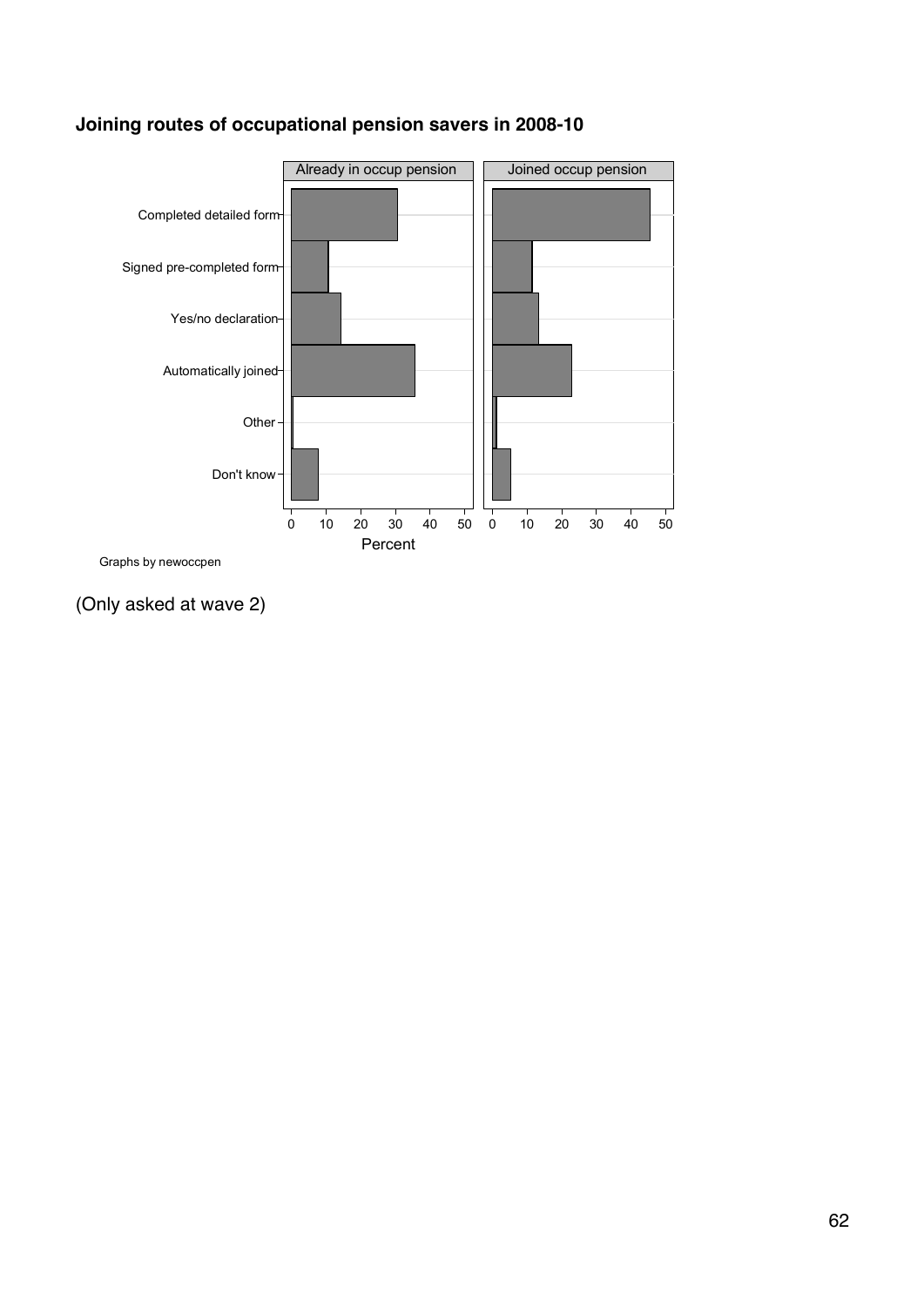**Joining routes of occupational pension savers in 2008-10**

Graphs by newoccpen

(Only asked at wave 2)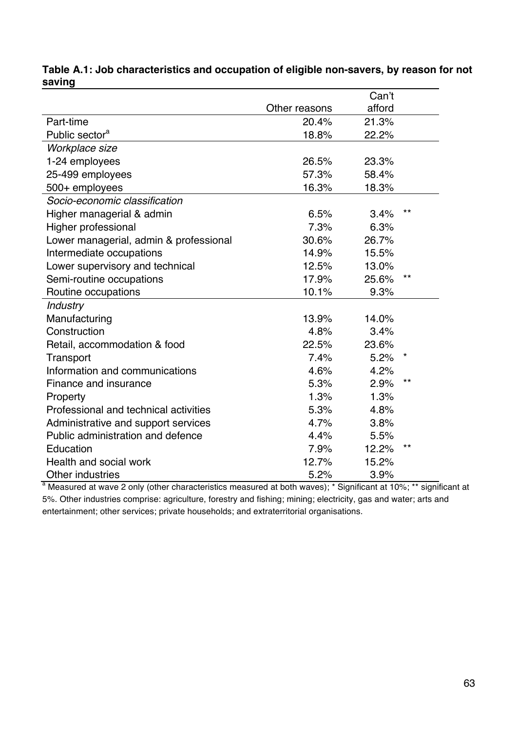**Table A.1: Job characteristics and occupation of eligible non-savers, by reason for not saving**

| | Other reasons | Can't afford | |
|---|---|---|---|
| Part-time | 20.4% | 21.3% | |
| Public sector[a] | 18.8% | 22.2% | |
| *Workplace size* | | | |
| 1-24 employees | 26.5% | 23.3% | |
| 25-499 employees | 57.3% | 58.4% | |
| 500+ employees | 16.3% | 18.3% | |
| *Socio-economic classification* | | | |
| Higher managerial & admin | 6.5% | 3.4% | ** |
| Higher professional | 7.3% | 6.3% | |
| Lower managerial, admin & professional | 30.6% | 26.7% | |
| Intermediate occupations | 14.9% | 15.5% | |
| Lower supervisory and technical | 12.5% | 13.0% | |
| Semi-routine occupations | 17.9% | 25.6% | ** |
| Routine occupations | 10.1% | 9.3% | |
| *Industry* | | | |
| Manufacturing | 13.9% | 14.0% | |
| Construction | 4.8% | 3.4% | |
| Retail, accommodation & food | 22.5% | 23.6% | |
| Transport | 7.4% | 5.2% | * |
| Information and communications | 4.6% | 4.2% | |
| Finance and insurance | 5.3% | 2.9% | ** |
| Property | 1.3% | 1.3% | |
| Professional and technical activities | 5.3% | 4.8% | |
| Administrative and support services | 4.7% | 3.8% | |
| Public administration and defence | 4.4% | 5.5% | |
| Education | 7.9% | 12.2% | ** |
| Health and social work | 12.7% | 15.2% | |
| Other industries | 5.2% | 3.9% | |

[a] Measured at wave 2 only (other characteristics measured at both waves); * Significant at 10%; ** significant at 5%. Other industries comprise: agriculture, forestry and fishing; mining; electricity, gas and water; arts and entertainment; other services; private households; and extraterritorial organisations.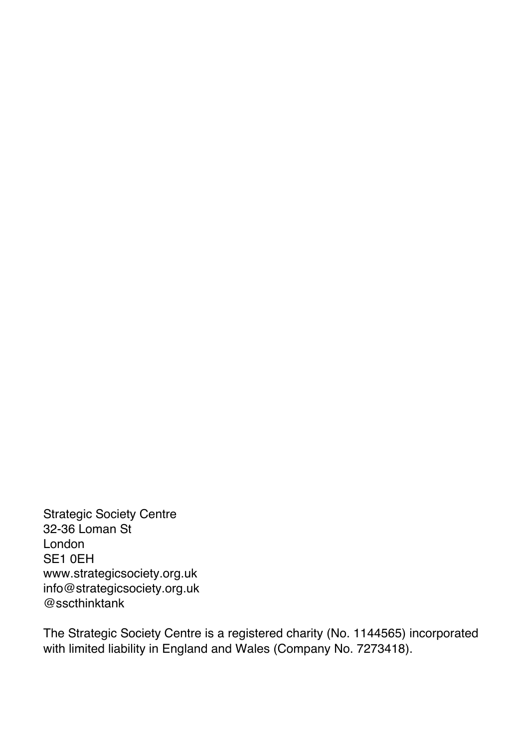Strategic Society Centre
32-36 Loman St
London
SE1 0EH
www.strategicsociety.org.uk
info@strategicsociety.org.uk
@sscthinktank

The Strategic Society Centre is a registered charity (No. 1144565) incorporated with limited liability in England and Wales (Company No. 7273418).